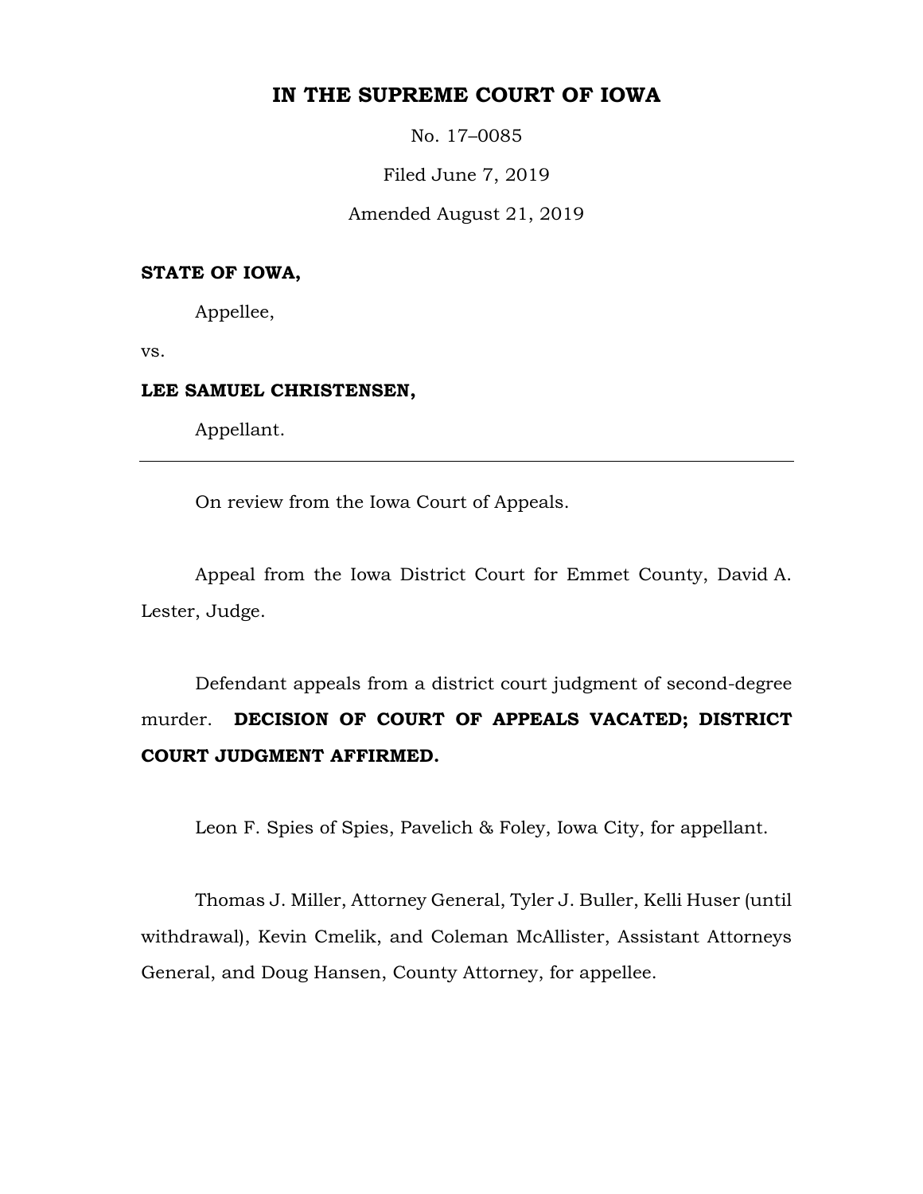# IN THE SUPREME COURT OF IOWA

No. 17–0085

Filed June 7, 2019

Amended August 21, 2019

**STATE OF IOWA,**

Appellee,

vs.

**LEE SAMUEL CHRISTENSEN,**

Appellant.

---

On review from the Iowa Court of Appeals.

Appeal from the Iowa District Court for Emmet County, David A. Lester, Judge.

Defendant appeals from a district court judgment of second-degree murder. **DECISION OF COURT OF APPEALS VACATED; DISTRICT COURT JUDGMENT AFFIRMED.**

Leon F. Spies of Spies, Pavelich & Foley, Iowa City, for appellant.

Thomas J. Miller, Attorney General, Tyler J. Buller, Kelli Huser (until withdrawal), Kevin Cmelik, and Coleman McAllister, Assistant Attorneys General, and Doug Hansen, County Attorney, for appellee.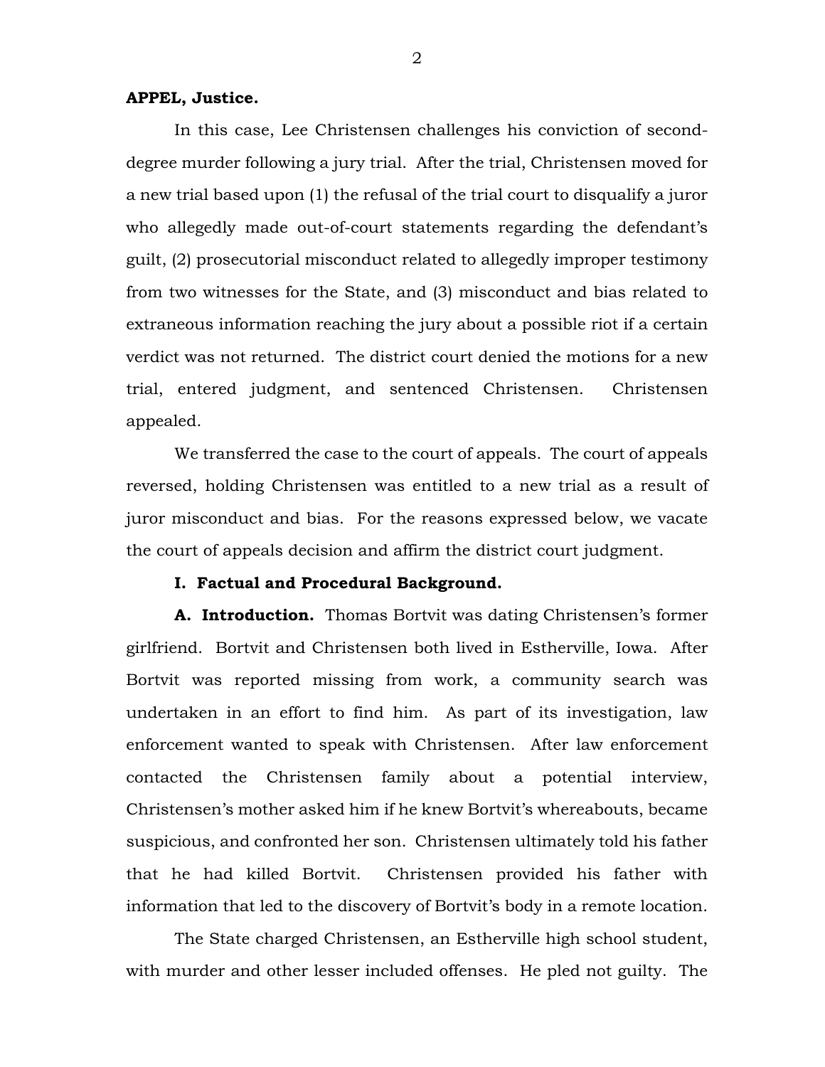**APPEL, Justice.**

In this case, Lee Christensen challenges his conviction of second-degree murder following a jury trial. After the trial, Christensen moved for a new trial based upon (1) the refusal of the trial court to disqualify a juror who allegedly made out-of-court statements regarding the defendant's guilt, (2) prosecutorial misconduct related to allegedly improper testimony from two witnesses for the State, and (3) misconduct and bias related to extraneous information reaching the jury about a possible riot if a certain verdict was not returned. The district court denied the motions for a new trial, entered judgment, and sentenced Christensen. Christensen appealed.

We transferred the case to the court of appeals. The court of appeals reversed, holding Christensen was entitled to a new trial as a result of juror misconduct and bias. For the reasons expressed below, we vacate the court of appeals decision and affirm the district court judgment.

**I. Factual and Procedural Background.**

**A. Introduction.** Thomas Bortvit was dating Christensen's former girlfriend. Bortvit and Christensen both lived in Estherville, Iowa. After Bortvit was reported missing from work, a community search was undertaken in an effort to find him. As part of its investigation, law enforcement wanted to speak with Christensen. After law enforcement contacted the Christensen family about a potential interview, Christensen's mother asked him if he knew Bortvit's whereabouts, became suspicious, and confronted her son. Christensen ultimately told his father that he had killed Bortvit. Christensen provided his father with information that led to the discovery of Bortvit's body in a remote location.

The State charged Christensen, an Estherville high school student, with murder and other lesser included offenses. He pled not guilty. The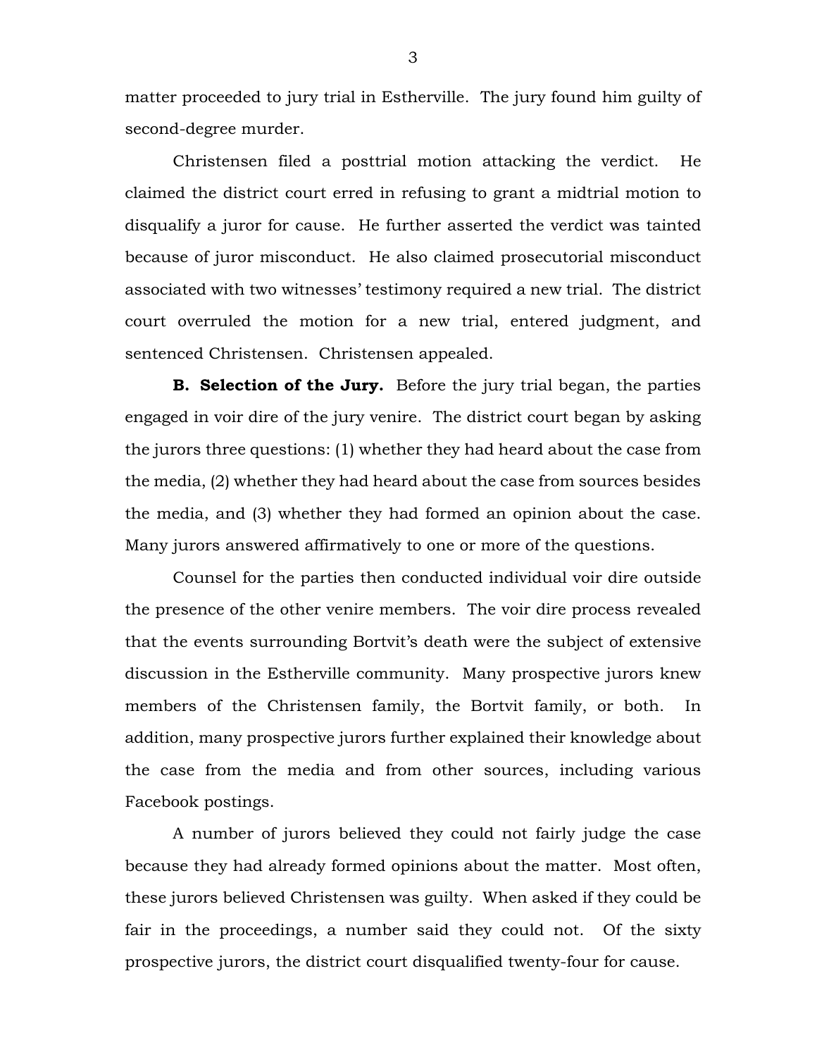matter proceeded to jury trial in Estherville. The jury found him guilty of second-degree murder.

Christensen filed a posttrial motion attacking the verdict. He claimed the district court erred in refusing to grant a midtrial motion to disqualify a juror for cause. He further asserted the verdict was tainted because of juror misconduct. He also claimed prosecutorial misconduct associated with two witnesses' testimony required a new trial. The district court overruled the motion for a new trial, entered judgment, and sentenced Christensen. Christensen appealed.

**B. Selection of the Jury.** Before the jury trial began, the parties engaged in voir dire of the jury venire. The district court began by asking the jurors three questions: (1) whether they had heard about the case from the media, (2) whether they had heard about the case from sources besides the media, and (3) whether they had formed an opinion about the case. Many jurors answered affirmatively to one or more of the questions.

Counsel for the parties then conducted individual voir dire outside the presence of the other venire members. The voir dire process revealed that the events surrounding Bortvit's death were the subject of extensive discussion in the Estherville community. Many prospective jurors knew members of the Christensen family, the Bortvit family, or both. In addition, many prospective jurors further explained their knowledge about the case from the media and from other sources, including various Facebook postings.

A number of jurors believed they could not fairly judge the case because they had already formed opinions about the matter. Most often, these jurors believed Christensen was guilty. When asked if they could be fair in the proceedings, a number said they could not. Of the sixty prospective jurors, the district court disqualified twenty-four for cause.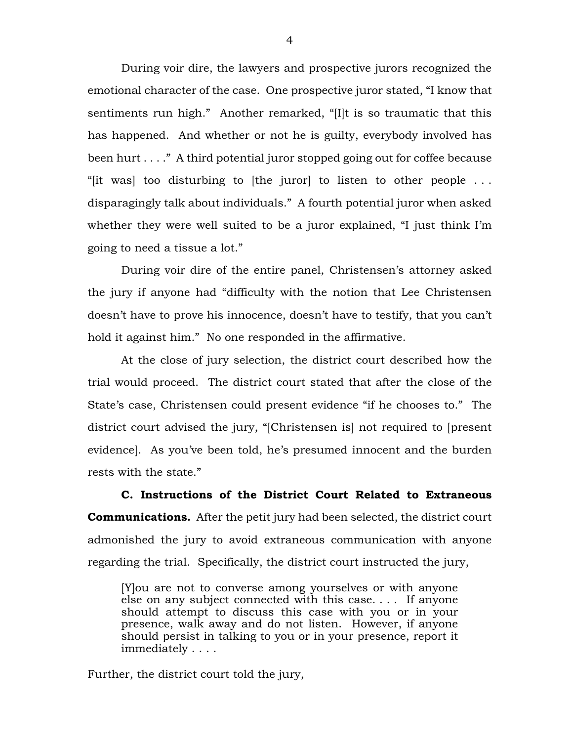During voir dire, the lawyers and prospective jurors recognized the emotional character of the case. One prospective juror stated, "I know that sentiments run high." Another remarked, "[I]t is so traumatic that this has happened. And whether or not he is guilty, everybody involved has been hurt . . . ." A third potential juror stopped going out for coffee because "[it was] too disturbing to [the juror] to listen to other people . . . disparagingly talk about individuals." A fourth potential juror when asked whether they were well suited to be a juror explained, "I just think I'm going to need a tissue a lot."

During voir dire of the entire panel, Christensen's attorney asked the jury if anyone had "difficulty with the notion that Lee Christensen doesn't have to prove his innocence, doesn't have to testify, that you can't hold it against him." No one responded in the affirmative.

At the close of jury selection, the district court described how the trial would proceed. The district court stated that after the close of the State's case, Christensen could present evidence "if he chooses to." The district court advised the jury, "[Christensen is] not required to [present evidence]. As you've been told, he's presumed innocent and the burden rests with the state."

**C. Instructions of the District Court Related to Extraneous Communications.** After the petit jury had been selected, the district court admonished the jury to avoid extraneous communication with anyone regarding the trial. Specifically, the district court instructed the jury,

> [Y]ou are not to converse among yourselves or with anyone else on any subject connected with this case. . . . If anyone should attempt to discuss this case with you or in your presence, walk away and do not listen. However, if anyone should persist in talking to you or in your presence, report it immediately . . . .

Further, the district court told the jury,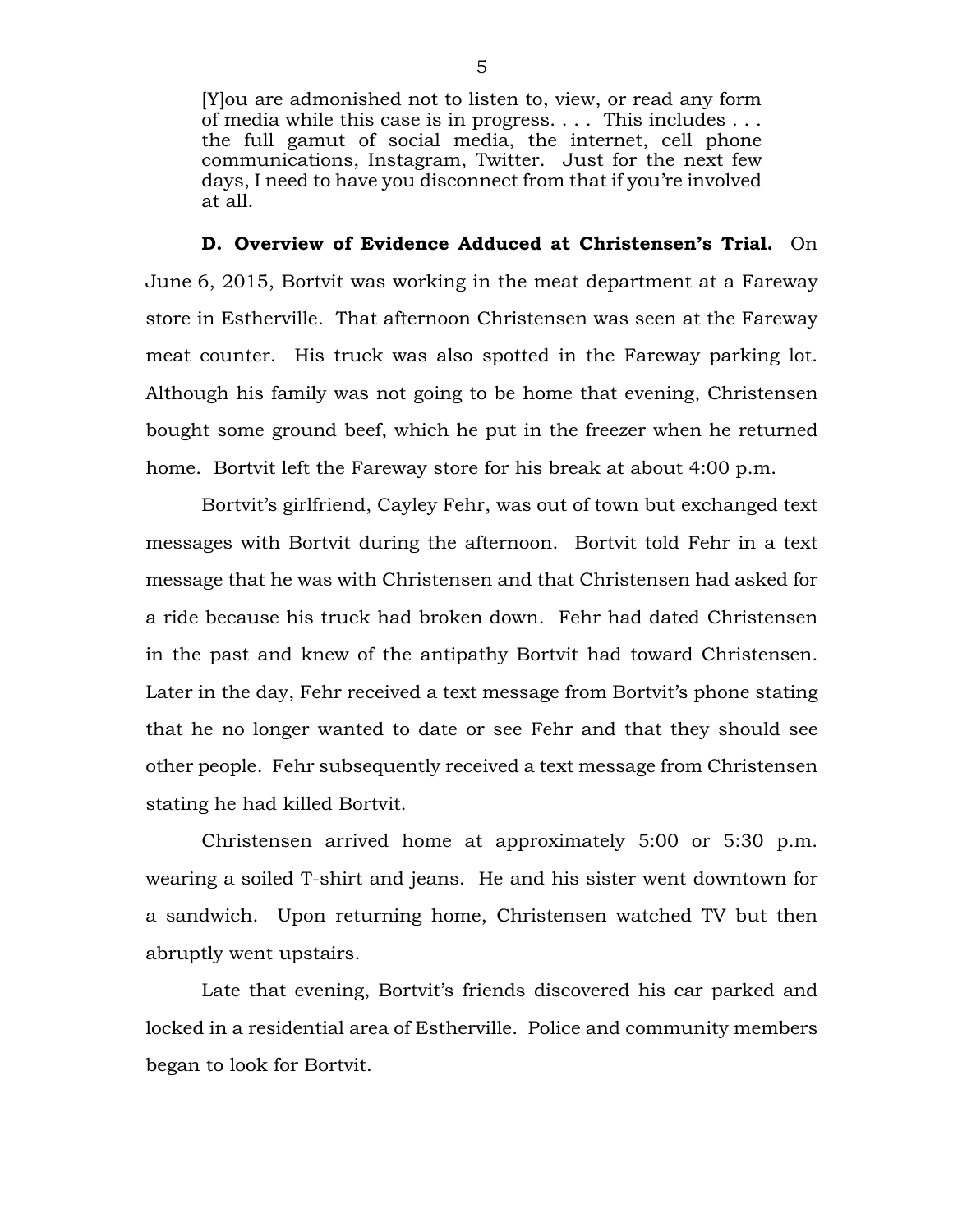> [Y]ou are admonished not to listen to, view, or read any form of media while this case is in progress. . . . This includes . . . the full gamut of social media, the internet, cell phone communications, Instagram, Twitter. Just for the next few days, I need to have you disconnect from that if you're involved at all.

**D. Overview of Evidence Adduced at Christensen's Trial.** On June 6, 2015, Bortvit was working in the meat department at a Fareway store in Estherville. That afternoon Christensen was seen at the Fareway meat counter. His truck was also spotted in the Fareway parking lot. Although his family was not going to be home that evening, Christensen bought some ground beef, which he put in the freezer when he returned home. Bortvit left the Fareway store for his break at about 4:00 p.m.

Bortvit's girlfriend, Cayley Fehr, was out of town but exchanged text messages with Bortvit during the afternoon. Bortvit told Fehr in a text message that he was with Christensen and that Christensen had asked for a ride because his truck had broken down. Fehr had dated Christensen in the past and knew of the antipathy Bortvit had toward Christensen. Later in the day, Fehr received a text message from Bortvit's phone stating that he no longer wanted to date or see Fehr and that they should see other people. Fehr subsequently received a text message from Christensen stating he had killed Bortvit.

Christensen arrived home at approximately 5:00 or 5:30 p.m. wearing a soiled T-shirt and jeans. He and his sister went downtown for a sandwich. Upon returning home, Christensen watched TV but then abruptly went upstairs.

Late that evening, Bortvit's friends discovered his car parked and locked in a residential area of Estherville. Police and community members began to look for Bortvit.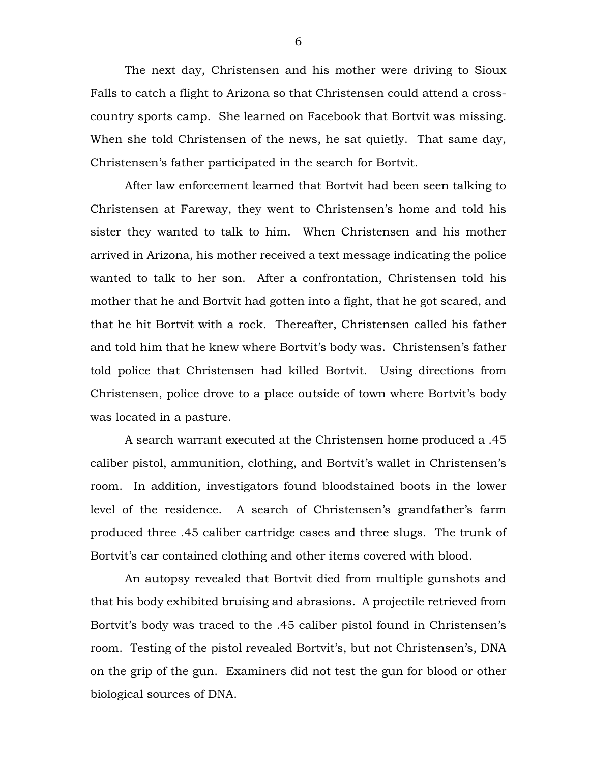The next day, Christensen and his mother were driving to Sioux Falls to catch a flight to Arizona so that Christensen could attend a cross-country sports camp. She learned on Facebook that Bortvit was missing. When she told Christensen of the news, he sat quietly. That same day, Christensen's father participated in the search for Bortvit.

After law enforcement learned that Bortvit had been seen talking to Christensen at Fareway, they went to Christensen's home and told his sister they wanted to talk to him. When Christensen and his mother arrived in Arizona, his mother received a text message indicating the police wanted to talk to her son. After a confrontation, Christensen told his mother that he and Bortvit had gotten into a fight, that he got scared, and that he hit Bortvit with a rock. Thereafter, Christensen called his father and told him that he knew where Bortvit's body was. Christensen's father told police that Christensen had killed Bortvit. Using directions from Christensen, police drove to a place outside of town where Bortvit's body was located in a pasture.

A search warrant executed at the Christensen home produced a .45 caliber pistol, ammunition, clothing, and Bortvit's wallet in Christensen's room. In addition, investigators found bloodstained boots in the lower level of the residence. A search of Christensen's grandfather's farm produced three .45 caliber cartridge cases and three slugs. The trunk of Bortvit's car contained clothing and other items covered with blood.

An autopsy revealed that Bortvit died from multiple gunshots and that his body exhibited bruising and abrasions. A projectile retrieved from Bortvit's body was traced to the .45 caliber pistol found in Christensen's room. Testing of the pistol revealed Bortvit's, but not Christensen's, DNA on the grip of the gun. Examiners did not test the gun for blood or other biological sources of DNA.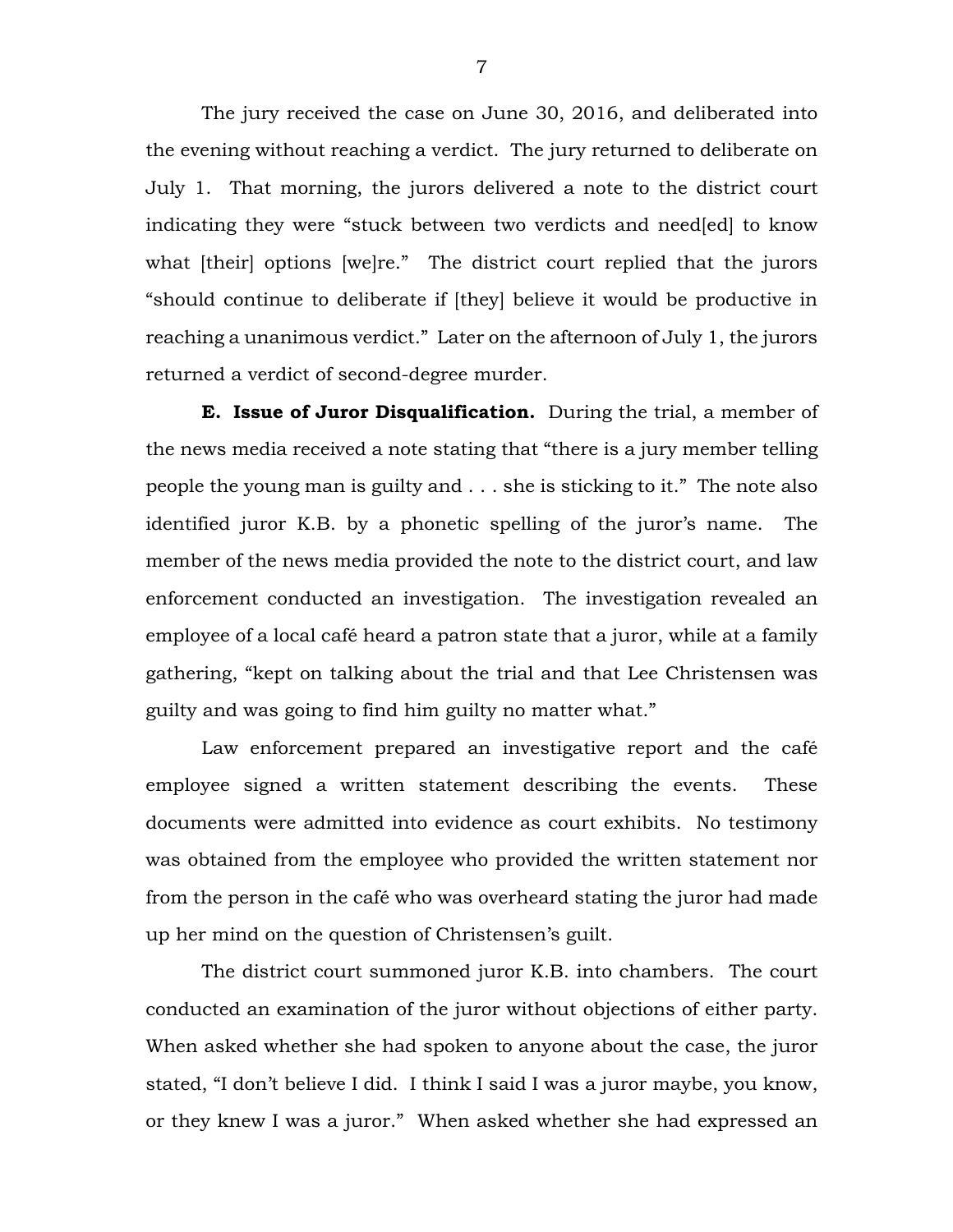The jury received the case on June 30, 2016, and deliberated into the evening without reaching a verdict. The jury returned to deliberate on July 1. That morning, the jurors delivered a note to the district court indicating they were "stuck between two verdicts and need[ed] to know what [their] options [we]re." The district court replied that the jurors "should continue to deliberate if [they] believe it would be productive in reaching a unanimous verdict." Later on the afternoon of July 1, the jurors returned a verdict of second-degree murder.

**E. Issue of Juror Disqualification.** During the trial, a member of the news media received a note stating that "there is a jury member telling people the young man is guilty and . . . she is sticking to it." The note also identified juror K.B. by a phonetic spelling of the juror's name. The member of the news media provided the note to the district court, and law enforcement conducted an investigation. The investigation revealed an employee of a local café heard a patron state that a juror, while at a family gathering, "kept on talking about the trial and that Lee Christensen was guilty and was going to find him guilty no matter what."

Law enforcement prepared an investigative report and the café employee signed a written statement describing the events. These documents were admitted into evidence as court exhibits. No testimony was obtained from the employee who provided the written statement nor from the person in the café who was overheard stating the juror had made up her mind on the question of Christensen's guilt.

The district court summoned juror K.B. into chambers. The court conducted an examination of the juror without objections of either party. When asked whether she had spoken to anyone about the case, the juror stated, "I don't believe I did. I think I said I was a juror maybe, you know, or they knew I was a juror." When asked whether she had expressed an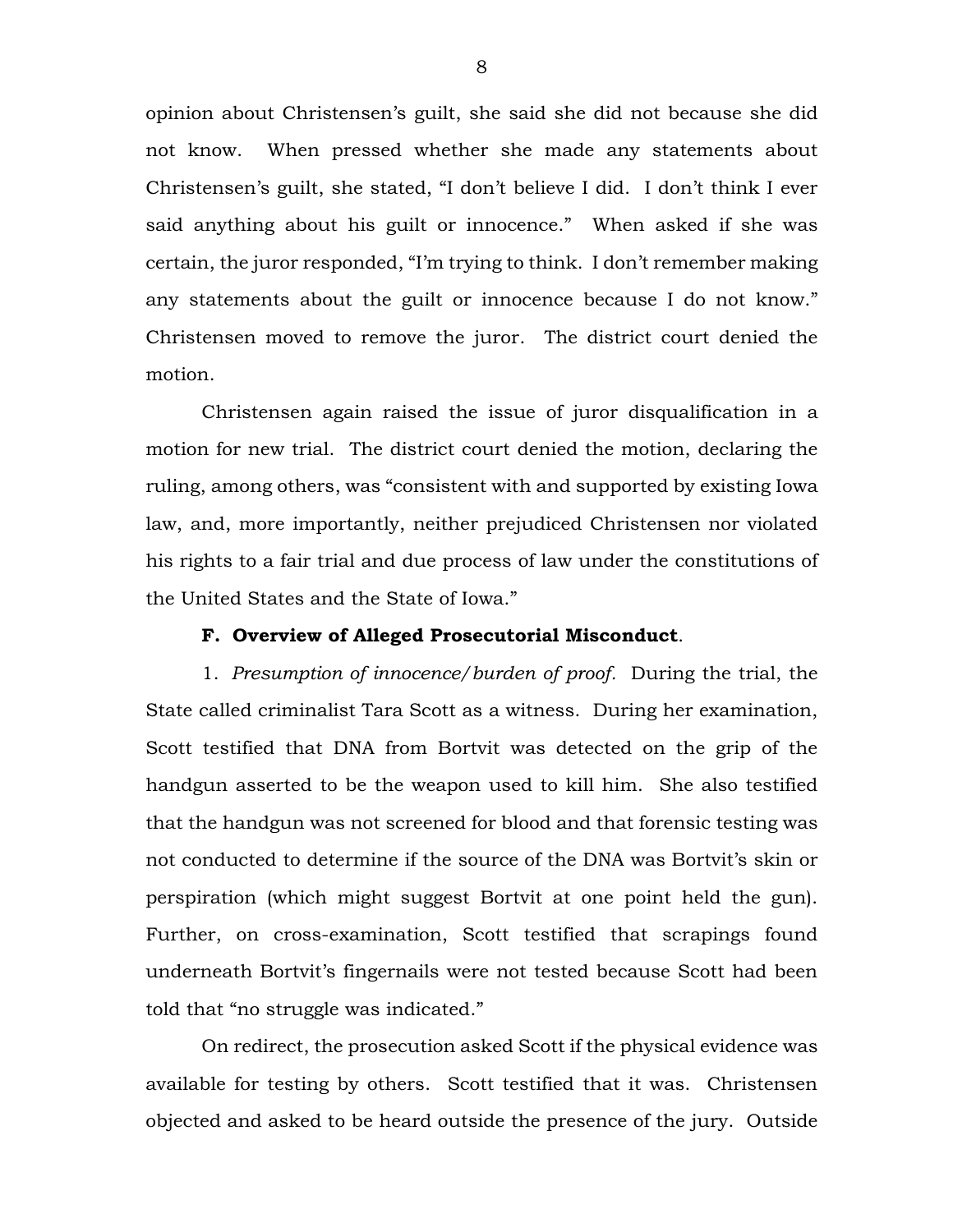opinion about Christensen's guilt, she said she did not because she did not know. When pressed whether she made any statements about Christensen's guilt, she stated, "I don't believe I did. I don't think I ever said anything about his guilt or innocence." When asked if she was certain, the juror responded, "I'm trying to think. I don't remember making any statements about the guilt or innocence because I do not know." Christensen moved to remove the juror. The district court denied the motion.

Christensen again raised the issue of juror disqualification in a motion for new trial. The district court denied the motion, declaring the ruling, among others, was "consistent with and supported by existing Iowa law, and, more importantly, neither prejudiced Christensen nor violated his rights to a fair trial and due process of law under the constitutions of the United States and the State of Iowa."

**F. Overview of Alleged Prosecutorial Misconduct**.

1. *Presumption of innocence/burden of proof.* During the trial, the State called criminalist Tara Scott as a witness. During her examination, Scott testified that DNA from Bortvit was detected on the grip of the handgun asserted to be the weapon used to kill him. She also testified that the handgun was not screened for blood and that forensic testing was not conducted to determine if the source of the DNA was Bortvit's skin or perspiration (which might suggest Bortvit at one point held the gun). Further, on cross-examination, Scott testified that scrapings found underneath Bortvit's fingernails were not tested because Scott had been told that "no struggle was indicated."

On redirect, the prosecution asked Scott if the physical evidence was available for testing by others. Scott testified that it was. Christensen objected and asked to be heard outside the presence of the jury. Outside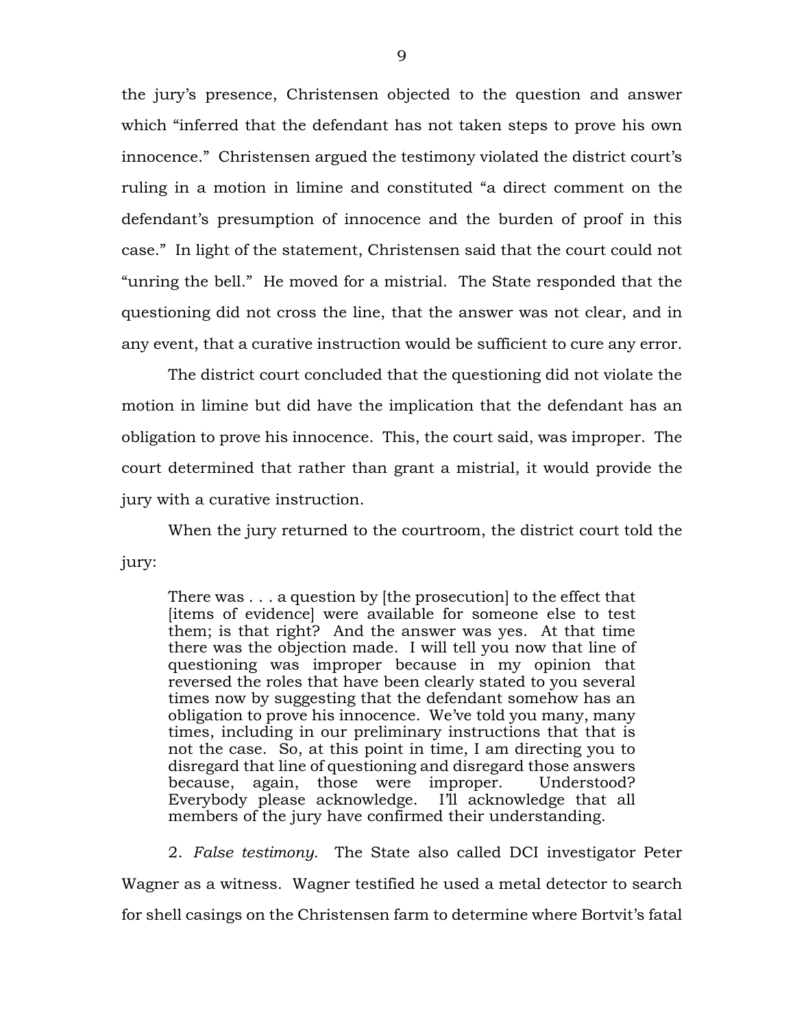the jury's presence, Christensen objected to the question and answer which "inferred that the defendant has not taken steps to prove his own innocence." Christensen argued the testimony violated the district court's ruling in a motion in limine and constituted "a direct comment on the defendant's presumption of innocence and the burden of proof in this case." In light of the statement, Christensen said that the court could not "unring the bell." He moved for a mistrial. The State responded that the questioning did not cross the line, that the answer was not clear, and in any event, that a curative instruction would be sufficient to cure any error.

The district court concluded that the questioning did not violate the motion in limine but did have the implication that the defendant has an obligation to prove his innocence. This, the court said, was improper. The court determined that rather than grant a mistrial, it would provide the jury with a curative instruction.

When the jury returned to the courtroom, the district court told the jury:

> There was . . . a question by [the prosecution] to the effect that [items of evidence] were available for someone else to test them; is that right? And the answer was yes. At that time there was the objection made. I will tell you now that line of questioning was improper because in my opinion that reversed the roles that have been clearly stated to you several times now by suggesting that the defendant somehow has an obligation to prove his innocence. We've told you many, many times, including in our preliminary instructions that that is not the case. So, at this point in time, I am directing you to disregard that line of questioning and disregard those answers because, again, those were improper. Understood? Everybody please acknowledge. I'll acknowledge that all members of the jury have confirmed their understanding.

2. *False testimony.* The State also called DCI investigator Peter Wagner as a witness. Wagner testified he used a metal detector to search for shell casings on the Christensen farm to determine where Bortvit's fatal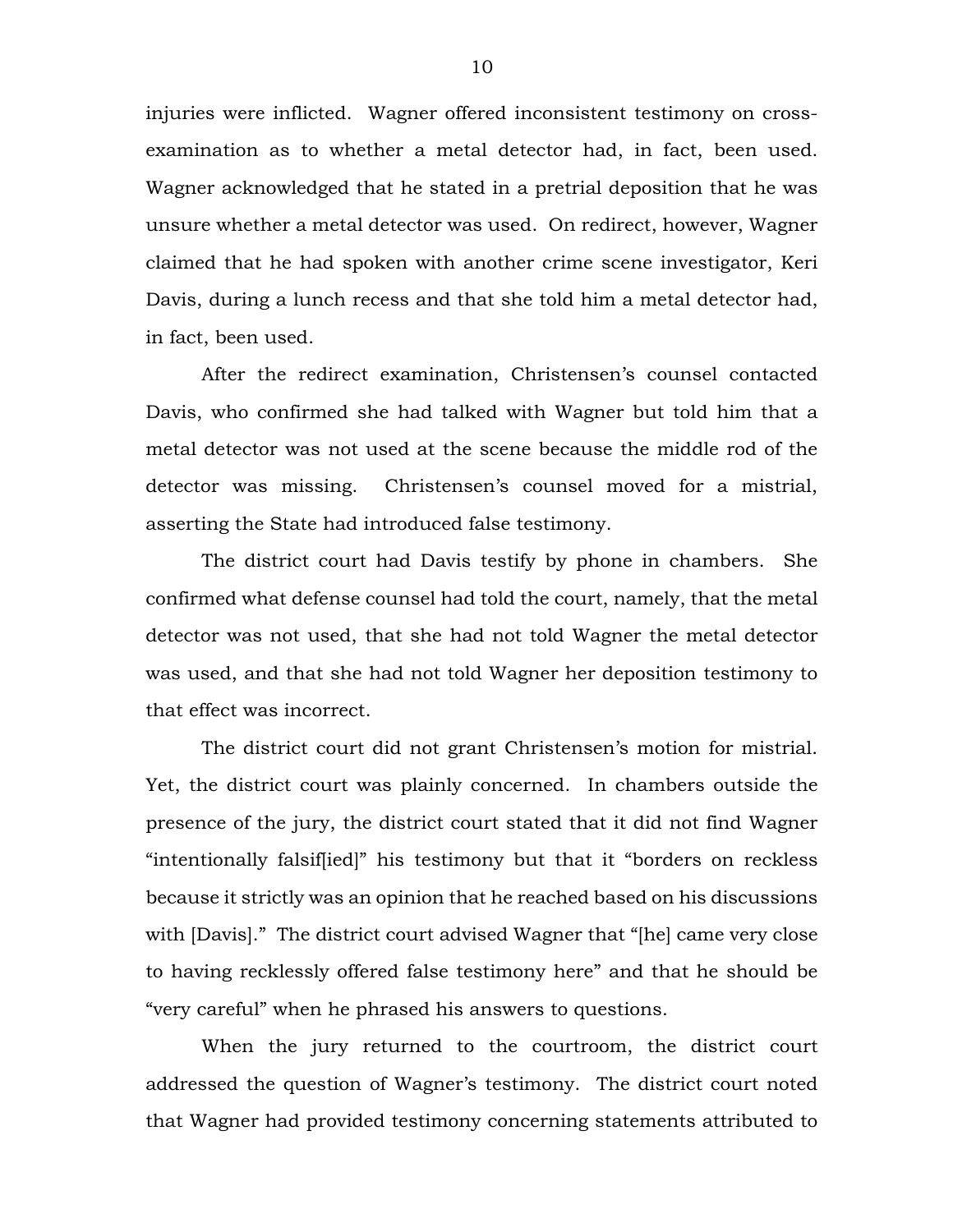injuries were inflicted. Wagner offered inconsistent testimony on cross-examination as to whether a metal detector had, in fact, been used. Wagner acknowledged that he stated in a pretrial deposition that he was unsure whether a metal detector was used. On redirect, however, Wagner claimed that he had spoken with another crime scene investigator, Keri Davis, during a lunch recess and that she told him a metal detector had, in fact, been used.

After the redirect examination, Christensen's counsel contacted Davis, who confirmed she had talked with Wagner but told him that a metal detector was not used at the scene because the middle rod of the detector was missing. Christensen's counsel moved for a mistrial, asserting the State had introduced false testimony.

The district court had Davis testify by phone in chambers. She confirmed what defense counsel had told the court, namely, that the metal detector was not used, that she had not told Wagner the metal detector was used, and that she had not told Wagner her deposition testimony to that effect was incorrect.

The district court did not grant Christensen's motion for mistrial. Yet, the district court was plainly concerned. In chambers outside the presence of the jury, the district court stated that it did not find Wagner "intentionally falsif[ied]" his testimony but that it "borders on reckless because it strictly was an opinion that he reached based on his discussions with [Davis]." The district court advised Wagner that "[he] came very close to having recklessly offered false testimony here" and that he should be "very careful" when he phrased his answers to questions.

When the jury returned to the courtroom, the district court addressed the question of Wagner's testimony. The district court noted that Wagner had provided testimony concerning statements attributed to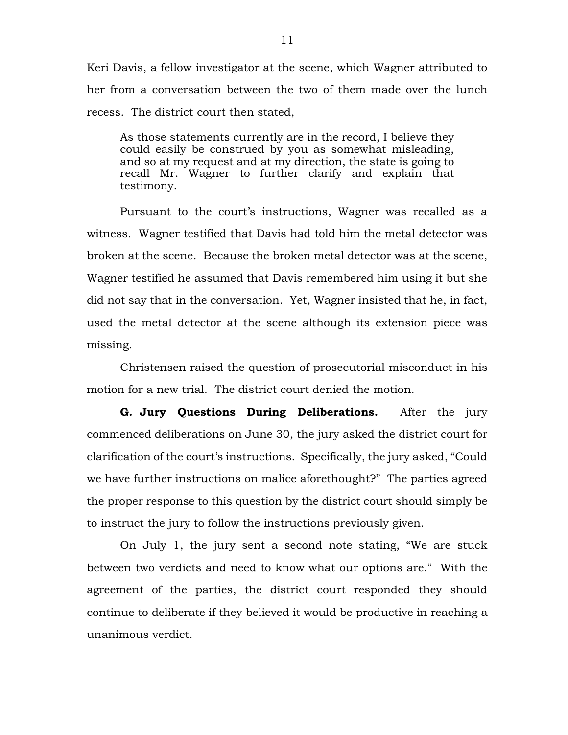Keri Davis, a fellow investigator at the scene, which Wagner attributed to her from a conversation between the two of them made over the lunch recess. The district court then stated,

> As those statements currently are in the record, I believe they could easily be construed by you as somewhat misleading, and so at my request and at my direction, the state is going to recall Mr. Wagner to further clarify and explain that testimony.

Pursuant to the court's instructions, Wagner was recalled as a witness. Wagner testified that Davis had told him the metal detector was broken at the scene. Because the broken metal detector was at the scene, Wagner testified he assumed that Davis remembered him using it but she did not say that in the conversation. Yet, Wagner insisted that he, in fact, used the metal detector at the scene although its extension piece was missing.

Christensen raised the question of prosecutorial misconduct in his motion for a new trial. The district court denied the motion.

**G. Jury Questions During Deliberations.** After the jury commenced deliberations on June 30, the jury asked the district court for clarification of the court's instructions. Specifically, the jury asked, "Could we have further instructions on malice aforethought?" The parties agreed the proper response to this question by the district court should simply be to instruct the jury to follow the instructions previously given.

On July 1, the jury sent a second note stating, "We are stuck between two verdicts and need to know what our options are." With the agreement of the parties, the district court responded they should continue to deliberate if they believed it would be productive in reaching a unanimous verdict.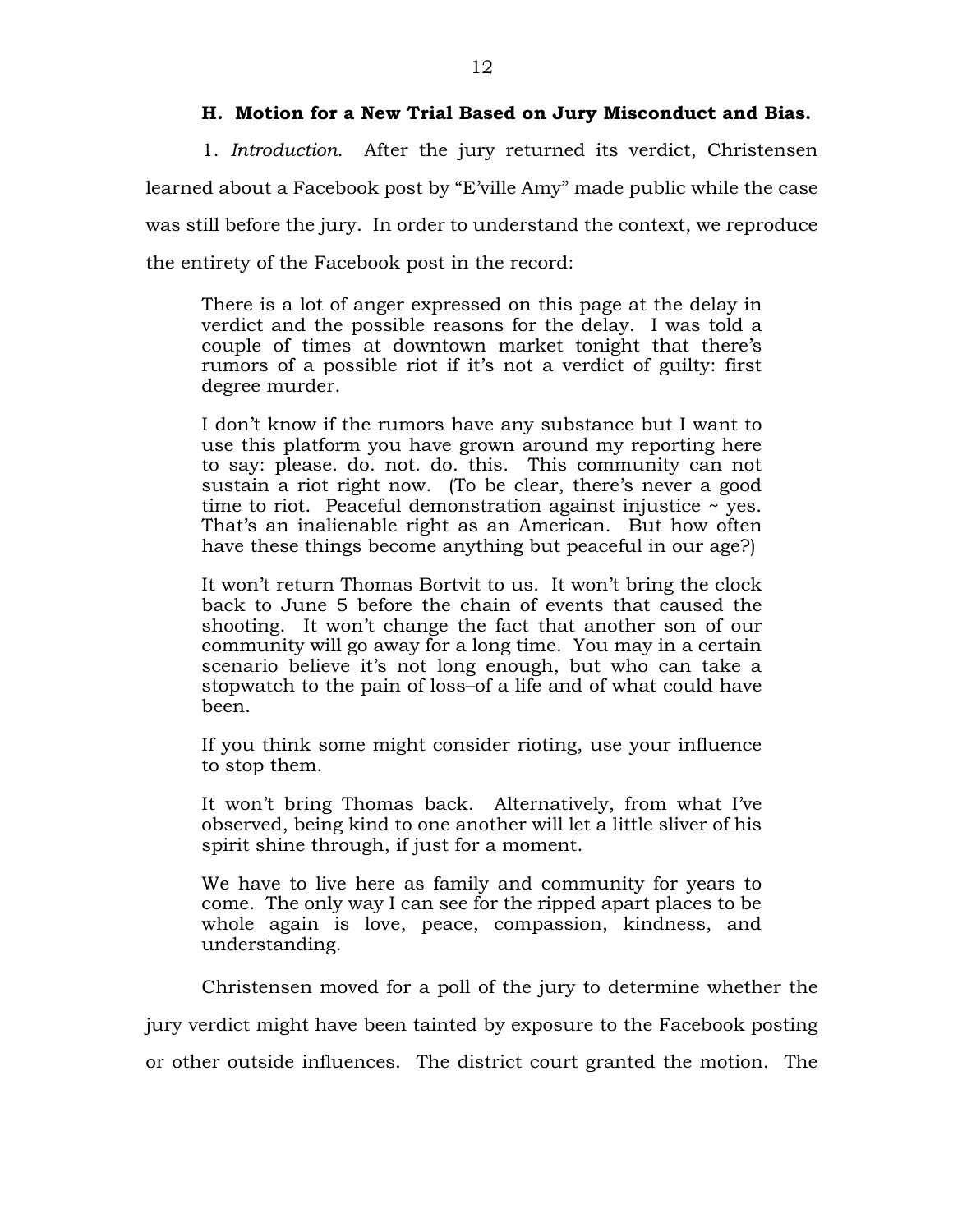### H. Motion for a New Trial Based on Jury Misconduct and Bias.

1. *Introduction.* After the jury returned its verdict, Christensen learned about a Facebook post by "E'ville Amy" made public while the case was still before the jury. In order to understand the context, we reproduce the entirety of the Facebook post in the record:

> There is a lot of anger expressed on this page at the delay in verdict and the possible reasons for the delay. I was told a couple of times at downtown market tonight that there's rumors of a possible riot if it's not a verdict of guilty: first degree murder.
>
> I don't know if the rumors have any substance but I want to use this platform you have grown around my reporting here to say: please. do. not. do. this. This community can not sustain a riot right now. (To be clear, there's never a good time to riot. Peaceful demonstration against injustice ~ yes. That's an inalienable right as an American. But how often have these things become anything but peaceful in our age?)
>
> It won't return Thomas Bortvit to us. It won't bring the clock back to June 5 before the chain of events that caused the shooting. It won't change the fact that another son of our community will go away for a long time. You may in a certain scenario believe it's not long enough, but who can take a stopwatch to the pain of loss–of a life and of what could have been.
>
> If you think some might consider rioting, use your influence to stop them.
>
> It won't bring Thomas back. Alternatively, from what I've observed, being kind to one another will let a little sliver of his spirit shine through, if just for a moment.
>
> We have to live here as family and community for years to come. The only way I can see for the ripped apart places to be whole again is love, peace, compassion, kindness, and understanding.

Christensen moved for a poll of the jury to determine whether the jury verdict might have been tainted by exposure to the Facebook posting or other outside influences. The district court granted the motion. The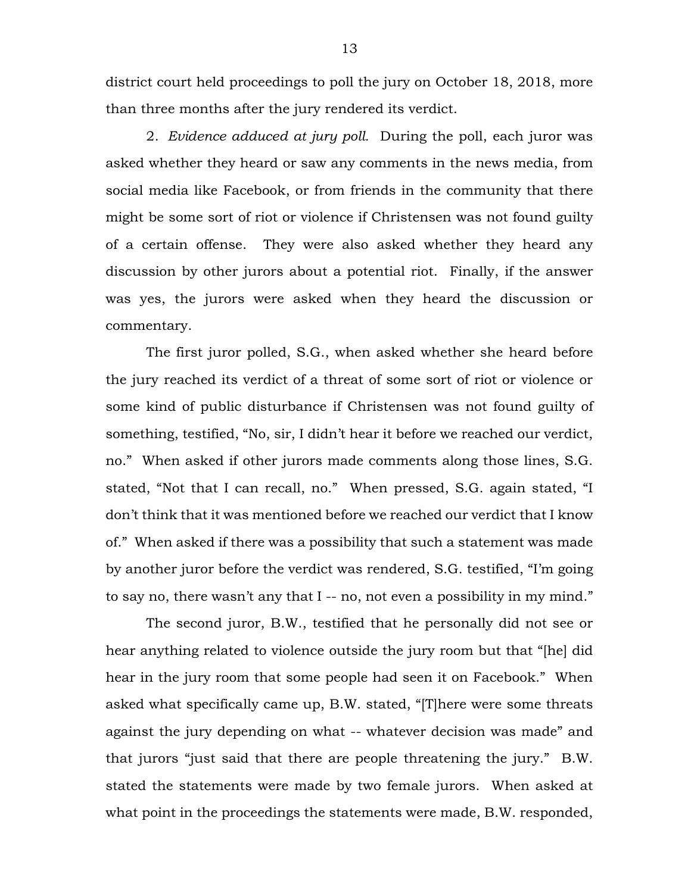district court held proceedings to poll the jury on October 18, 2018, more than three months after the jury rendered its verdict.

2. *Evidence adduced at jury poll.* During the poll, each juror was asked whether they heard or saw any comments in the news media, from social media like Facebook, or from friends in the community that there might be some sort of riot or violence if Christensen was not found guilty of a certain offense. They were also asked whether they heard any discussion by other jurors about a potential riot. Finally, if the answer was yes, the jurors were asked when they heard the discussion or commentary.

The first juror polled, S.G., when asked whether she heard before the jury reached its verdict of a threat of some sort of riot or violence or some kind of public disturbance if Christensen was not found guilty of something, testified, "No, sir, I didn't hear it before we reached our verdict, no." When asked if other jurors made comments along those lines, S.G. stated, "Not that I can recall, no." When pressed, S.G. again stated, "I don't think that it was mentioned before we reached our verdict that I know of." When asked if there was a possibility that such a statement was made by another juror before the verdict was rendered, S.G. testified, "I'm going to say no, there wasn't any that I -- no, not even a possibility in my mind."

The second juror, B.W., testified that he personally did not see or hear anything related to violence outside the jury room but that "[he] did hear in the jury room that some people had seen it on Facebook." When asked what specifically came up, B.W. stated, "[T]here were some threats against the jury depending on what -- whatever decision was made" and that jurors "just said that there are people threatening the jury." B.W. stated the statements were made by two female jurors. When asked at what point in the proceedings the statements were made, B.W. responded,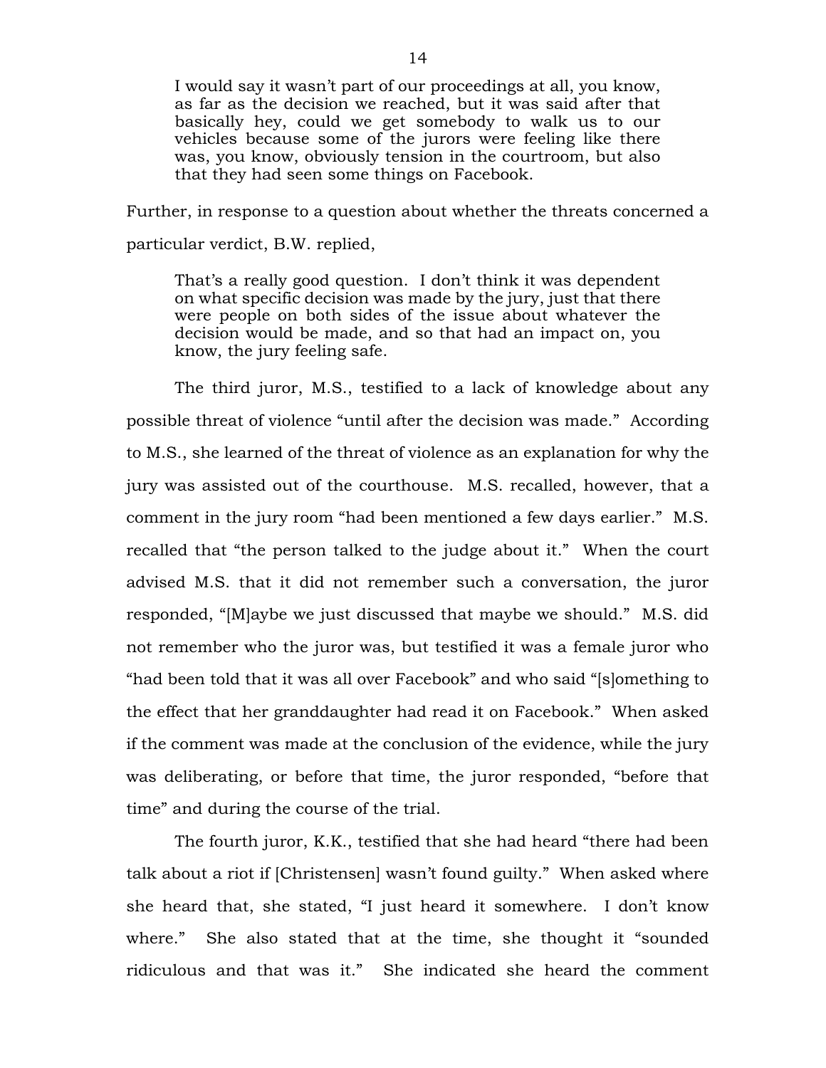> I would say it wasn't part of our proceedings at all, you know, as far as the decision we reached, but it was said after that basically hey, could we get somebody to walk us to our vehicles because some of the jurors were feeling like there was, you know, obviously tension in the courtroom, but also that they had seen some things on Facebook.

Further, in response to a question about whether the threats concerned a particular verdict, B.W. replied,

> That's a really good question. I don't think it was dependent on what specific decision was made by the jury, just that there were people on both sides of the issue about whatever the decision would be made, and so that had an impact on, you know, the jury feeling safe.

The third juror, M.S., testified to a lack of knowledge about any possible threat of violence "until after the decision was made." According to M.S., she learned of the threat of violence as an explanation for why the jury was assisted out of the courthouse. M.S. recalled, however, that a comment in the jury room "had been mentioned a few days earlier." M.S. recalled that "the person talked to the judge about it." When the court advised M.S. that it did not remember such a conversation, the juror responded, "[M]aybe we just discussed that maybe we should." M.S. did not remember who the juror was, but testified it was a female juror who "had been told that it was all over Facebook" and who said "[s]omething to the effect that her granddaughter had read it on Facebook." When asked if the comment was made at the conclusion of the evidence, while the jury was deliberating, or before that time, the juror responded, "before that time" and during the course of the trial.

The fourth juror, K.K., testified that she had heard "there had been talk about a riot if [Christensen] wasn't found guilty." When asked where she heard that, she stated, "I just heard it somewhere. I don't know where." She also stated that at the time, she thought it "sounded ridiculous and that was it." She indicated she heard the comment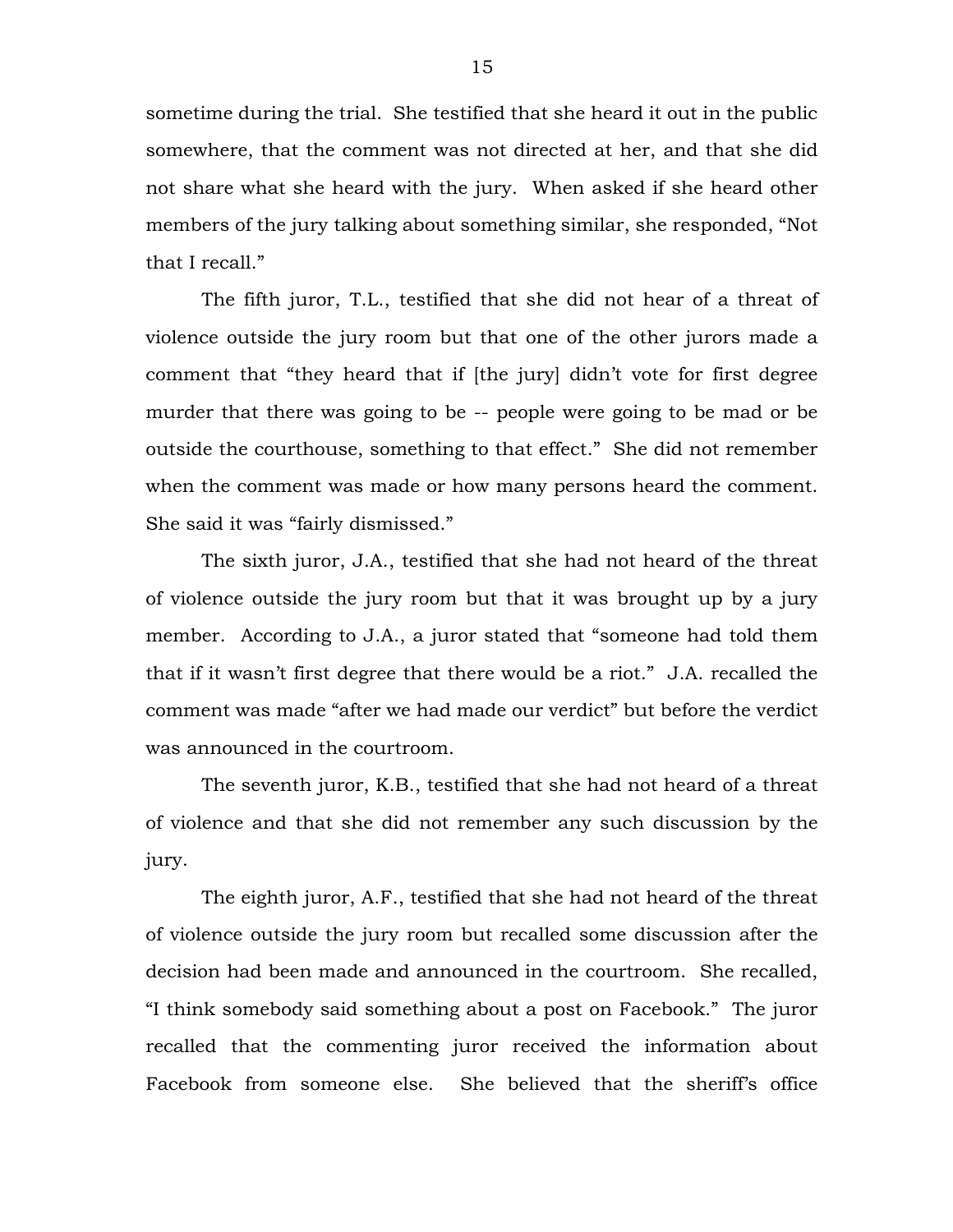sometime during the trial. She testified that she heard it out in the public somewhere, that the comment was not directed at her, and that she did not share what she heard with the jury. When asked if she heard other members of the jury talking about something similar, she responded, "Not that I recall."

The fifth juror, T.L., testified that she did not hear of a threat of violence outside the jury room but that one of the other jurors made a comment that "they heard that if [the jury] didn't vote for first degree murder that there was going to be -- people were going to be mad or be outside the courthouse, something to that effect." She did not remember when the comment was made or how many persons heard the comment. She said it was "fairly dismissed."

The sixth juror, J.A., testified that she had not heard of the threat of violence outside the jury room but that it was brought up by a jury member. According to J.A., a juror stated that "someone had told them that if it wasn't first degree that there would be a riot." J.A. recalled the comment was made "after we had made our verdict" but before the verdict was announced in the courtroom.

The seventh juror, K.B., testified that she had not heard of a threat of violence and that she did not remember any such discussion by the jury.

The eighth juror, A.F., testified that she had not heard of the threat of violence outside the jury room but recalled some discussion after the decision had been made and announced in the courtroom. She recalled, "I think somebody said something about a post on Facebook." The juror recalled that the commenting juror received the information about Facebook from someone else. She believed that the sheriff's office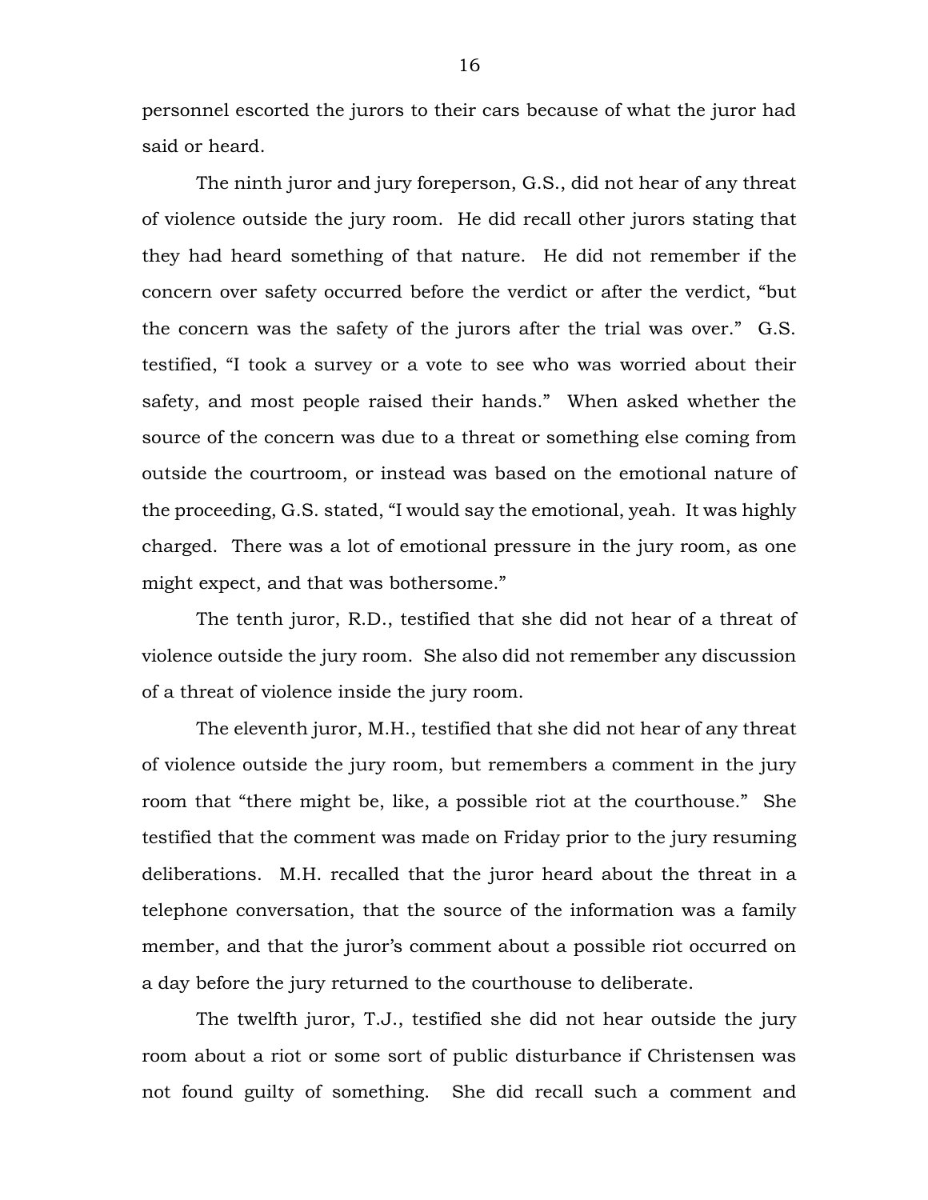personnel escorted the jurors to their cars because of what the juror had said or heard.

The ninth juror and jury foreperson, G.S., did not hear of any threat of violence outside the jury room. He did recall other jurors stating that they had heard something of that nature. He did not remember if the concern over safety occurred before the verdict or after the verdict, "but the concern was the safety of the jurors after the trial was over." G.S. testified, "I took a survey or a vote to see who was worried about their safety, and most people raised their hands." When asked whether the source of the concern was due to a threat or something else coming from outside the courtroom, or instead was based on the emotional nature of the proceeding, G.S. stated, "I would say the emotional, yeah. It was highly charged. There was a lot of emotional pressure in the jury room, as one might expect, and that was bothersome."

The tenth juror, R.D., testified that she did not hear of a threat of violence outside the jury room. She also did not remember any discussion of a threat of violence inside the jury room.

The eleventh juror, M.H., testified that she did not hear of any threat of violence outside the jury room, but remembers a comment in the jury room that "there might be, like, a possible riot at the courthouse." She testified that the comment was made on Friday prior to the jury resuming deliberations. M.H. recalled that the juror heard about the threat in a telephone conversation, that the source of the information was a family member, and that the juror's comment about a possible riot occurred on a day before the jury returned to the courthouse to deliberate.

The twelfth juror, T.J., testified she did not hear outside the jury room about a riot or some sort of public disturbance if Christensen was not found guilty of something. She did recall such a comment and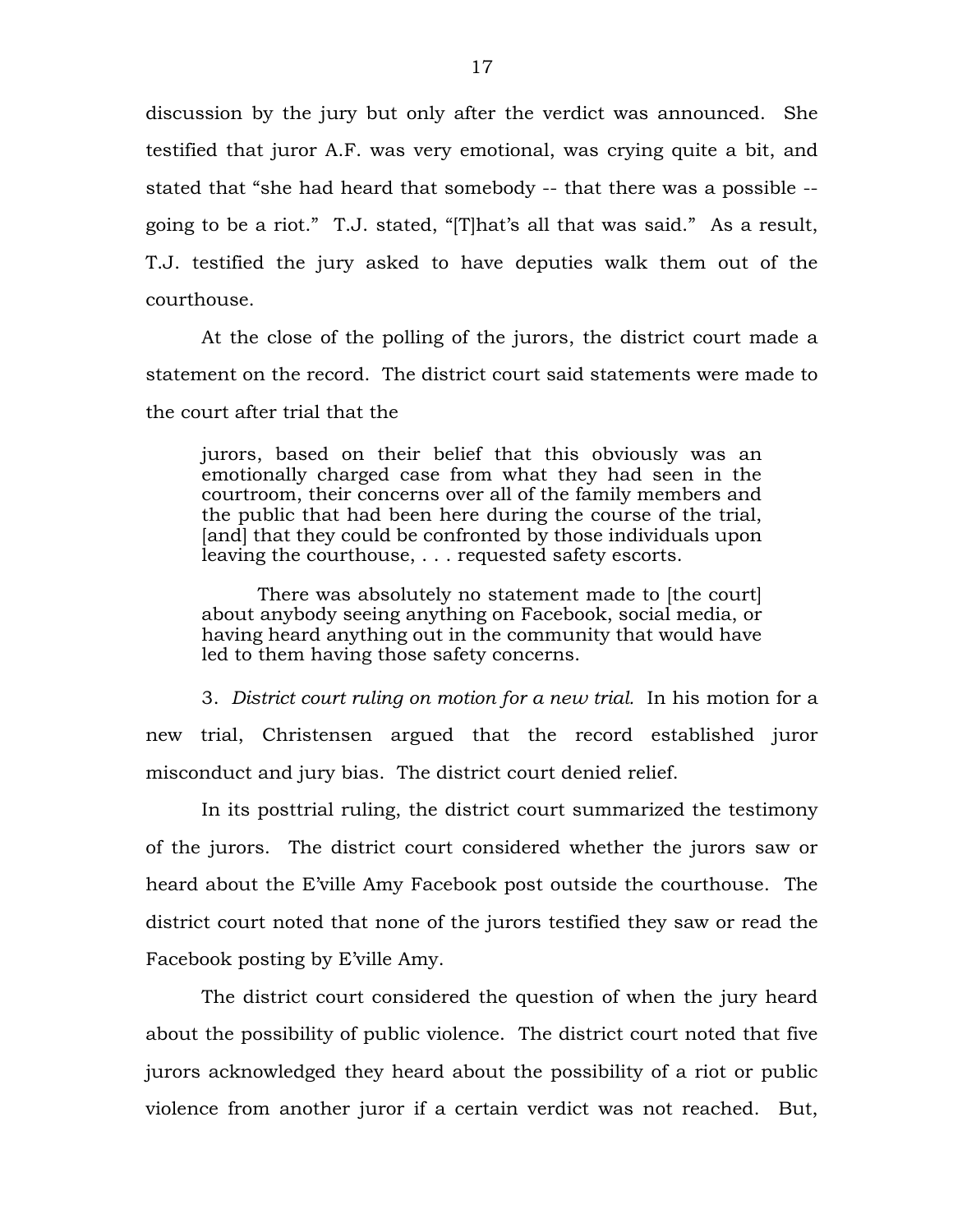discussion by the jury but only after the verdict was announced. She testified that juror A.F. was very emotional, was crying quite a bit, and stated that "she had heard that somebody -- that there was a possible -- going to be a riot." T.J. stated, "[T]hat's all that was said." As a result, T.J. testified the jury asked to have deputies walk them out of the courthouse.

At the close of the polling of the jurors, the district court made a statement on the record. The district court said statements were made to the court after trial that the

> jurors, based on their belief that this obviously was an emotionally charged case from what they had seen in the courtroom, their concerns over all of the family members and the public that had been here during the course of the trial, [and] that they could be confronted by those individuals upon leaving the courthouse, . . . requested safety escorts.
>
> There was absolutely no statement made to [the court] about anybody seeing anything on Facebook, social media, or having heard anything out in the community that would have led to them having those safety concerns.

3. *District court ruling on motion for a new trial.* In his motion for a new trial, Christensen argued that the record established juror misconduct and jury bias. The district court denied relief.

In its posttrial ruling, the district court summarized the testimony of the jurors. The district court considered whether the jurors saw or heard about the E'ville Amy Facebook post outside the courthouse. The district court noted that none of the jurors testified they saw or read the Facebook posting by E'ville Amy.

The district court considered the question of when the jury heard about the possibility of public violence. The district court noted that five jurors acknowledged they heard about the possibility of a riot or public violence from another juror if a certain verdict was not reached. But,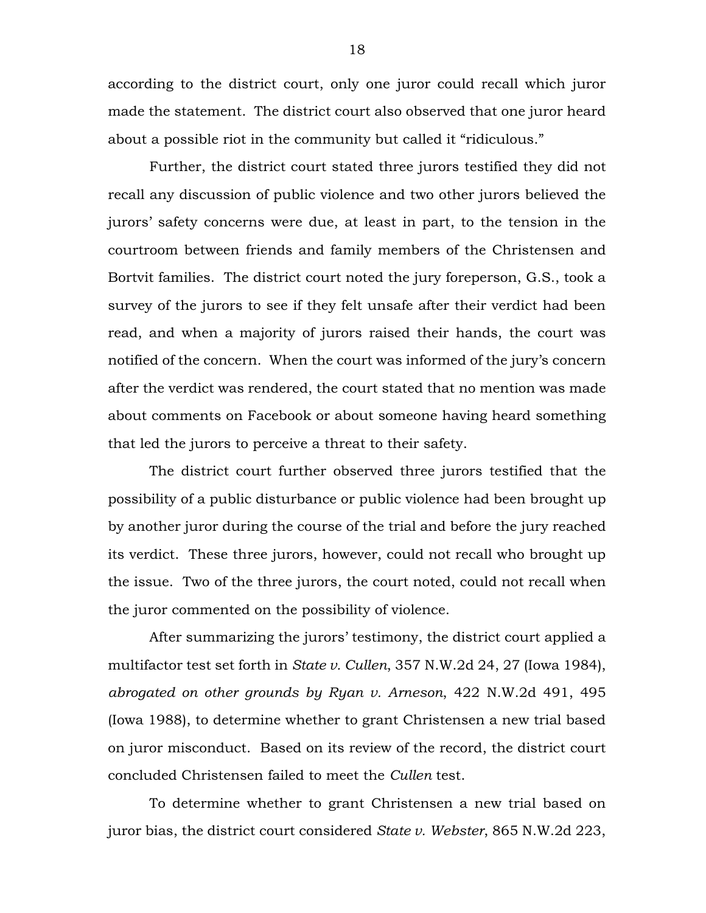according to the district court, only one juror could recall which juror made the statement. The district court also observed that one juror heard about a possible riot in the community but called it "ridiculous."

Further, the district court stated three jurors testified they did not recall any discussion of public violence and two other jurors believed the jurors' safety concerns were due, at least in part, to the tension in the courtroom between friends and family members of the Christensen and Bortvit families. The district court noted the jury foreperson, G.S., took a survey of the jurors to see if they felt unsafe after their verdict had been read, and when a majority of jurors raised their hands, the court was notified of the concern. When the court was informed of the jury's concern after the verdict was rendered, the court stated that no mention was made about comments on Facebook or about someone having heard something that led the jurors to perceive a threat to their safety.

The district court further observed three jurors testified that the possibility of a public disturbance or public violence had been brought up by another juror during the course of the trial and before the jury reached its verdict. These three jurors, however, could not recall who brought up the issue. Two of the three jurors, the court noted, could not recall when the juror commented on the possibility of violence.

After summarizing the jurors' testimony, the district court applied a multifactor test set forth in *State v. Cullen*, 357 N.W.2d 24, 27 (Iowa 1984), *abrogated on other grounds by Ryan v. Arneson*, 422 N.W.2d 491, 495 (Iowa 1988), to determine whether to grant Christensen a new trial based on juror misconduct. Based on its review of the record, the district court concluded Christensen failed to meet the *Cullen* test.

To determine whether to grant Christensen a new trial based on juror bias, the district court considered *State v. Webster*, 865 N.W.2d 223,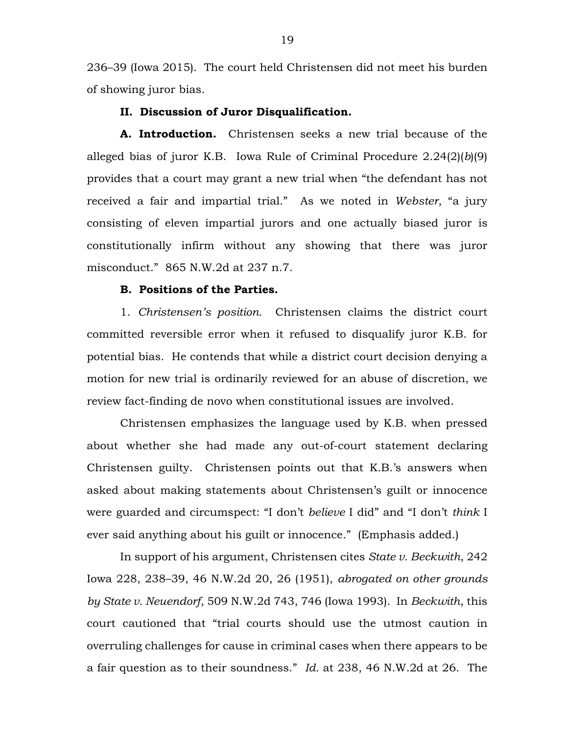236–39 (Iowa 2015). The court held Christensen did not meet his burden of showing juror bias.

## II. Discussion of Juror Disqualification.

**A. Introduction.** Christensen seeks a new trial because of the alleged bias of juror K.B. Iowa Rule of Criminal Procedure 2.24(2)(*b*)(9) provides that a court may grant a new trial when "the defendant has not received a fair and impartial trial." As we noted in *Webster*, "a jury consisting of eleven impartial jurors and one actually biased juror is constitutionally infirm without any showing that there was juror misconduct." 865 N.W.2d at 237 n.7.

**B. Positions of the Parties.**

1. *Christensen's position.* Christensen claims the district court committed reversible error when it refused to disqualify juror K.B. for potential bias. He contends that while a district court decision denying a motion for new trial is ordinarily reviewed for an abuse of discretion, we review fact-finding de novo when constitutional issues are involved.

Christensen emphasizes the language used by K.B. when pressed about whether she had made any out-of-court statement declaring Christensen guilty. Christensen points out that K.B.'s answers when asked about making statements about Christensen's guilt or innocence were guarded and circumspect: "I don't *believe* I did" and "I don't *think* I ever said anything about his guilt or innocence." (Emphasis added.)

In support of his argument, Christensen cites *State v. Beckwith*, 242 Iowa 228, 238–39, 46 N.W.2d 20, 26 (1951), *abrogated on other grounds by State v. Neuendorf*, 509 N.W.2d 743, 746 (Iowa 1993). In *Beckwith*, this court cautioned that "trial courts should use the utmost caution in overruling challenges for cause in criminal cases when there appears to be a fair question as to their soundness." *Id.* at 238, 46 N.W.2d at 26. The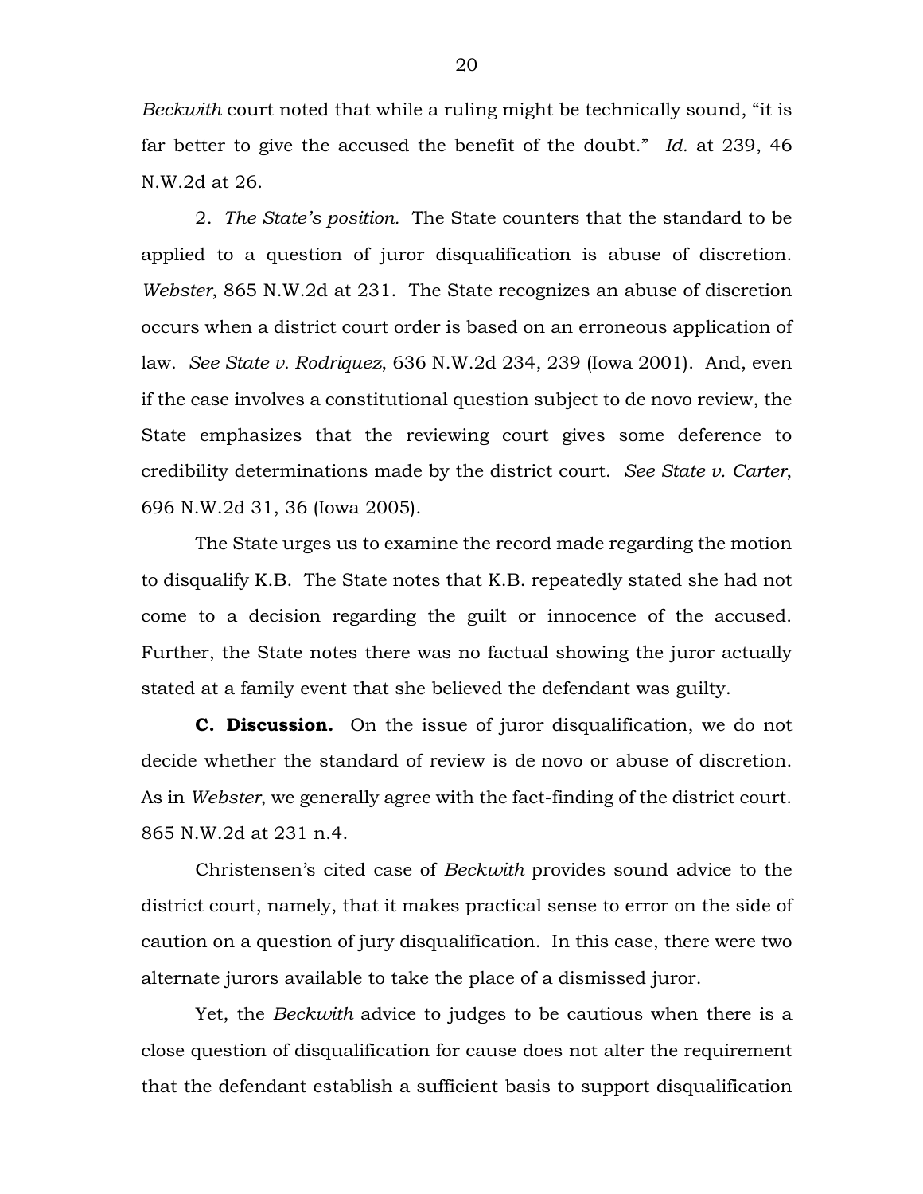*Beckwith* court noted that while a ruling might be technically sound, "it is far better to give the accused the benefit of the doubt." *Id.* at 239, 46 N.W.2d at 26.

2. *The State's position.* The State counters that the standard to be applied to a question of juror disqualification is abuse of discretion. *Webster*, 865 N.W.2d at 231. The State recognizes an abuse of discretion occurs when a district court order is based on an erroneous application of law. *See State v. Rodriquez*, 636 N.W.2d 234, 239 (Iowa 2001). And, even if the case involves a constitutional question subject to de novo review, the State emphasizes that the reviewing court gives some deference to credibility determinations made by the district court. *See State v. Carter*, 696 N.W.2d 31, 36 (Iowa 2005).

The State urges us to examine the record made regarding the motion to disqualify K.B. The State notes that K.B. repeatedly stated she had not come to a decision regarding the guilt or innocence of the accused. Further, the State notes there was no factual showing the juror actually stated at a family event that she believed the defendant was guilty.

**C. Discussion.** On the issue of juror disqualification, we do not decide whether the standard of review is de novo or abuse of discretion. As in *Webster*, we generally agree with the fact-finding of the district court. 865 N.W.2d at 231 n.4.

Christensen's cited case of *Beckwith* provides sound advice to the district court, namely, that it makes practical sense to error on the side of caution on a question of jury disqualification. In this case, there were two alternate jurors available to take the place of a dismissed juror.

Yet, the *Beckwith* advice to judges to be cautious when there is a close question of disqualification for cause does not alter the requirement that the defendant establish a sufficient basis to support disqualification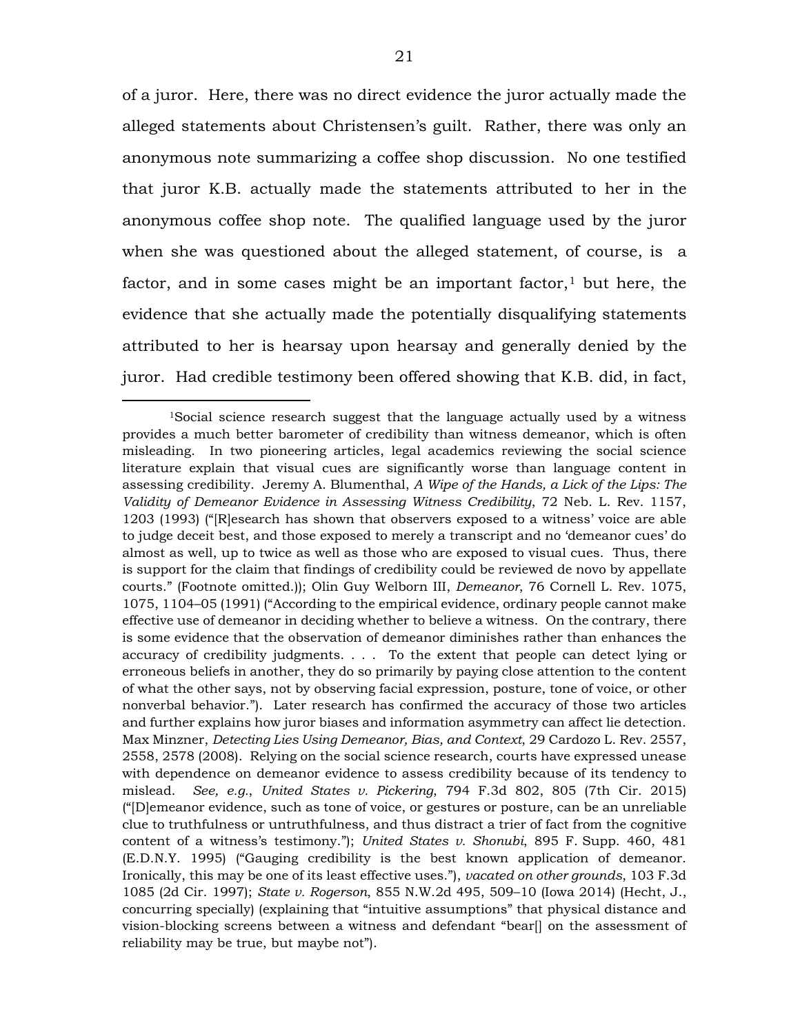of a juror. Here, there was no direct evidence the juror actually made the alleged statements about Christensen's guilt. Rather, there was only an anonymous note summarizing a coffee shop discussion. No one testified that juror K.B. actually made the statements attributed to her in the anonymous coffee shop note. The qualified language used by the juror when she was questioned about the alleged statement, of course, is a factor, and in some cases might be an important factor,[1] but here, the evidence that she actually made the potentially disqualifying statements attributed to her is hearsay upon hearsay and generally denied by the juror. Had credible testimony been offered showing that K.B. did, in fact,

---

[1]Social science research suggest that the language actually used by a witness provides a much better barometer of credibility than witness demeanor, which is often misleading. In two pioneering articles, legal academics reviewing the social science literature explain that visual cues are significantly worse than language content in assessing credibility. Jeremy A. Blumenthal, *A Wipe of the Hands, a Lick of the Lips: The Validity of Demeanor Evidence in Assessing Witness Credibility*, 72 Neb. L. Rev. 1157, 1203 (1993) ("[R]esearch has shown that observers exposed to a witness' voice are able to judge deceit best, and those exposed to merely a transcript and no 'demeanor cues' do almost as well, up to twice as well as those who are exposed to visual cues. Thus, there is support for the claim that findings of credibility could be reviewed de novo by appellate courts." (Footnote omitted.)); Olin Guy Welborn III, *Demeanor*, 76 Cornell L. Rev. 1075, 1075, 1104–05 (1991) ("According to the empirical evidence, ordinary people cannot make effective use of demeanor in deciding whether to believe a witness. On the contrary, there is some evidence that the observation of demeanor diminishes rather than enhances the accuracy of credibility judgments. . . . To the extent that people can detect lying or erroneous beliefs in another, they do so primarily by paying close attention to the content of what the other says, not by observing facial expression, posture, tone of voice, or other nonverbal behavior."). Later research has confirmed the accuracy of those two articles and further explains how juror biases and information asymmetry can affect lie detection. Max Minzner, *Detecting Lies Using Demeanor, Bias, and Context*, 29 Cardozo L. Rev. 2557, 2558, 2578 (2008). Relying on the social science research, courts have expressed unease with dependence on demeanor evidence to assess credibility because of its tendency to mislead. *See, e.g.*, *United States v. Pickering*, 794 F.3d 802, 805 (7th Cir. 2015) ("[D]emeanor evidence, such as tone of voice, or gestures or posture, can be an unreliable clue to truthfulness or untruthfulness, and thus distract a trier of fact from the cognitive content of a witness's testimony."); *United States v. Shonubi*, 895 F. Supp. 460, 481 (E.D.N.Y. 1995) ("Gauging credibility is the best known application of demeanor. Ironically, this may be one of its least effective uses."), *vacated on other grounds*, 103 F.3d 1085 (2d Cir. 1997); *State v. Rogerson*, 855 N.W.2d 495, 509–10 (Iowa 2014) (Hecht, J., concurring specially) (explaining that "intuitive assumptions" that physical distance and vision-blocking screens between a witness and defendant "bear[] on the assessment of reliability may be true, but maybe not").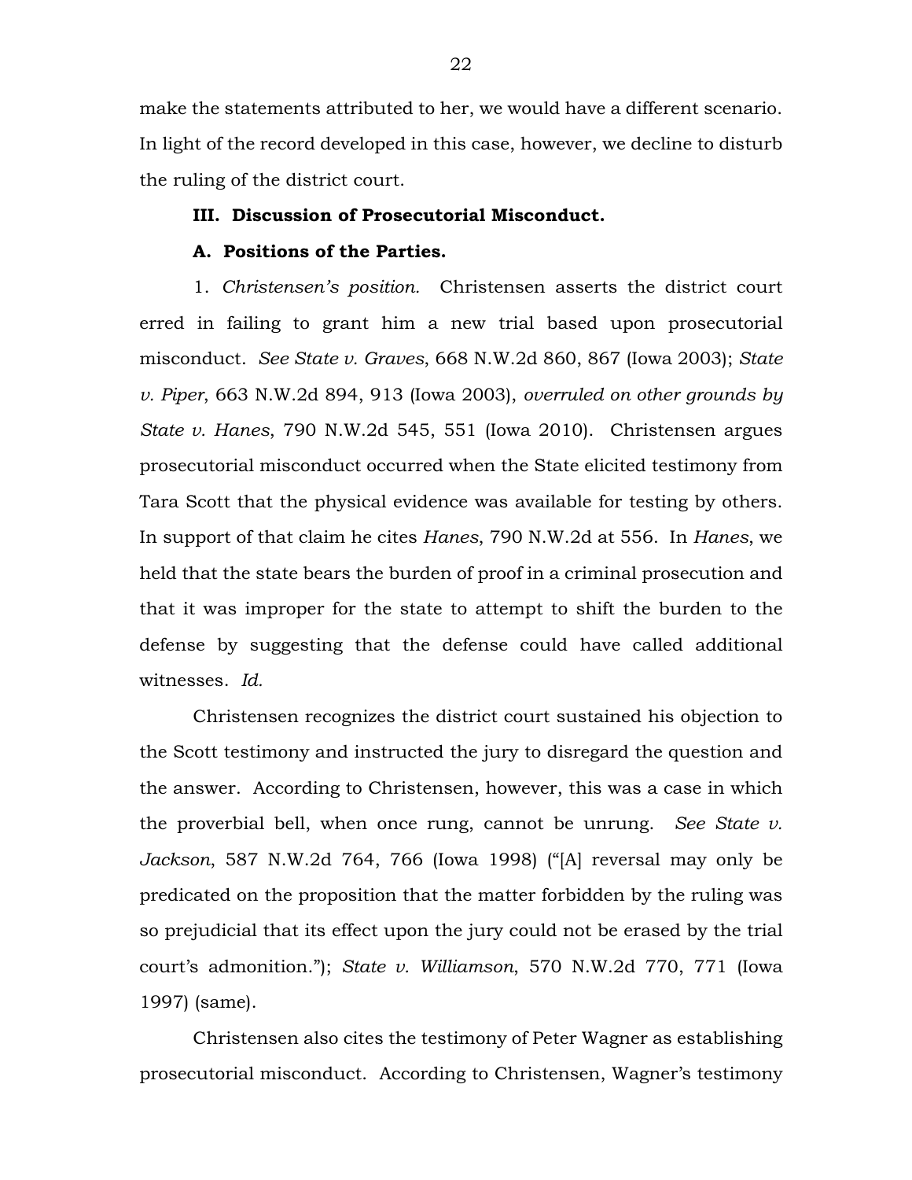make the statements attributed to her, we would have a different scenario. In light of the record developed in this case, however, we decline to disturb the ruling of the district court.

**III. Discussion of Prosecutorial Misconduct.**

**A. Positions of the Parties.**

1. *Christensen's position.* Christensen asserts the district court erred in failing to grant him a new trial based upon prosecutorial misconduct. *See State v. Graves*, 668 N.W.2d 860, 867 (Iowa 2003); *State v. Piper*, 663 N.W.2d 894, 913 (Iowa 2003), *overruled on other grounds by State v. Hanes*, 790 N.W.2d 545, 551 (Iowa 2010). Christensen argues prosecutorial misconduct occurred when the State elicited testimony from Tara Scott that the physical evidence was available for testing by others. In support of that claim he cites *Hanes*, 790 N.W.2d at 556. In *Hanes*, we held that the state bears the burden of proof in a criminal prosecution and that it was improper for the state to attempt to shift the burden to the defense by suggesting that the defense could have called additional witnesses. *Id.*

Christensen recognizes the district court sustained his objection to the Scott testimony and instructed the jury to disregard the question and the answer. According to Christensen, however, this was a case in which the proverbial bell, when once rung, cannot be unrung. *See State v. Jackson*, 587 N.W.2d 764, 766 (Iowa 1998) ("[A] reversal may only be predicated on the proposition that the matter forbidden by the ruling was so prejudicial that its effect upon the jury could not be erased by the trial court's admonition."); *State v. Williamson*, 570 N.W.2d 770, 771 (Iowa 1997) (same).

Christensen also cites the testimony of Peter Wagner as establishing prosecutorial misconduct. According to Christensen, Wagner's testimony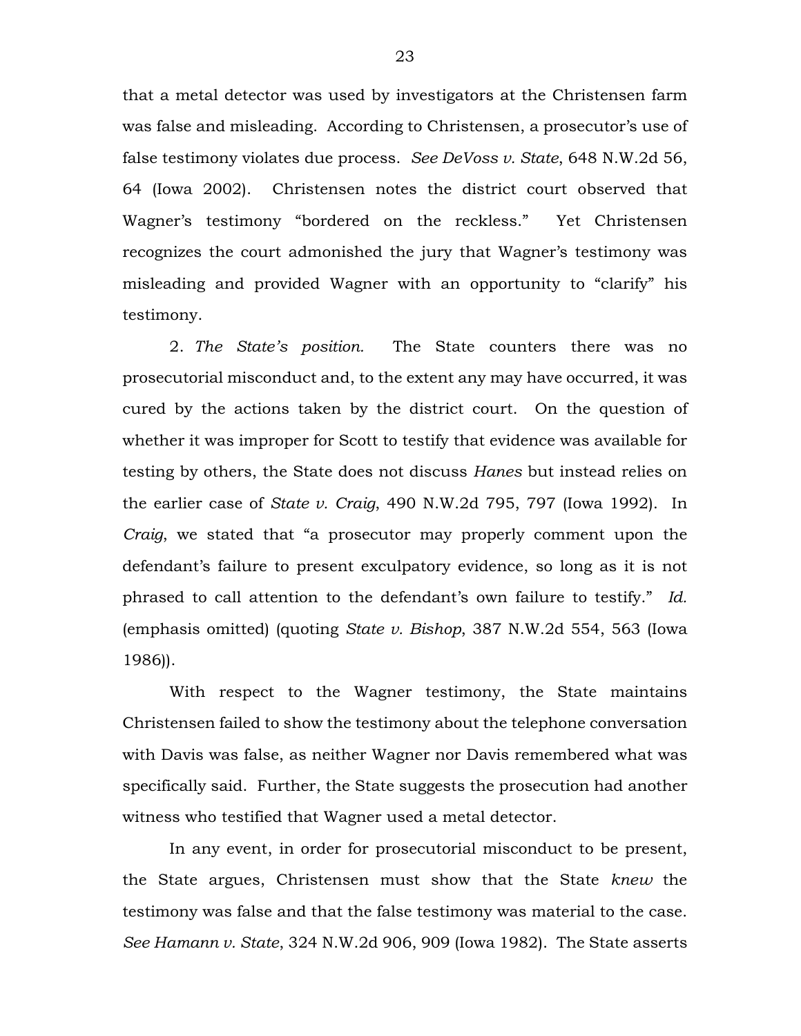that a metal detector was used by investigators at the Christensen farm was false and misleading. According to Christensen, a prosecutor's use of false testimony violates due process. *See DeVoss v. State*, 648 N.W.2d 56, 64 (Iowa 2002). Christensen notes the district court observed that Wagner's testimony "bordered on the reckless." Yet Christensen recognizes the court admonished the jury that Wagner's testimony was misleading and provided Wagner with an opportunity to "clarify" his testimony.

2. *The State's position.* The State counters there was no prosecutorial misconduct and, to the extent any may have occurred, it was cured by the actions taken by the district court. On the question of whether it was improper for Scott to testify that evidence was available for testing by others, the State does not discuss *Hanes* but instead relies on the earlier case of *State v. Craig*, 490 N.W.2d 795, 797 (Iowa 1992). In *Craig*, we stated that "a prosecutor may properly comment upon the defendant's failure to present exculpatory evidence, so long as it is not phrased to call attention to the defendant's own failure to testify." *Id.* (emphasis omitted) (quoting *State v. Bishop*, 387 N.W.2d 554, 563 (Iowa 1986)).

With respect to the Wagner testimony, the State maintains Christensen failed to show the testimony about the telephone conversation with Davis was false, as neither Wagner nor Davis remembered what was specifically said. Further, the State suggests the prosecution had another witness who testified that Wagner used a metal detector.

In any event, in order for prosecutorial misconduct to be present, the State argues, Christensen must show that the State *knew* the testimony was false and that the false testimony was material to the case. *See Hamann v. State*, 324 N.W.2d 906, 909 (Iowa 1982). The State asserts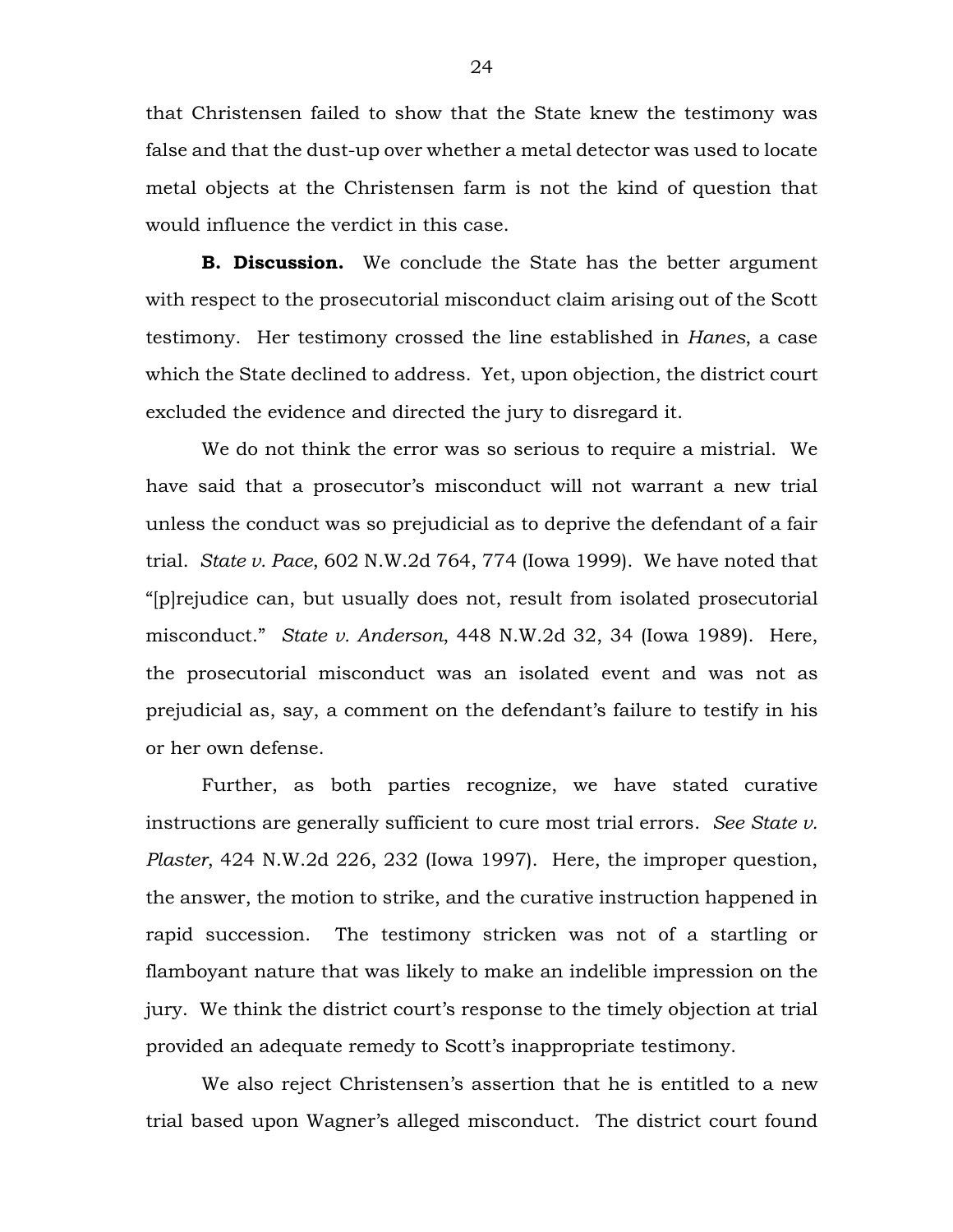that Christensen failed to show that the State knew the testimony was false and that the dust-up over whether a metal detector was used to locate metal objects at the Christensen farm is not the kind of question that would influence the verdict in this case.

**B. Discussion.** We conclude the State has the better argument with respect to the prosecutorial misconduct claim arising out of the Scott testimony. Her testimony crossed the line established in *Hanes*, a case which the State declined to address. Yet, upon objection, the district court excluded the evidence and directed the jury to disregard it.

We do not think the error was so serious to require a mistrial. We have said that a prosecutor's misconduct will not warrant a new trial unless the conduct was so prejudicial as to deprive the defendant of a fair trial. *State v. Pace*, 602 N.W.2d 764, 774 (Iowa 1999). We have noted that "[p]rejudice can, but usually does not, result from isolated prosecutorial misconduct." *State v. Anderson*, 448 N.W.2d 32, 34 (Iowa 1989). Here, the prosecutorial misconduct was an isolated event and was not as prejudicial as, say, a comment on the defendant's failure to testify in his or her own defense.

Further, as both parties recognize, we have stated curative instructions are generally sufficient to cure most trial errors. *See State v. Plaster*, 424 N.W.2d 226, 232 (Iowa 1997). Here, the improper question, the answer, the motion to strike, and the curative instruction happened in rapid succession. The testimony stricken was not of a startling or flamboyant nature that was likely to make an indelible impression on the jury. We think the district court's response to the timely objection at trial provided an adequate remedy to Scott's inappropriate testimony.

We also reject Christensen's assertion that he is entitled to a new trial based upon Wagner's alleged misconduct. The district court found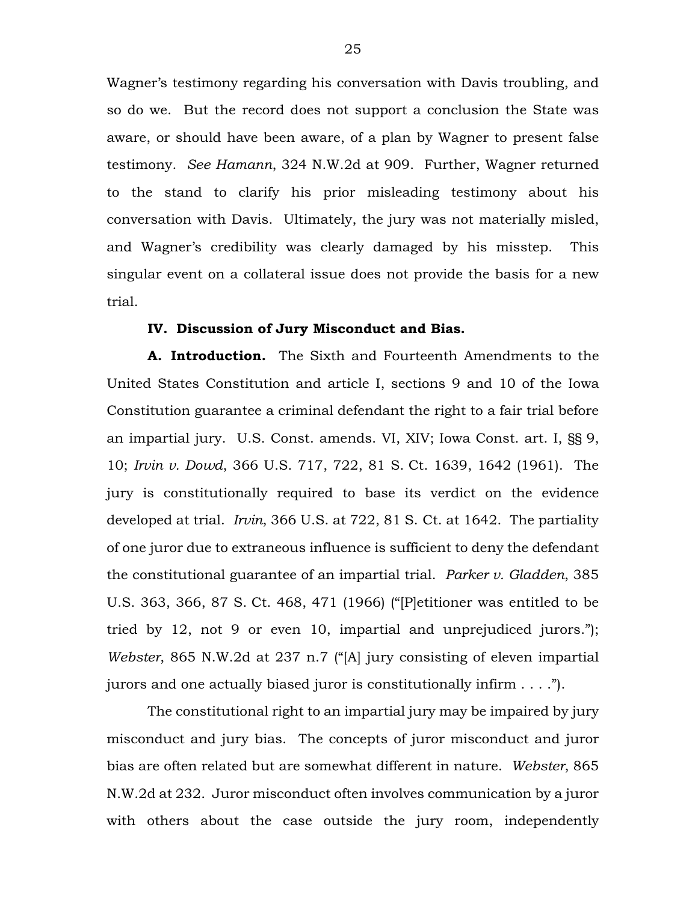Wagner's testimony regarding his conversation with Davis troubling, and so do we. But the record does not support a conclusion the State was aware, or should have been aware, of a plan by Wagner to present false testimony. *See Hamann*, 324 N.W.2d at 909. Further, Wagner returned to the stand to clarify his prior misleading testimony about his conversation with Davis. Ultimately, the jury was not materially misled, and Wagner's credibility was clearly damaged by his misstep. This singular event on a collateral issue does not provide the basis for a new trial.

**IV. Discussion of Jury Misconduct and Bias.**

**A. Introduction.** The Sixth and Fourteenth Amendments to the United States Constitution and article I, sections 9 and 10 of the Iowa Constitution guarantee a criminal defendant the right to a fair trial before an impartial jury. U.S. Const. amends. VI, XIV; Iowa Const. art. I, §§ 9, 10; *Irvin v. Dowd*, 366 U.S. 717, 722, 81 S. Ct. 1639, 1642 (1961). The jury is constitutionally required to base its verdict on the evidence developed at trial. *Irvin*, 366 U.S. at 722, 81 S. Ct. at 1642. The partiality of one juror due to extraneous influence is sufficient to deny the defendant the constitutional guarantee of an impartial trial. *Parker v. Gladden*, 385 U.S. 363, 366, 87 S. Ct. 468, 471 (1966) ("[P]etitioner was entitled to be tried by 12, not 9 or even 10, impartial and unprejudiced jurors."); *Webster*, 865 N.W.2d at 237 n.7 ("[A] jury consisting of eleven impartial jurors and one actually biased juror is constitutionally infirm . . . .").

The constitutional right to an impartial jury may be impaired by jury misconduct and jury bias. The concepts of juror misconduct and juror bias are often related but are somewhat different in nature. *Webster*, 865 N.W.2d at 232. Juror misconduct often involves communication by a juror with others about the case outside the jury room, independently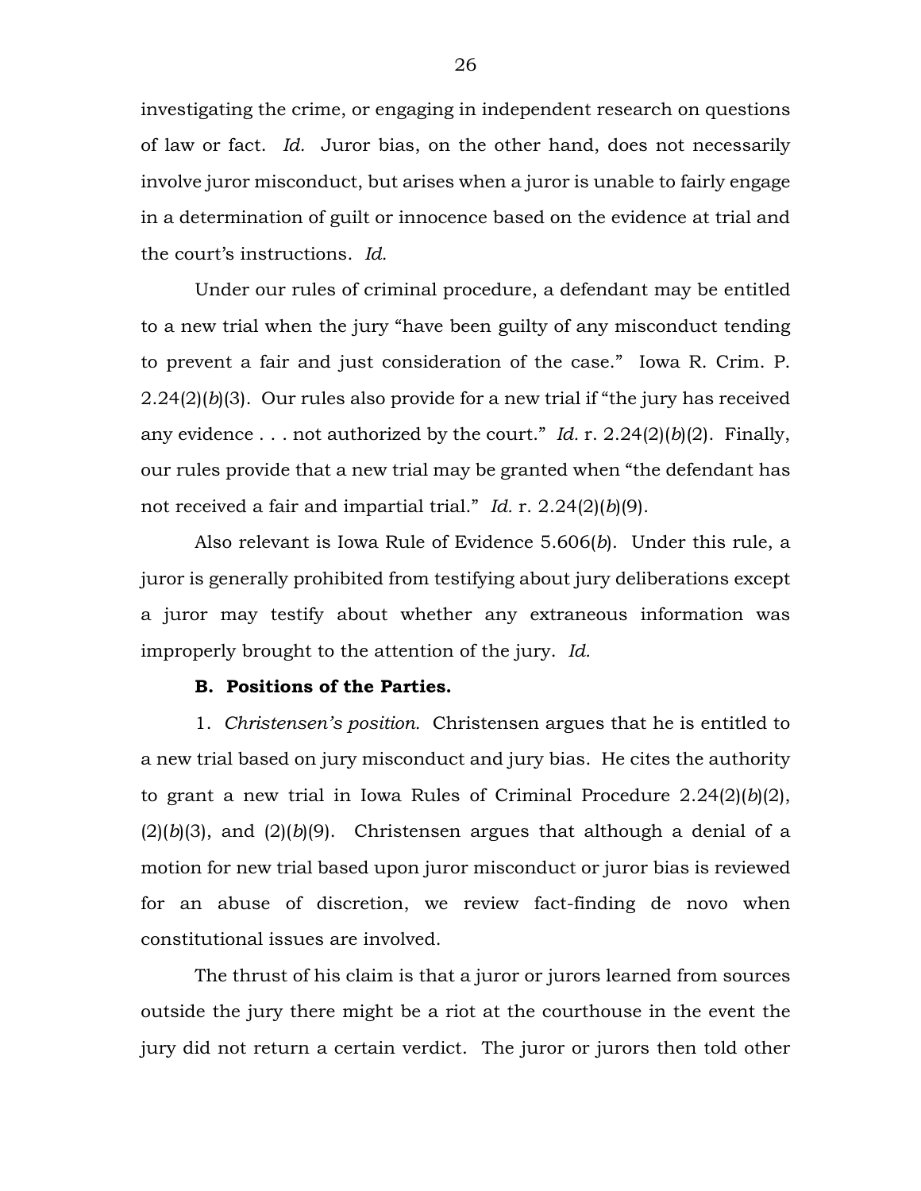investigating the crime, or engaging in independent research on questions of law or fact. *Id.* Juror bias, on the other hand, does not necessarily involve juror misconduct, but arises when a juror is unable to fairly engage in a determination of guilt or innocence based on the evidence at trial and the court's instructions. *Id.*

Under our rules of criminal procedure, a defendant may be entitled to a new trial when the jury "have been guilty of any misconduct tending to prevent a fair and just consideration of the case." Iowa R. Crim. P. 2.24(2)(*b*)(3). Our rules also provide for a new trial if "the jury has received any evidence . . . not authorized by the court." *Id.* r. 2.24(2)(*b*)(2). Finally, our rules provide that a new trial may be granted when "the defendant has not received a fair and impartial trial." *Id.* r. 2.24(2)(*b*)(9).

Also relevant is Iowa Rule of Evidence 5.606(*b*). Under this rule, a juror is generally prohibited from testifying about jury deliberations except a juror may testify about whether any extraneous information was improperly brought to the attention of the jury. *Id.*

**B. Positions of the Parties.**

1. *Christensen's position.* Christensen argues that he is entitled to a new trial based on jury misconduct and jury bias. He cites the authority to grant a new trial in Iowa Rules of Criminal Procedure 2.24(2)(*b*)(2), (2)(*b*)(3), and (2)(*b*)(9). Christensen argues that although a denial of a motion for new trial based upon juror misconduct or juror bias is reviewed for an abuse of discretion, we review fact-finding de novo when constitutional issues are involved.

The thrust of his claim is that a juror or jurors learned from sources outside the jury there might be a riot at the courthouse in the event the jury did not return a certain verdict. The juror or jurors then told other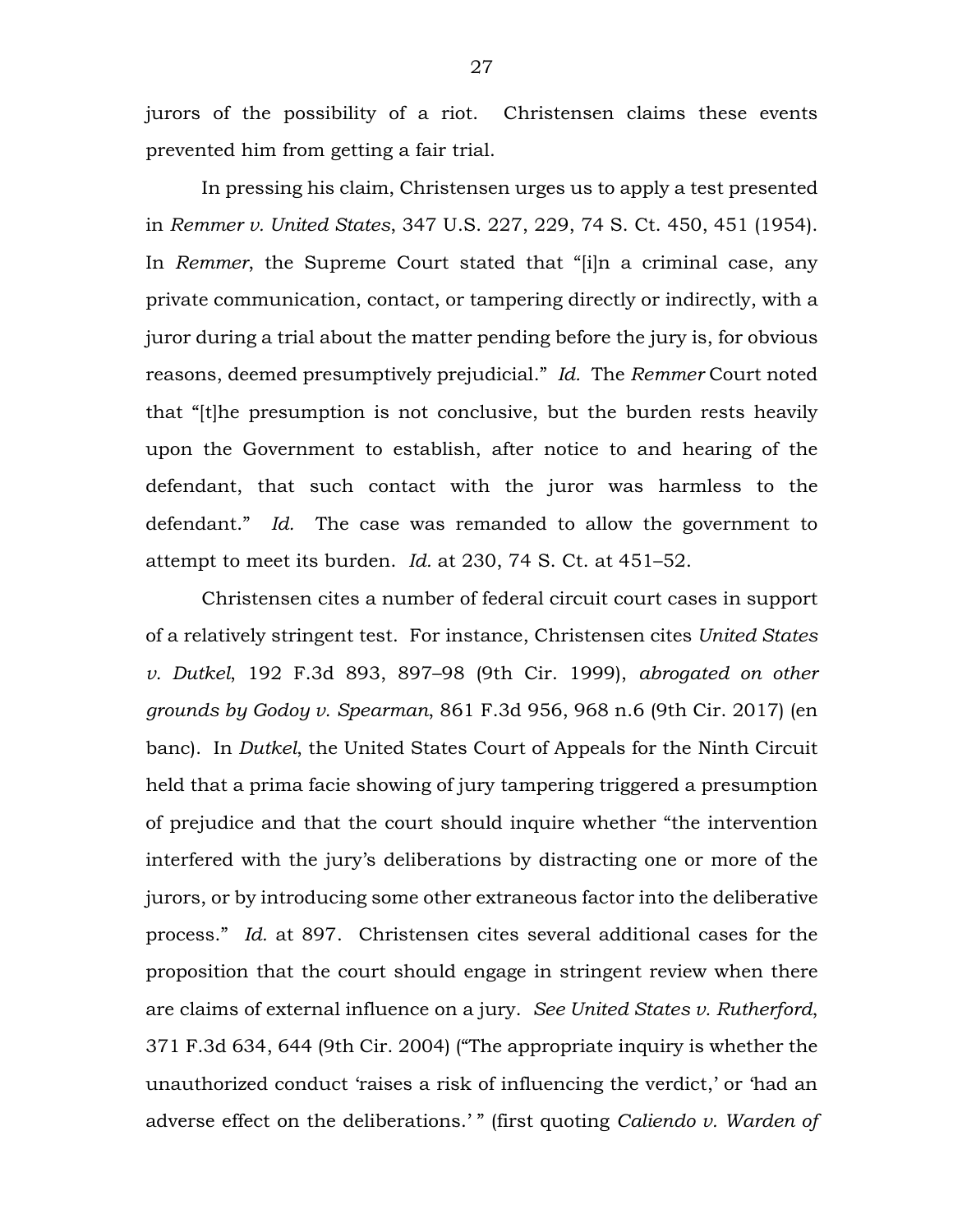jurors of the possibility of a riot. Christensen claims these events prevented him from getting a fair trial.

In pressing his claim, Christensen urges us to apply a test presented in *Remmer v. United States*, 347 U.S. 227, 229, 74 S. Ct. 450, 451 (1954). In *Remmer*, the Supreme Court stated that "[i]n a criminal case, any private communication, contact, or tampering directly or indirectly, with a juror during a trial about the matter pending before the jury is, for obvious reasons, deemed presumptively prejudicial." *Id.* The *Remmer* Court noted that "[t]he presumption is not conclusive, but the burden rests heavily upon the Government to establish, after notice to and hearing of the defendant, that such contact with the juror was harmless to the defendant." *Id.* The case was remanded to allow the government to attempt to meet its burden. *Id.* at 230, 74 S. Ct. at 451–52.

Christensen cites a number of federal circuit court cases in support of a relatively stringent test. For instance, Christensen cites *United States v. Dutkel*, 192 F.3d 893, 897–98 (9th Cir. 1999), *abrogated on other grounds by Godoy v. Spearman*, 861 F.3d 956, 968 n.6 (9th Cir. 2017) (en banc). In *Dutkel*, the United States Court of Appeals for the Ninth Circuit held that a prima facie showing of jury tampering triggered a presumption of prejudice and that the court should inquire whether "the intervention interfered with the jury's deliberations by distracting one or more of the jurors, or by introducing some other extraneous factor into the deliberative process." *Id.* at 897. Christensen cites several additional cases for the proposition that the court should engage in stringent review when there are claims of external influence on a jury. *See United States v. Rutherford*, 371 F.3d 634, 644 (9th Cir. 2004) ("The appropriate inquiry is whether the unauthorized conduct 'raises a risk of influencing the verdict,' or 'had an adverse effect on the deliberations.' " (first quoting *Caliendo v. Warden of*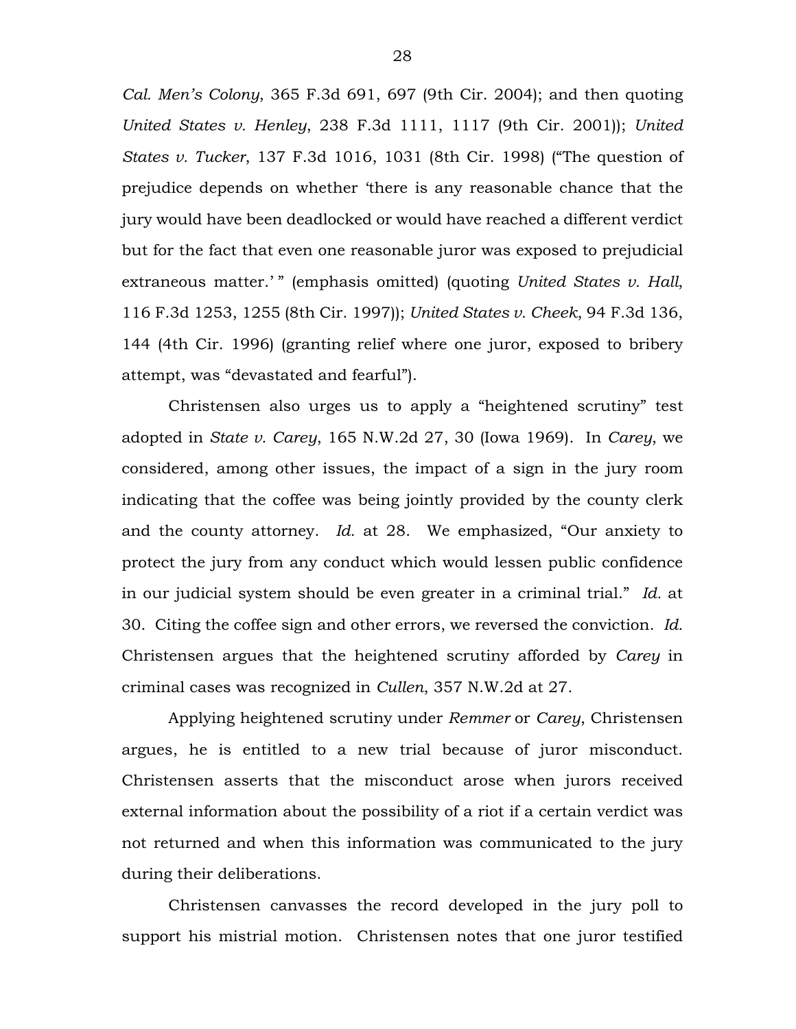*Cal. Men's Colony*, 365 F.3d 691, 697 (9th Cir. 2004); and then quoting *United States v. Henley*, 238 F.3d 1111, 1117 (9th Cir. 2001)); *United States v. Tucker*, 137 F.3d 1016, 1031 (8th Cir. 1998) ("The question of prejudice depends on whether 'there is any reasonable chance that the jury would have been deadlocked or would have reached a different verdict but for the fact that even one reasonable juror was exposed to prejudicial extraneous matter.' " (emphasis omitted) (quoting *United States v. Hall*, 116 F.3d 1253, 1255 (8th Cir. 1997)); *United States v. Cheek*, 94 F.3d 136, 144 (4th Cir. 1996) (granting relief where one juror, exposed to bribery attempt, was "devastated and fearful").

Christensen also urges us to apply a "heightened scrutiny" test adopted in *State v. Carey*, 165 N.W.2d 27, 30 (Iowa 1969). In *Carey*, we considered, among other issues, the impact of a sign in the jury room indicating that the coffee was being jointly provided by the county clerk and the county attorney. *Id.* at 28. We emphasized, "Our anxiety to protect the jury from any conduct which would lessen public confidence in our judicial system should be even greater in a criminal trial." *Id.* at 30. Citing the coffee sign and other errors, we reversed the conviction. *Id.* Christensen argues that the heightened scrutiny afforded by *Carey* in criminal cases was recognized in *Cullen*, 357 N.W.2d at 27.

Applying heightened scrutiny under *Remmer* or *Carey*, Christensen argues, he is entitled to a new trial because of juror misconduct. Christensen asserts that the misconduct arose when jurors received external information about the possibility of a riot if a certain verdict was not returned and when this information was communicated to the jury during their deliberations.

Christensen canvasses the record developed in the jury poll to support his mistrial motion. Christensen notes that one juror testified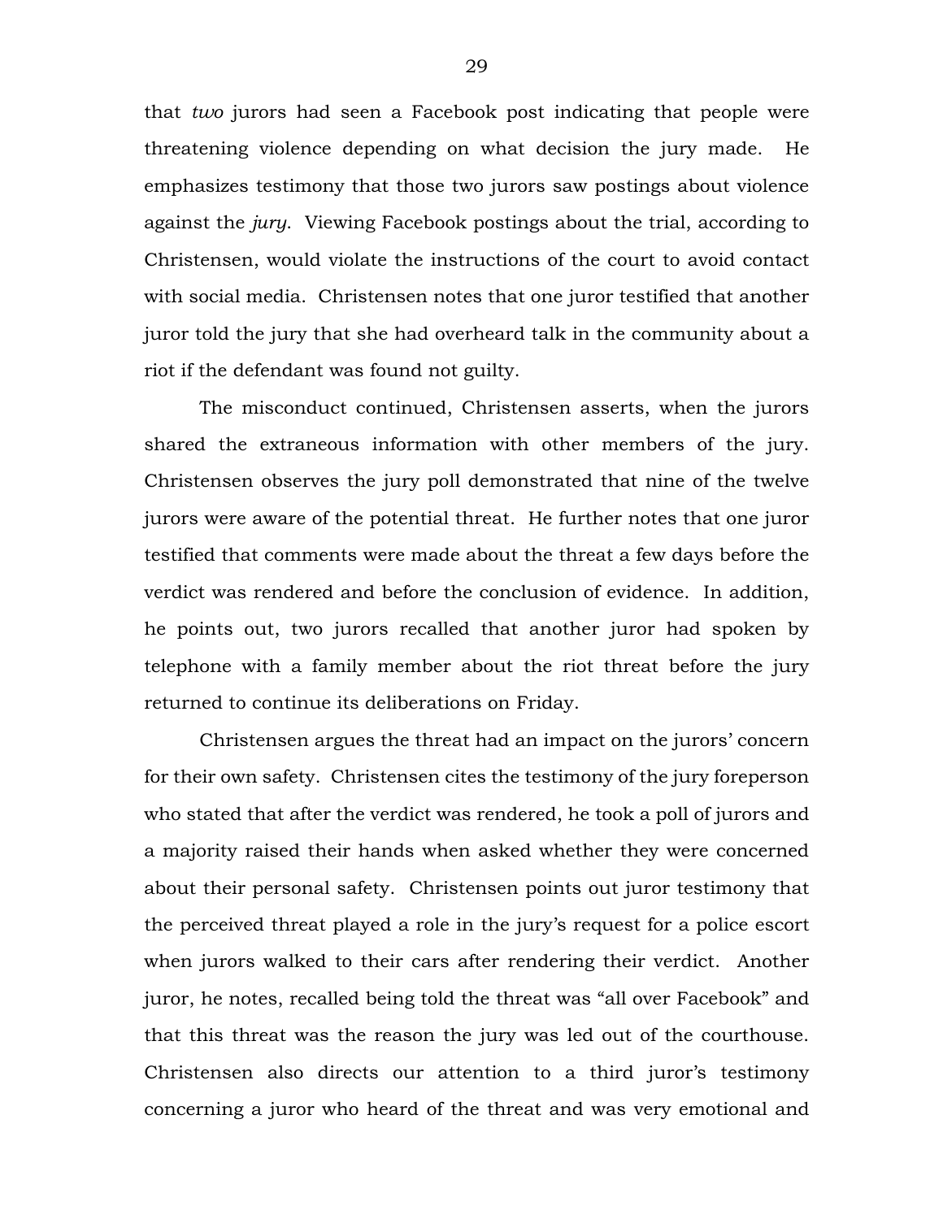that *two* jurors had seen a Facebook post indicating that people were threatening violence depending on what decision the jury made. He emphasizes testimony that those two jurors saw postings about violence against the *jury*. Viewing Facebook postings about the trial, according to Christensen, would violate the instructions of the court to avoid contact with social media. Christensen notes that one juror testified that another juror told the jury that she had overheard talk in the community about a riot if the defendant was found not guilty.

The misconduct continued, Christensen asserts, when the jurors shared the extraneous information with other members of the jury. Christensen observes the jury poll demonstrated that nine of the twelve jurors were aware of the potential threat. He further notes that one juror testified that comments were made about the threat a few days before the verdict was rendered and before the conclusion of evidence. In addition, he points out, two jurors recalled that another juror had spoken by telephone with a family member about the riot threat before the jury returned to continue its deliberations on Friday.

Christensen argues the threat had an impact on the jurors' concern for their own safety. Christensen cites the testimony of the jury foreperson who stated that after the verdict was rendered, he took a poll of jurors and a majority raised their hands when asked whether they were concerned about their personal safety. Christensen points out juror testimony that the perceived threat played a role in the jury's request for a police escort when jurors walked to their cars after rendering their verdict. Another juror, he notes, recalled being told the threat was "all over Facebook" and that this threat was the reason the jury was led out of the courthouse. Christensen also directs our attention to a third juror's testimony concerning a juror who heard of the threat and was very emotional and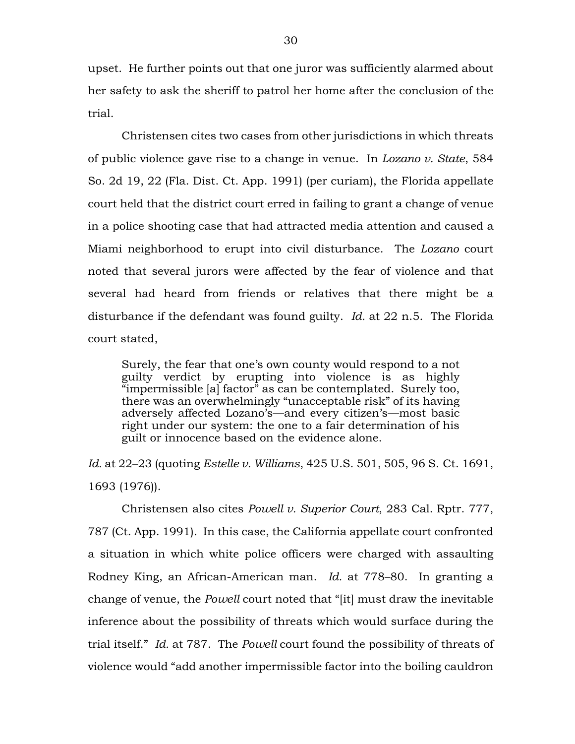upset. He further points out that one juror was sufficiently alarmed about her safety to ask the sheriff to patrol her home after the conclusion of the trial.

Christensen cites two cases from other jurisdictions in which threats of public violence gave rise to a change in venue. In *Lozano v. State*, 584 So. 2d 19, 22 (Fla. Dist. Ct. App. 1991) (per curiam), the Florida appellate court held that the district court erred in failing to grant a change of venue in a police shooting case that had attracted media attention and caused a Miami neighborhood to erupt into civil disturbance. The *Lozano* court noted that several jurors were affected by the fear of violence and that several had heard from friends or relatives that there might be a disturbance if the defendant was found guilty. *Id.* at 22 n.5. The Florida court stated,

> Surely, the fear that one's own county would respond to a not guilty verdict by erupting into violence is as highly "impermissible [a] factor" as can be contemplated. Surely too, there was an overwhelmingly "unacceptable risk" of its having adversely affected Lozano's—and every citizen's—most basic right under our system: the one to a fair determination of his guilt or innocence based on the evidence alone.

*Id.* at 22–23 (quoting *Estelle v. Williams*, 425 U.S. 501, 505, 96 S. Ct. 1691, 1693 (1976)).

Christensen also cites *Powell v. Superior Court*, 283 Cal. Rptr. 777, 787 (Ct. App. 1991). In this case, the California appellate court confronted a situation in which white police officers were charged with assaulting Rodney King, an African-American man. *Id.* at 778–80. In granting a change of venue, the *Powell* court noted that "[it] must draw the inevitable inference about the possibility of threats which would surface during the trial itself." *Id.* at 787. The *Powell* court found the possibility of threats of violence would "add another impermissible factor into the boiling cauldron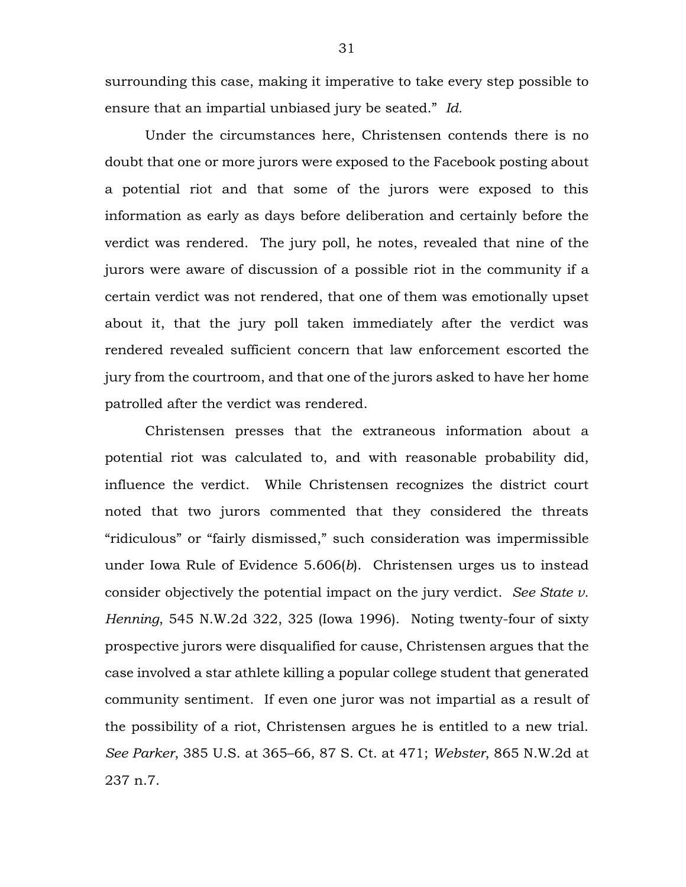surrounding this case, making it imperative to take every step possible to ensure that an impartial unbiased jury be seated." *Id.*

Under the circumstances here, Christensen contends there is no doubt that one or more jurors were exposed to the Facebook posting about a potential riot and that some of the jurors were exposed to this information as early as days before deliberation and certainly before the verdict was rendered. The jury poll, he notes, revealed that nine of the jurors were aware of discussion of a possible riot in the community if a certain verdict was not rendered, that one of them was emotionally upset about it, that the jury poll taken immediately after the verdict was rendered revealed sufficient concern that law enforcement escorted the jury from the courtroom, and that one of the jurors asked to have her home patrolled after the verdict was rendered.

Christensen presses that the extraneous information about a potential riot was calculated to, and with reasonable probability did, influence the verdict. While Christensen recognizes the district court noted that two jurors commented that they considered the threats "ridiculous" or "fairly dismissed," such consideration was impermissible under Iowa Rule of Evidence 5.606(*b*). Christensen urges us to instead consider objectively the potential impact on the jury verdict. *See State v. Henning*, 545 N.W.2d 322, 325 (Iowa 1996). Noting twenty-four of sixty prospective jurors were disqualified for cause, Christensen argues that the case involved a star athlete killing a popular college student that generated community sentiment. If even one juror was not impartial as a result of the possibility of a riot, Christensen argues he is entitled to a new trial. *See Parker*, 385 U.S. at 365–66, 87 S. Ct. at 471; *Webster*, 865 N.W.2d at 237 n.7.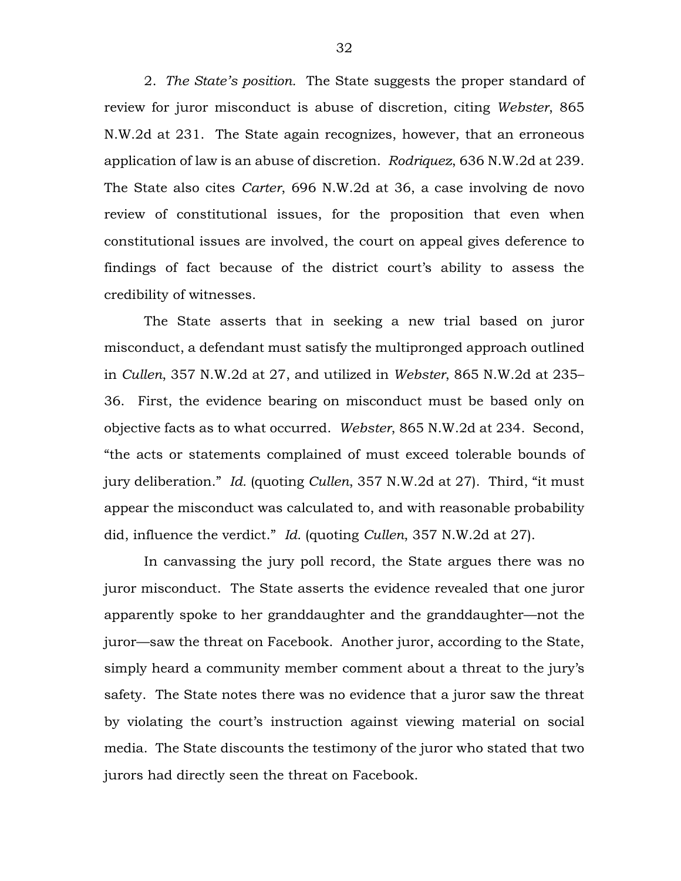2. *The State's position.* The State suggests the proper standard of review for juror misconduct is abuse of discretion, citing *Webster*, 865 N.W.2d at 231. The State again recognizes, however, that an erroneous application of law is an abuse of discretion. *Rodriquez*, 636 N.W.2d at 239. The State also cites *Carter*, 696 N.W.2d at 36, a case involving de novo review of constitutional issues, for the proposition that even when constitutional issues are involved, the court on appeal gives deference to findings of fact because of the district court's ability to assess the credibility of witnesses.

The State asserts that in seeking a new trial based on juror misconduct, a defendant must satisfy the multipronged approach outlined in *Cullen*, 357 N.W.2d at 27, and utilized in *Webster*, 865 N.W.2d at 235–36. First, the evidence bearing on misconduct must be based only on objective facts as to what occurred. *Webster*, 865 N.W.2d at 234. Second, "the acts or statements complained of must exceed tolerable bounds of jury deliberation." *Id.* (quoting *Cullen*, 357 N.W.2d at 27). Third, "it must appear the misconduct was calculated to, and with reasonable probability did, influence the verdict." *Id.* (quoting *Cullen*, 357 N.W.2d at 27).

In canvassing the jury poll record, the State argues there was no juror misconduct. The State asserts the evidence revealed that one juror apparently spoke to her granddaughter and the granddaughter—not the juror—saw the threat on Facebook. Another juror, according to the State, simply heard a community member comment about a threat to the jury's safety. The State notes there was no evidence that a juror saw the threat by violating the court's instruction against viewing material on social media. The State discounts the testimony of the juror who stated that two jurors had directly seen the threat on Facebook.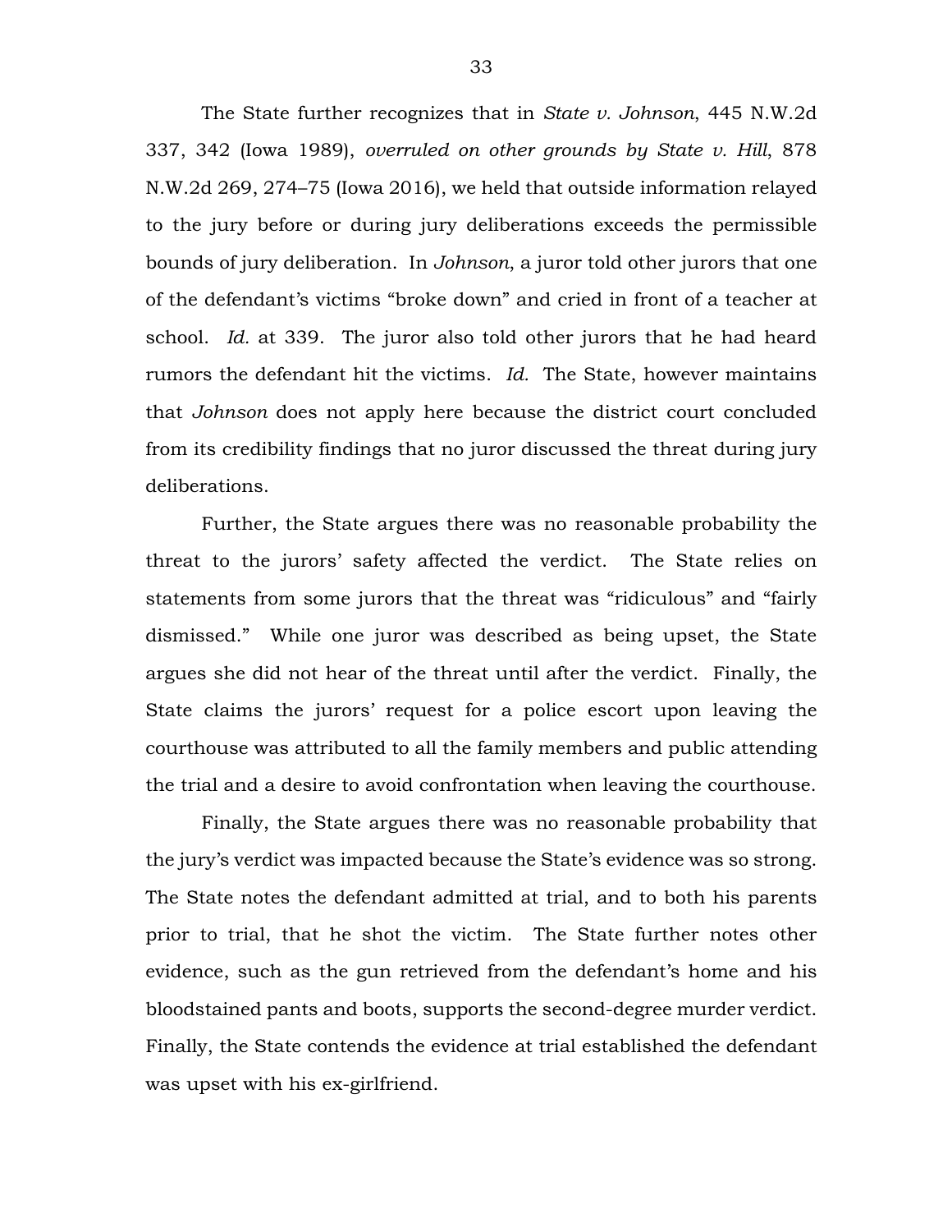The State further recognizes that in *State v. Johnson*, 445 N.W.2d 337, 342 (Iowa 1989), *overruled on other grounds by State v. Hill*, 878 N.W.2d 269, 274–75 (Iowa 2016), we held that outside information relayed to the jury before or during jury deliberations exceeds the permissible bounds of jury deliberation. In *Johnson*, a juror told other jurors that one of the defendant's victims "broke down" and cried in front of a teacher at school. *Id.* at 339. The juror also told other jurors that he had heard rumors the defendant hit the victims. *Id.* The State, however maintains that *Johnson* does not apply here because the district court concluded from its credibility findings that no juror discussed the threat during jury deliberations.

Further, the State argues there was no reasonable probability the threat to the jurors' safety affected the verdict. The State relies on statements from some jurors that the threat was "ridiculous" and "fairly dismissed." While one juror was described as being upset, the State argues she did not hear of the threat until after the verdict. Finally, the State claims the jurors' request for a police escort upon leaving the courthouse was attributed to all the family members and public attending the trial and a desire to avoid confrontation when leaving the courthouse.

Finally, the State argues there was no reasonable probability that the jury's verdict was impacted because the State's evidence was so strong. The State notes the defendant admitted at trial, and to both his parents prior to trial, that he shot the victim. The State further notes other evidence, such as the gun retrieved from the defendant's home and his bloodstained pants and boots, supports the second-degree murder verdict. Finally, the State contends the evidence at trial established the defendant was upset with his ex-girlfriend.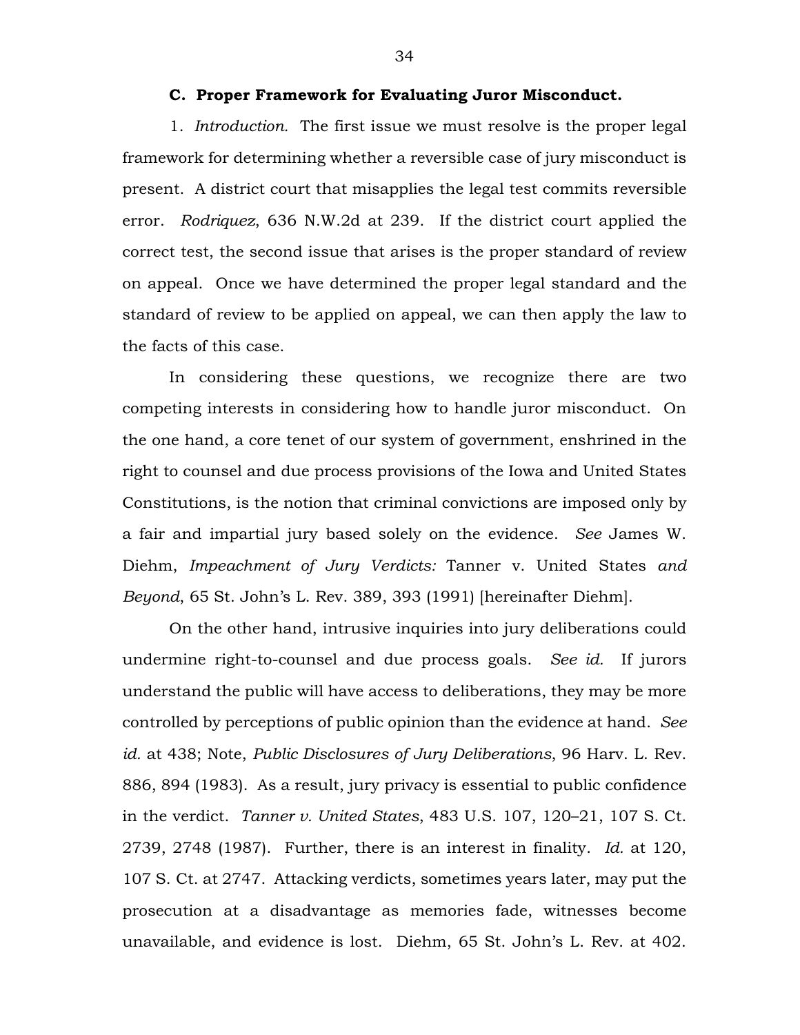### C. Proper Framework for Evaluating Juror Misconduct.

1. *Introduction.* The first issue we must resolve is the proper legal framework for determining whether a reversible case of jury misconduct is present. A district court that misapplies the legal test commits reversible error. *Rodriquez*, 636 N.W.2d at 239. If the district court applied the correct test, the second issue that arises is the proper standard of review on appeal. Once we have determined the proper legal standard and the standard of review to be applied on appeal, we can then apply the law to the facts of this case.

In considering these questions, we recognize there are two competing interests in considering how to handle juror misconduct. On the one hand, a core tenet of our system of government, enshrined in the right to counsel and due process provisions of the Iowa and United States Constitutions, is the notion that criminal convictions are imposed only by a fair and impartial jury based solely on the evidence. *See* James W. Diehm, *Impeachment of Jury Verdicts:* Tanner v. United States *and Beyond*, 65 St. John's L. Rev. 389, 393 (1991) [hereinafter Diehm].

On the other hand, intrusive inquiries into jury deliberations could undermine right-to-counsel and due process goals. *See id.* If jurors understand the public will have access to deliberations, they may be more controlled by perceptions of public opinion than the evidence at hand. *See id.* at 438; Note, *Public Disclosures of Jury Deliberations*, 96 Harv. L. Rev. 886, 894 (1983). As a result, jury privacy is essential to public confidence in the verdict. *Tanner v. United States*, 483 U.S. 107, 120–21, 107 S. Ct. 2739, 2748 (1987). Further, there is an interest in finality. *Id.* at 120, 107 S. Ct. at 2747. Attacking verdicts, sometimes years later, may put the prosecution at a disadvantage as memories fade, witnesses become unavailable, and evidence is lost. Diehm, 65 St. John's L. Rev. at 402.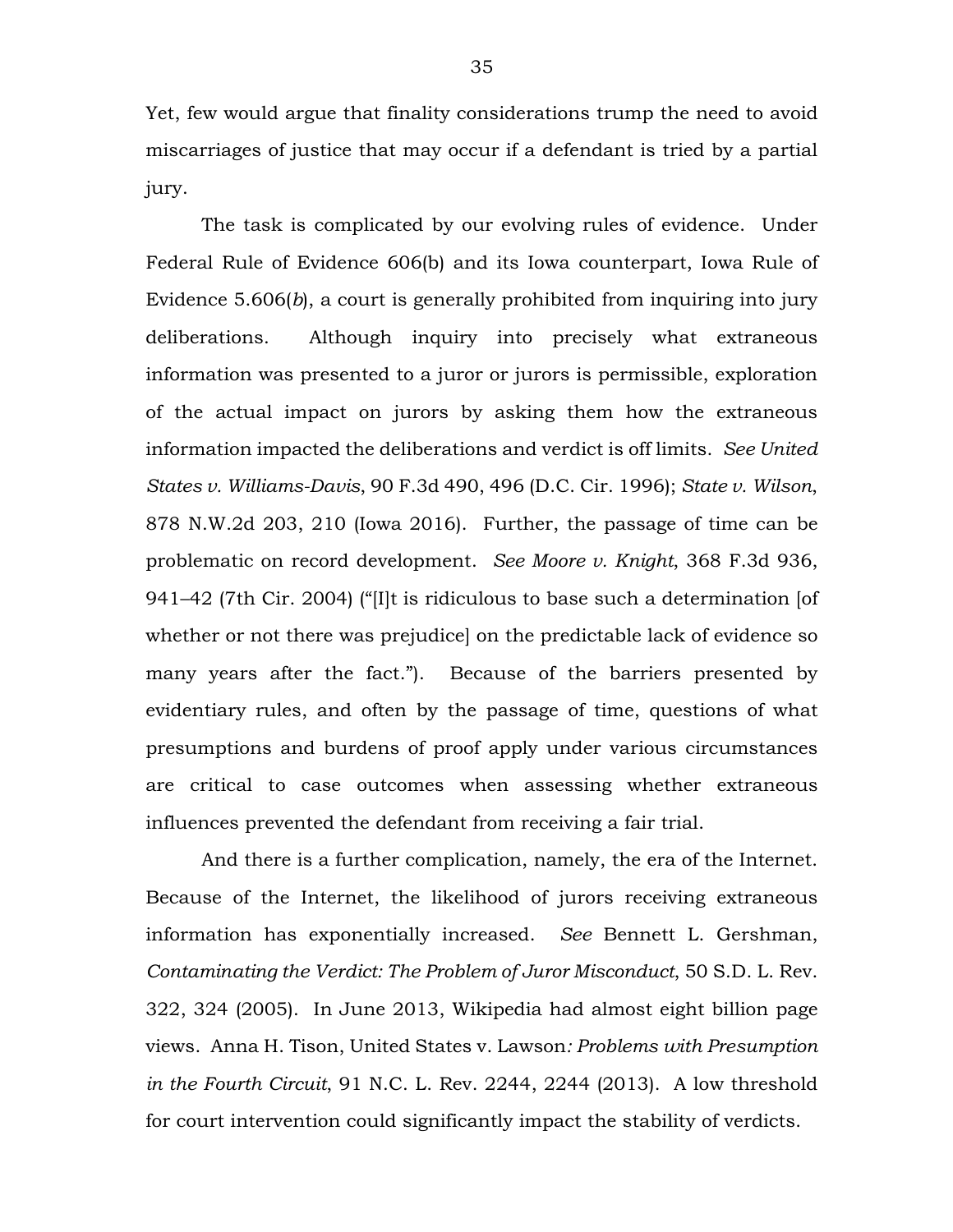Yet, few would argue that finality considerations trump the need to avoid miscarriages of justice that may occur if a defendant is tried by a partial jury.

The task is complicated by our evolving rules of evidence. Under Federal Rule of Evidence 606(b) and its Iowa counterpart, Iowa Rule of Evidence 5.606(*b*), a court is generally prohibited from inquiring into jury deliberations. Although inquiry into precisely what extraneous information was presented to a juror or jurors is permissible, exploration of the actual impact on jurors by asking them how the extraneous information impacted the deliberations and verdict is off limits. *See United States v. Williams-Davis*, 90 F.3d 490, 496 (D.C. Cir. 1996); *State v. Wilson*, 878 N.W.2d 203, 210 (Iowa 2016). Further, the passage of time can be problematic on record development. *See Moore v. Knight*, 368 F.3d 936, 941–42 (7th Cir. 2004) ("[I]t is ridiculous to base such a determination [of whether or not there was prejudice] on the predictable lack of evidence so many years after the fact."). Because of the barriers presented by evidentiary rules, and often by the passage of time, questions of what presumptions and burdens of proof apply under various circumstances are critical to case outcomes when assessing whether extraneous influences prevented the defendant from receiving a fair trial.

And there is a further complication, namely, the era of the Internet. Because of the Internet, the likelihood of jurors receiving extraneous information has exponentially increased. *See* Bennett L. Gershman, *Contaminating the Verdict: The Problem of Juror Misconduct*, 50 S.D. L. Rev. 322, 324 (2005). In June 2013, Wikipedia had almost eight billion page views. Anna H. Tison, United States v. Lawson*: Problems with Presumption in the Fourth Circuit*, 91 N.C. L. Rev. 2244, 2244 (2013). A low threshold for court intervention could significantly impact the stability of verdicts.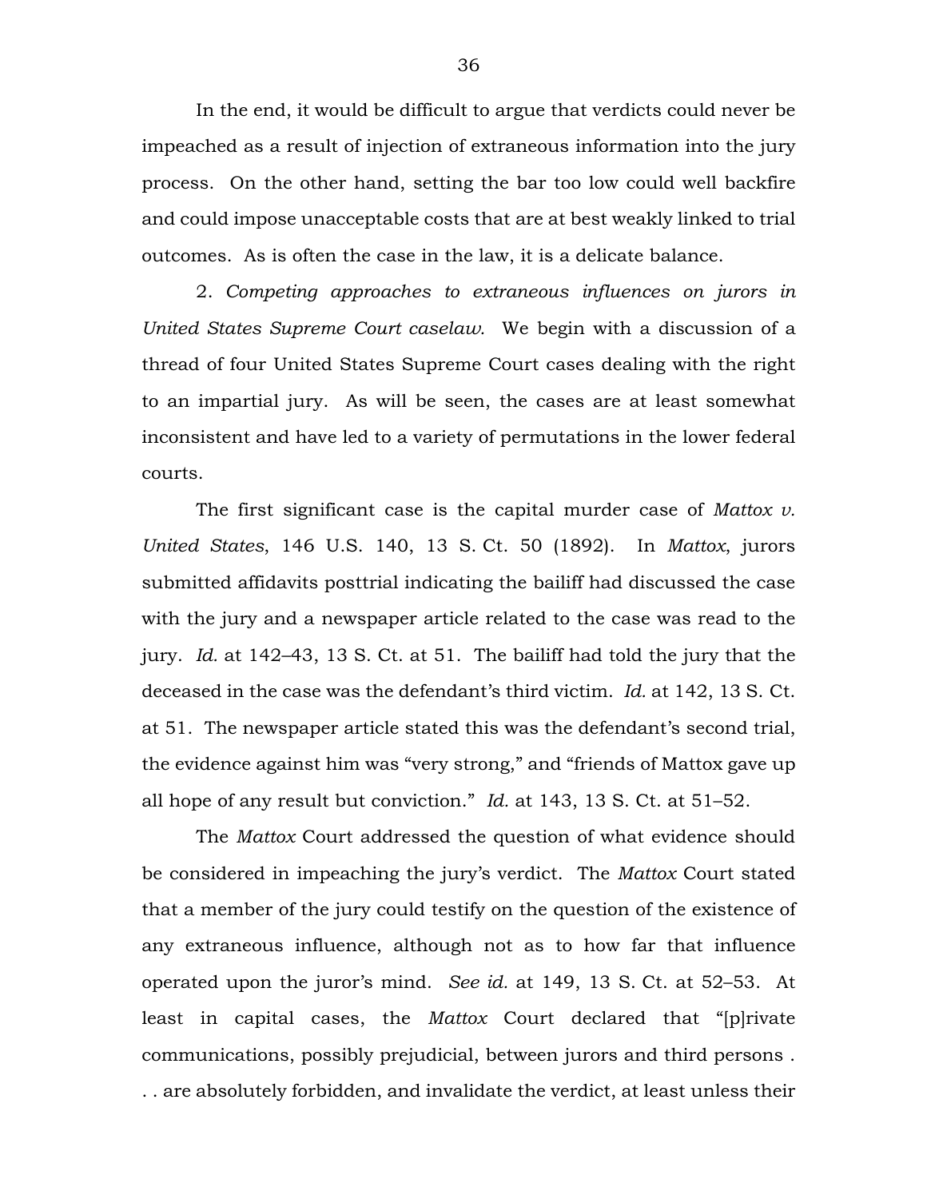In the end, it would be difficult to argue that verdicts could never be impeached as a result of injection of extraneous information into the jury process. On the other hand, setting the bar too low could well backfire and could impose unacceptable costs that are at best weakly linked to trial outcomes. As is often the case in the law, it is a delicate balance.

2. *Competing approaches to extraneous influences on jurors in United States Supreme Court caselaw.* We begin with a discussion of a thread of four United States Supreme Court cases dealing with the right to an impartial jury. As will be seen, the cases are at least somewhat inconsistent and have led to a variety of permutations in the lower federal courts.

The first significant case is the capital murder case of *Mattox v. United States*, 146 U.S. 140, 13 S. Ct. 50 (1892). In *Mattox*, jurors submitted affidavits posttrial indicating the bailiff had discussed the case with the jury and a newspaper article related to the case was read to the jury. *Id.* at 142–43, 13 S. Ct. at 51. The bailiff had told the jury that the deceased in the case was the defendant's third victim. *Id.* at 142, 13 S. Ct. at 51. The newspaper article stated this was the defendant's second trial, the evidence against him was "very strong," and "friends of Mattox gave up all hope of any result but conviction." *Id.* at 143, 13 S. Ct. at 51–52.

The *Mattox* Court addressed the question of what evidence should be considered in impeaching the jury's verdict. The *Mattox* Court stated that a member of the jury could testify on the question of the existence of any extraneous influence, although not as to how far that influence operated upon the juror's mind. *See id.* at 149, 13 S. Ct. at 52–53. At least in capital cases, the *Mattox* Court declared that "[p]rivate communications, possibly prejudicial, between jurors and third persons . . . are absolutely forbidden, and invalidate the verdict, at least unless their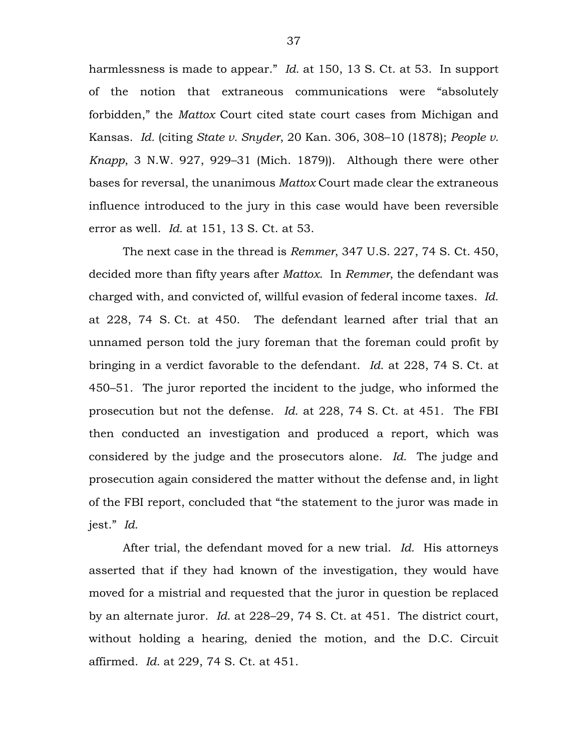harmlessness is made to appear." *Id.* at 150, 13 S. Ct. at 53. In support of the notion that extraneous communications were "absolutely forbidden," the *Mattox* Court cited state court cases from Michigan and Kansas. *Id.* (citing *State v. Snyder*, 20 Kan. 306, 308–10 (1878); *People v. Knapp*, 3 N.W. 927, 929–31 (Mich. 1879)). Although there were other bases for reversal, the unanimous *Mattox* Court made clear the extraneous influence introduced to the jury in this case would have been reversible error as well. *Id.* at 151, 13 S. Ct. at 53.

The next case in the thread is *Remmer*, 347 U.S. 227, 74 S. Ct. 450, decided more than fifty years after *Mattox*. In *Remmer*, the defendant was charged with, and convicted of, willful evasion of federal income taxes. *Id.* at 228, 74 S. Ct. at 450. The defendant learned after trial that an unnamed person told the jury foreman that the foreman could profit by bringing in a verdict favorable to the defendant. *Id.* at 228, 74 S. Ct. at 450–51. The juror reported the incident to the judge, who informed the prosecution but not the defense. *Id.* at 228, 74 S. Ct. at 451. The FBI then conducted an investigation and produced a report, which was considered by the judge and the prosecutors alone. *Id.* The judge and prosecution again considered the matter without the defense and, in light of the FBI report, concluded that "the statement to the juror was made in jest." *Id.*

After trial, the defendant moved for a new trial. *Id.* His attorneys asserted that if they had known of the investigation, they would have moved for a mistrial and requested that the juror in question be replaced by an alternate juror. *Id.* at 228–29, 74 S. Ct. at 451. The district court, without holding a hearing, denied the motion, and the D.C. Circuit affirmed. *Id.* at 229, 74 S. Ct. at 451.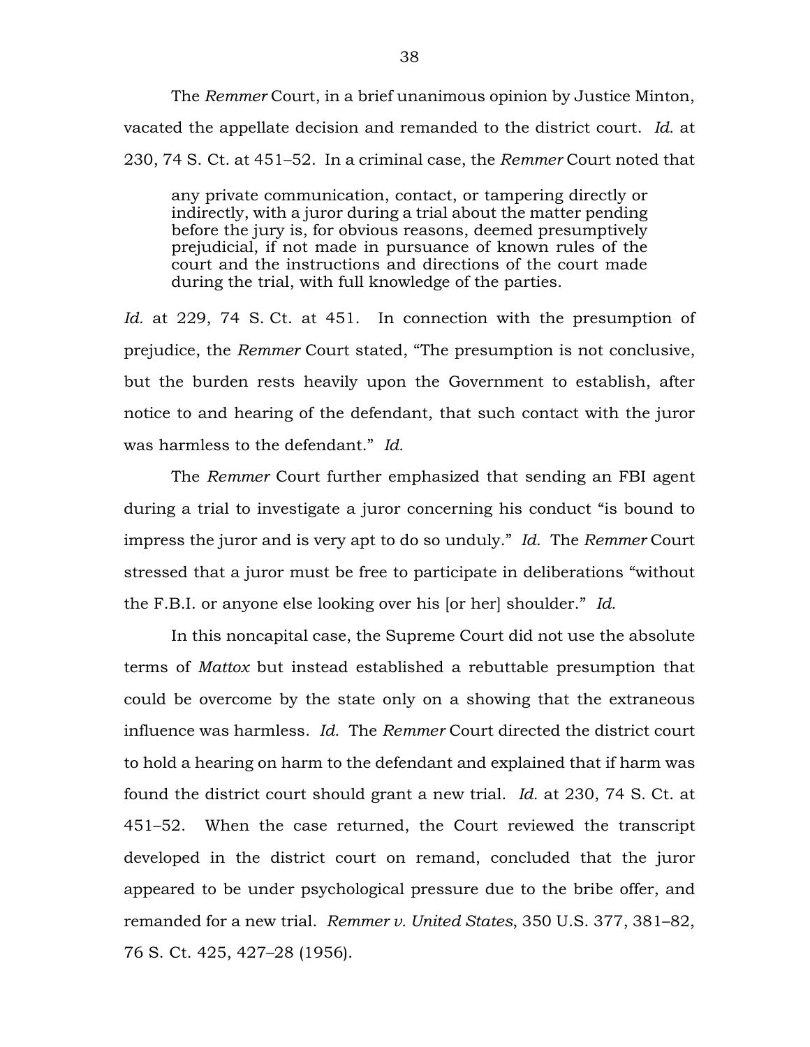The *Remmer* Court, in a brief unanimous opinion by Justice Minton, vacated the appellate decision and remanded to the district court. *Id.* at 230, 74 S. Ct. at 451–52. In a criminal case, the *Remmer* Court noted that

> any private communication, contact, or tampering directly or indirectly, with a juror during a trial about the matter pending before the jury is, for obvious reasons, deemed presumptively prejudicial, if not made in pursuance of known rules of the court and the instructions and directions of the court made during the trial, with full knowledge of the parties.

*Id.* at 229, 74 S. Ct. at 451. In connection with the presumption of prejudice, the *Remmer* Court stated, "The presumption is not conclusive, but the burden rests heavily upon the Government to establish, after notice to and hearing of the defendant, that such contact with the juror was harmless to the defendant." *Id.*

The *Remmer* Court further emphasized that sending an FBI agent during a trial to investigate a juror concerning his conduct "is bound to impress the juror and is very apt to do so unduly." *Id.* The *Remmer* Court stressed that a juror must be free to participate in deliberations "without the F.B.I. or anyone else looking over his [or her] shoulder." *Id.*

In this noncapital case, the Supreme Court did not use the absolute terms of *Mattox* but instead established a rebuttable presumption that could be overcome by the state only on a showing that the extraneous influence was harmless. *Id.* The *Remmer* Court directed the district court to hold a hearing on harm to the defendant and explained that if harm was found the district court should grant a new trial. *Id.* at 230, 74 S. Ct. at 451–52. When the case returned, the Court reviewed the transcript developed in the district court on remand, concluded that the juror appeared to be under psychological pressure due to the bribe offer, and remanded for a new trial. *Remmer v. United States*, 350 U.S. 377, 381–82, 76 S. Ct. 425, 427–28 (1956).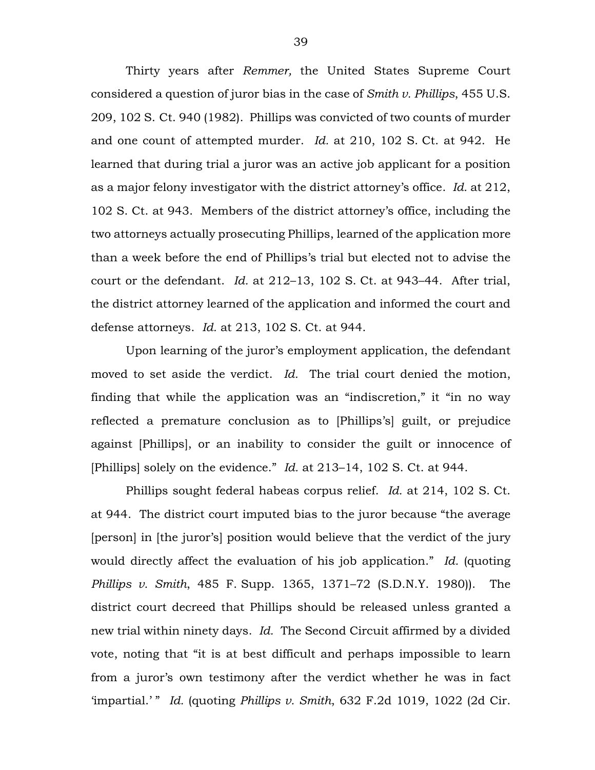Thirty years after *Remmer,* the United States Supreme Court considered a question of juror bias in the case of *Smith v. Phillips*, 455 U.S. 209, 102 S. Ct. 940 (1982). Phillips was convicted of two counts of murder and one count of attempted murder. *Id.* at 210, 102 S. Ct. at 942. He learned that during trial a juror was an active job applicant for a position as a major felony investigator with the district attorney's office. *Id.* at 212, 102 S. Ct. at 943. Members of the district attorney's office, including the two attorneys actually prosecuting Phillips, learned of the application more than a week before the end of Phillips's trial but elected not to advise the court or the defendant. *Id.* at 212–13, 102 S. Ct. at 943–44. After trial, the district attorney learned of the application and informed the court and defense attorneys. *Id.* at 213, 102 S. Ct. at 944.

Upon learning of the juror's employment application, the defendant moved to set aside the verdict. *Id.* The trial court denied the motion, finding that while the application was an "indiscretion," it "in no way reflected a premature conclusion as to [Phillips's] guilt, or prejudice against [Phillips], or an inability to consider the guilt or innocence of [Phillips] solely on the evidence." *Id.* at 213–14, 102 S. Ct. at 944.

Phillips sought federal habeas corpus relief. *Id.* at 214, 102 S. Ct. at 944. The district court imputed bias to the juror because "the average [person] in [the juror's] position would believe that the verdict of the jury would directly affect the evaluation of his job application." *Id.* (quoting *Phillips v. Smith*, 485 F. Supp. 1365, 1371–72 (S.D.N.Y. 1980)). The district court decreed that Phillips should be released unless granted a new trial within ninety days. *Id.* The Second Circuit affirmed by a divided vote, noting that "it is at best difficult and perhaps impossible to learn from a juror's own testimony after the verdict whether he was in fact 'impartial.' " *Id.* (quoting *Phillips v. Smith*, 632 F.2d 1019, 1022 (2d Cir.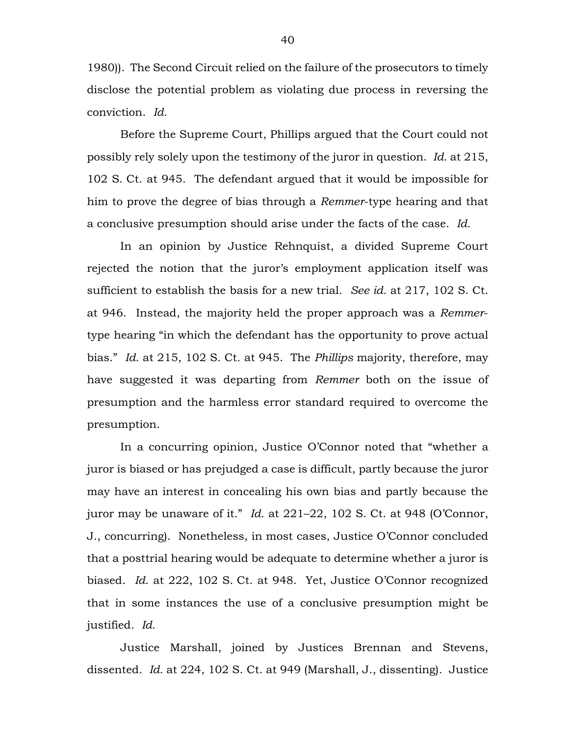1980)). The Second Circuit relied on the failure of the prosecutors to timely disclose the potential problem as violating due process in reversing the conviction. *Id.*

Before the Supreme Court, Phillips argued that the Court could not possibly rely solely upon the testimony of the juror in question. *Id.* at 215, 102 S. Ct. at 945. The defendant argued that it would be impossible for him to prove the degree of bias through a *Remmer*-type hearing and that a conclusive presumption should arise under the facts of the case. *Id.*

In an opinion by Justice Rehnquist, a divided Supreme Court rejected the notion that the juror's employment application itself was sufficient to establish the basis for a new trial. *See id.* at 217, 102 S. Ct. at 946. Instead, the majority held the proper approach was a *Remmer*-type hearing "in which the defendant has the opportunity to prove actual bias." *Id.* at 215, 102 S. Ct. at 945. The *Phillips* majority, therefore, may have suggested it was departing from *Remmer* both on the issue of presumption and the harmless error standard required to overcome the presumption.

In a concurring opinion, Justice O'Connor noted that "whether a juror is biased or has prejudged a case is difficult, partly because the juror may have an interest in concealing his own bias and partly because the juror may be unaware of it." *Id.* at 221–22, 102 S. Ct. at 948 (O'Connor, J., concurring). Nonetheless, in most cases, Justice O'Connor concluded that a posttrial hearing would be adequate to determine whether a juror is biased. *Id.* at 222, 102 S. Ct. at 948. Yet, Justice O'Connor recognized that in some instances the use of a conclusive presumption might be justified. *Id.*

Justice Marshall, joined by Justices Brennan and Stevens, dissented. *Id.* at 224, 102 S. Ct. at 949 (Marshall, J., dissenting). Justice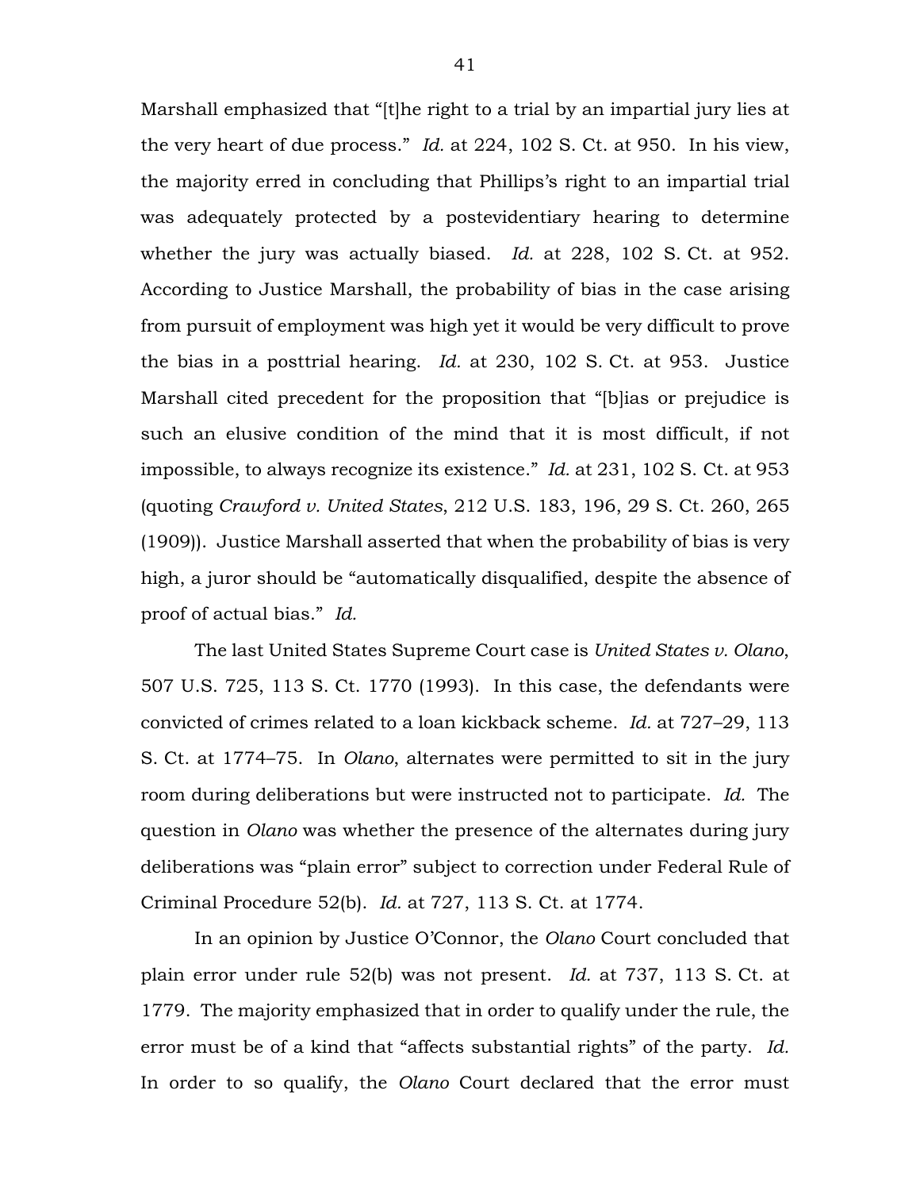Marshall emphasized that "[t]he right to a trial by an impartial jury lies at the very heart of due process." *Id.* at 224, 102 S. Ct. at 950. In his view, the majority erred in concluding that Phillips's right to an impartial trial was adequately protected by a postevidentiary hearing to determine whether the jury was actually biased. *Id.* at 228, 102 S. Ct. at 952. According to Justice Marshall, the probability of bias in the case arising from pursuit of employment was high yet it would be very difficult to prove the bias in a posttrial hearing. *Id.* at 230, 102 S. Ct. at 953. Justice Marshall cited precedent for the proposition that "[b]ias or prejudice is such an elusive condition of the mind that it is most difficult, if not impossible, to always recognize its existence." *Id.* at 231, 102 S. Ct. at 953 (quoting *Crawford v. United States*, 212 U.S. 183, 196, 29 S. Ct. 260, 265 (1909)). Justice Marshall asserted that when the probability of bias is very high, a juror should be "automatically disqualified, despite the absence of proof of actual bias." *Id.*

The last United States Supreme Court case is *United States v. Olano*, 507 U.S. 725, 113 S. Ct. 1770 (1993). In this case, the defendants were convicted of crimes related to a loan kickback scheme. *Id.* at 727–29, 113 S. Ct. at 1774–75. In *Olano*, alternates were permitted to sit in the jury room during deliberations but were instructed not to participate. *Id.* The question in *Olano* was whether the presence of the alternates during jury deliberations was "plain error" subject to correction under Federal Rule of Criminal Procedure 52(b). *Id.* at 727, 113 S. Ct. at 1774.

In an opinion by Justice O'Connor, the *Olano* Court concluded that plain error under rule 52(b) was not present. *Id.* at 737, 113 S. Ct. at 1779. The majority emphasized that in order to qualify under the rule, the error must be of a kind that "affects substantial rights" of the party. *Id.* In order to so qualify, the *Olano* Court declared that the error must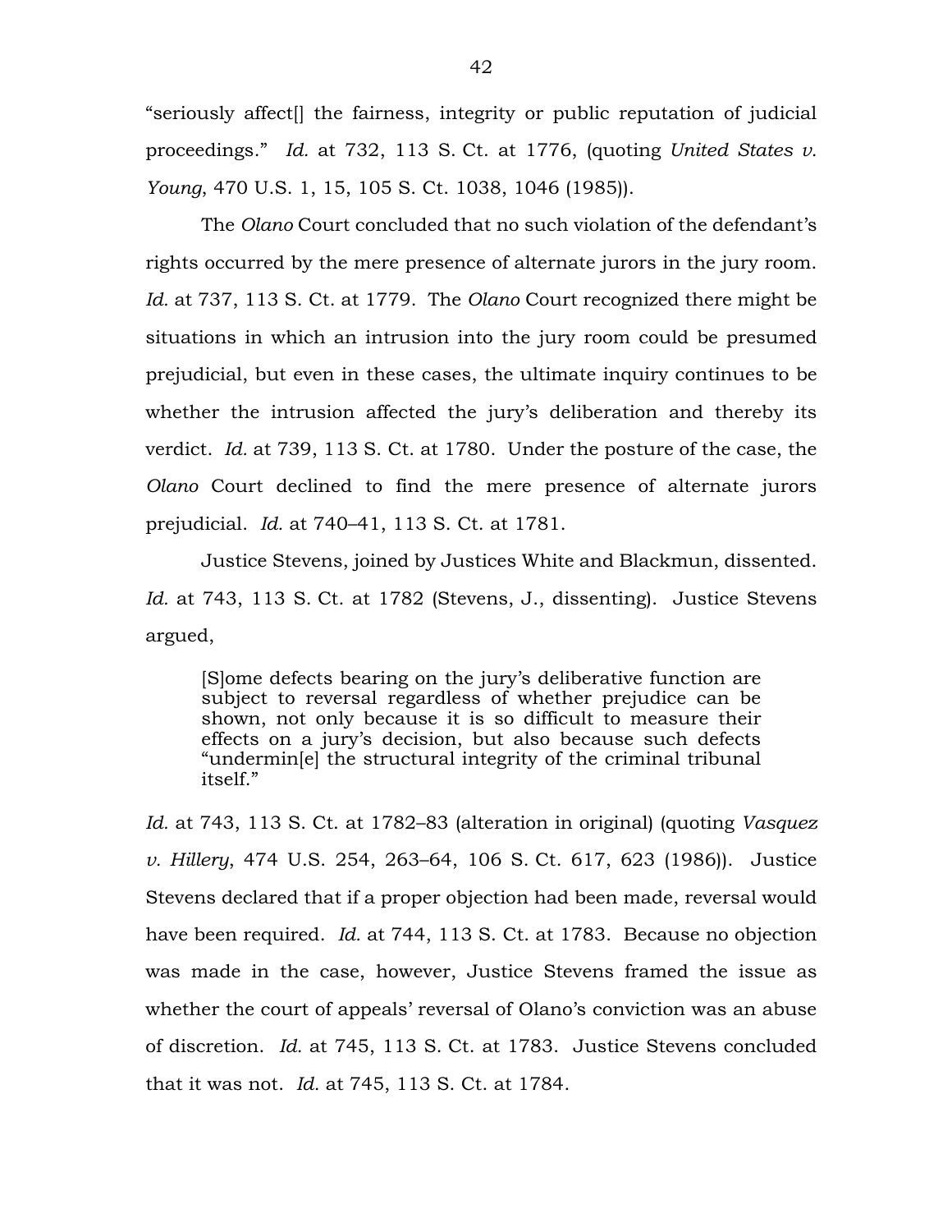"seriously affect[] the fairness, integrity or public reputation of judicial proceedings." *Id.* at 732, 113 S. Ct. at 1776, (quoting *United States v. Young*, 470 U.S. 1, 15, 105 S. Ct. 1038, 1046 (1985)).

The *Olano* Court concluded that no such violation of the defendant's rights occurred by the mere presence of alternate jurors in the jury room. *Id.* at 737, 113 S. Ct. at 1779. The *Olano* Court recognized there might be situations in which an intrusion into the jury room could be presumed prejudicial, but even in these cases, the ultimate inquiry continues to be whether the intrusion affected the jury's deliberation and thereby its verdict. *Id.* at 739, 113 S. Ct. at 1780. Under the posture of the case, the *Olano* Court declined to find the mere presence of alternate jurors prejudicial. *Id.* at 740–41, 113 S. Ct. at 1781.

Justice Stevens, joined by Justices White and Blackmun, dissented. *Id.* at 743, 113 S. Ct. at 1782 (Stevens, J., dissenting). Justice Stevens argued,

> [S]ome defects bearing on the jury's deliberative function are subject to reversal regardless of whether prejudice can be shown, not only because it is so difficult to measure their effects on a jury's decision, but also because such defects "undermin[e] the structural integrity of the criminal tribunal itself."

*Id.* at 743, 113 S. Ct. at 1782–83 (alteration in original) (quoting *Vasquez v. Hillery*, 474 U.S. 254, 263–64, 106 S. Ct. 617, 623 (1986)). Justice Stevens declared that if a proper objection had been made, reversal would have been required. *Id.* at 744, 113 S. Ct. at 1783. Because no objection was made in the case, however, Justice Stevens framed the issue as whether the court of appeals' reversal of Olano's conviction was an abuse of discretion. *Id.* at 745, 113 S. Ct. at 1783. Justice Stevens concluded that it was not. *Id.* at 745, 113 S. Ct. at 1784.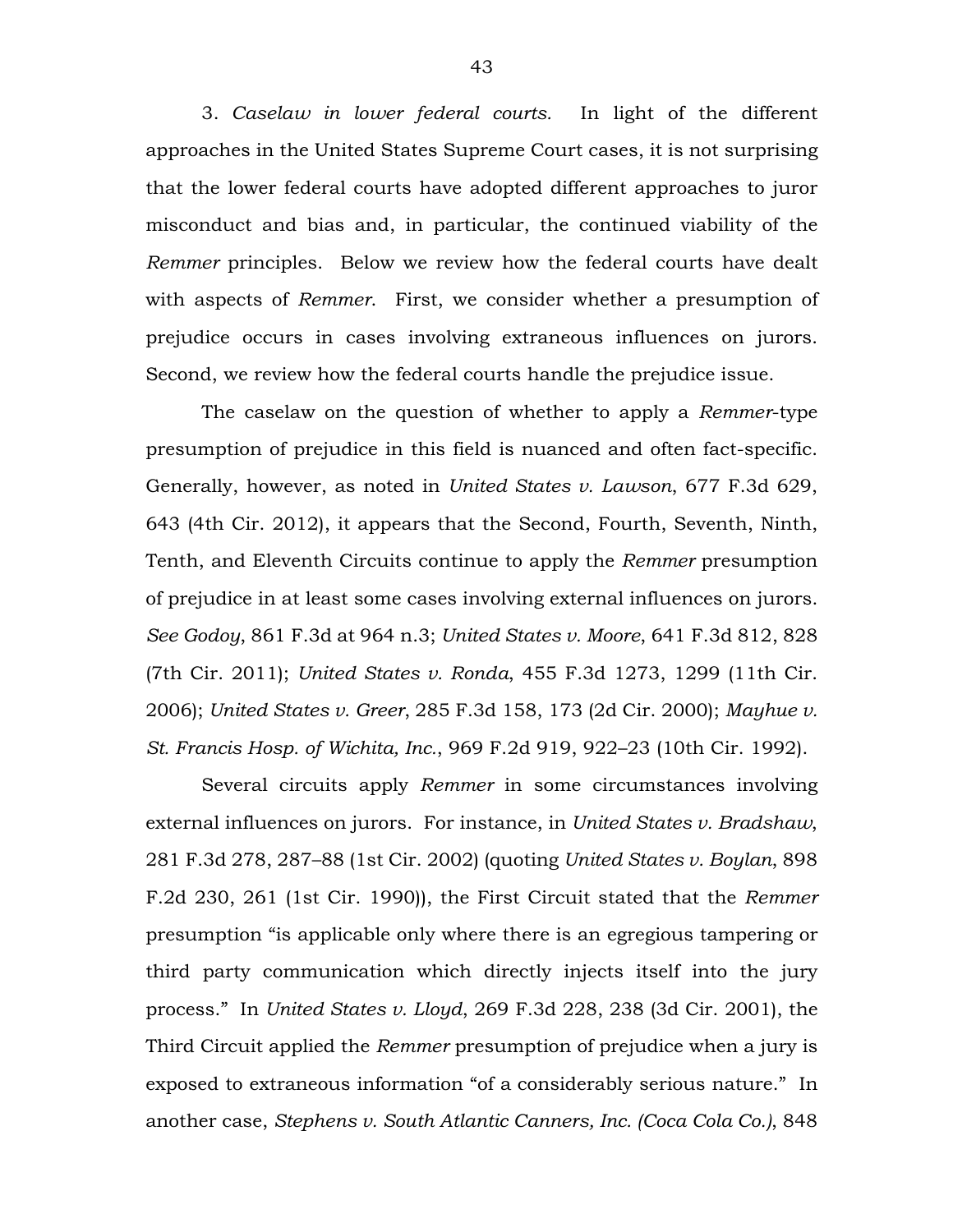3. *Caselaw in lower federal courts.* In light of the different approaches in the United States Supreme Court cases, it is not surprising that the lower federal courts have adopted different approaches to juror misconduct and bias and, in particular, the continued viability of the *Remmer* principles. Below we review how the federal courts have dealt with aspects of *Remmer*. First, we consider whether a presumption of prejudice occurs in cases involving extraneous influences on jurors. Second, we review how the federal courts handle the prejudice issue.

The caselaw on the question of whether to apply a *Remmer*-type presumption of prejudice in this field is nuanced and often fact-specific. Generally, however, as noted in *United States v. Lawson*, 677 F.3d 629, 643 (4th Cir. 2012), it appears that the Second, Fourth, Seventh, Ninth, Tenth, and Eleventh Circuits continue to apply the *Remmer* presumption of prejudice in at least some cases involving external influences on jurors. *See Godoy*, 861 F.3d at 964 n.3; *United States v. Moore*, 641 F.3d 812, 828 (7th Cir. 2011); *United States v. Ronda*, 455 F.3d 1273, 1299 (11th Cir. 2006); *United States v. Greer*, 285 F.3d 158, 173 (2d Cir. 2000); *Mayhue v. St. Francis Hosp. of Wichita, Inc.*, 969 F.2d 919, 922–23 (10th Cir. 1992).

Several circuits apply *Remmer* in some circumstances involving external influences on jurors. For instance, in *United States v. Bradshaw*, 281 F.3d 278, 287–88 (1st Cir. 2002) (quoting *United States v. Boylan*, 898 F.2d 230, 261 (1st Cir. 1990)), the First Circuit stated that the *Remmer* presumption "is applicable only where there is an egregious tampering or third party communication which directly injects itself into the jury process." In *United States v. Lloyd*, 269 F.3d 228, 238 (3d Cir. 2001), the Third Circuit applied the *Remmer* presumption of prejudice when a jury is exposed to extraneous information "of a considerably serious nature." In another case, *Stephens v. South Atlantic Canners, Inc. (Coca Cola Co.)*, 848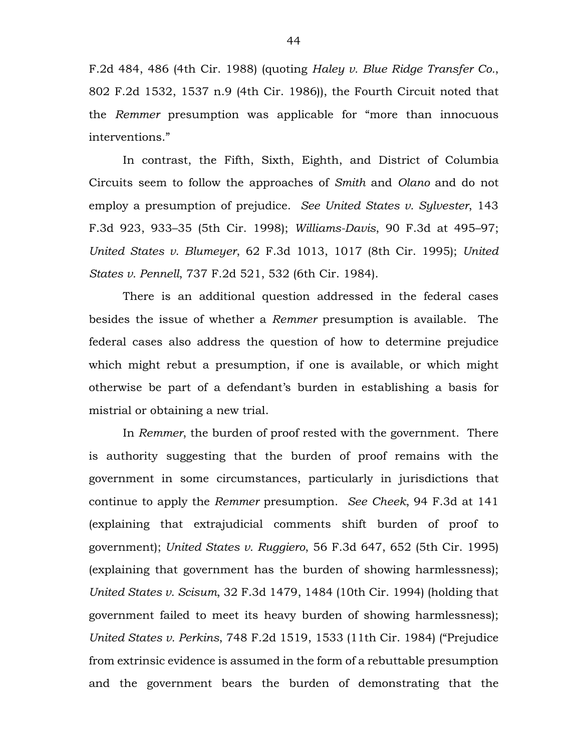F.2d 484, 486 (4th Cir. 1988) (quoting *Haley v. Blue Ridge Transfer Co.*, 802 F.2d 1532, 1537 n.9 (4th Cir. 1986)), the Fourth Circuit noted that the *Remmer* presumption was applicable for "more than innocuous interventions."

In contrast, the Fifth, Sixth, Eighth, and District of Columbia Circuits seem to follow the approaches of *Smith* and *Olano* and do not employ a presumption of prejudice. *See United States v. Sylvester*, 143 F.3d 923, 933–35 (5th Cir. 1998); *Williams-Davis*, 90 F.3d at 495–97; *United States v. Blumeyer*, 62 F.3d 1013, 1017 (8th Cir. 1995); *United States v. Pennell*, 737 F.2d 521, 532 (6th Cir. 1984).

There is an additional question addressed in the federal cases besides the issue of whether a *Remmer* presumption is available. The federal cases also address the question of how to determine prejudice which might rebut a presumption, if one is available, or which might otherwise be part of a defendant's burden in establishing a basis for mistrial or obtaining a new trial.

In *Remmer*, the burden of proof rested with the government. There is authority suggesting that the burden of proof remains with the government in some circumstances, particularly in jurisdictions that continue to apply the *Remmer* presumption. *See Cheek*, 94 F.3d at 141 (explaining that extrajudicial comments shift burden of proof to government); *United States v. Ruggiero*, 56 F.3d 647, 652 (5th Cir. 1995) (explaining that government has the burden of showing harmlessness); *United States v. Scisum*, 32 F.3d 1479, 1484 (10th Cir. 1994) (holding that government failed to meet its heavy burden of showing harmlessness); *United States v. Perkins*, 748 F.2d 1519, 1533 (11th Cir. 1984) ("Prejudice from extrinsic evidence is assumed in the form of a rebuttable presumption and the government bears the burden of demonstrating that the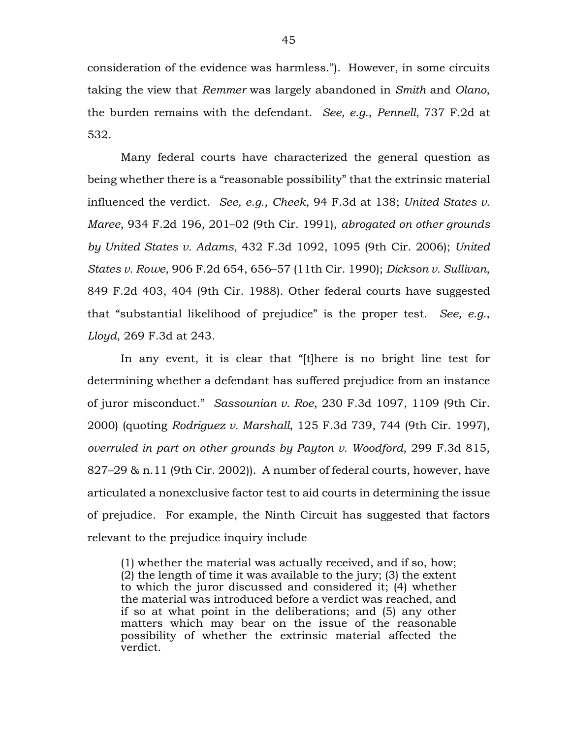consideration of the evidence was harmless."). However, in some circuits taking the view that *Remmer* was largely abandoned in *Smith* and *Olano*, the burden remains with the defendant. *See, e.g.*, *Pennell*, 737 F.2d at 532.

Many federal courts have characterized the general question as being whether there is a "reasonable possibility" that the extrinsic material influenced the verdict. *See, e.g.*, *Cheek*, 94 F.3d at 138; *United States v. Maree*, 934 F.2d 196, 201–02 (9th Cir. 1991), *abrogated on other grounds by United States v. Adams*, 432 F.3d 1092, 1095 (9th Cir. 2006); *United States v. Rowe*, 906 F.2d 654, 656–57 (11th Cir. 1990); *Dickson v. Sullivan*, 849 F.2d 403, 404 (9th Cir. 1988). Other federal courts have suggested that "substantial likelihood of prejudice" is the proper test. *See, e.g.*, *Lloyd*, 269 F.3d at 243.

In any event, it is clear that "[t]here is no bright line test for determining whether a defendant has suffered prejudice from an instance of juror misconduct." *Sassounian v. Roe*, 230 F.3d 1097, 1109 (9th Cir. 2000) (quoting *Rodriguez v. Marshall*, 125 F.3d 739, 744 (9th Cir. 1997), *overruled in part on other grounds by Payton v. Woodford*, 299 F.3d 815, 827–29 & n.11 (9th Cir. 2002)). A number of federal courts, however, have articulated a nonexclusive factor test to aid courts in determining the issue of prejudice. For example, the Ninth Circuit has suggested that factors relevant to the prejudice inquiry include

> (1) whether the material was actually received, and if so, how; (2) the length of time it was available to the jury; (3) the extent to which the juror discussed and considered it; (4) whether the material was introduced before a verdict was reached, and if so at what point in the deliberations; and (5) any other matters which may bear on the issue of the reasonable possibility of whether the extrinsic material affected the verdict.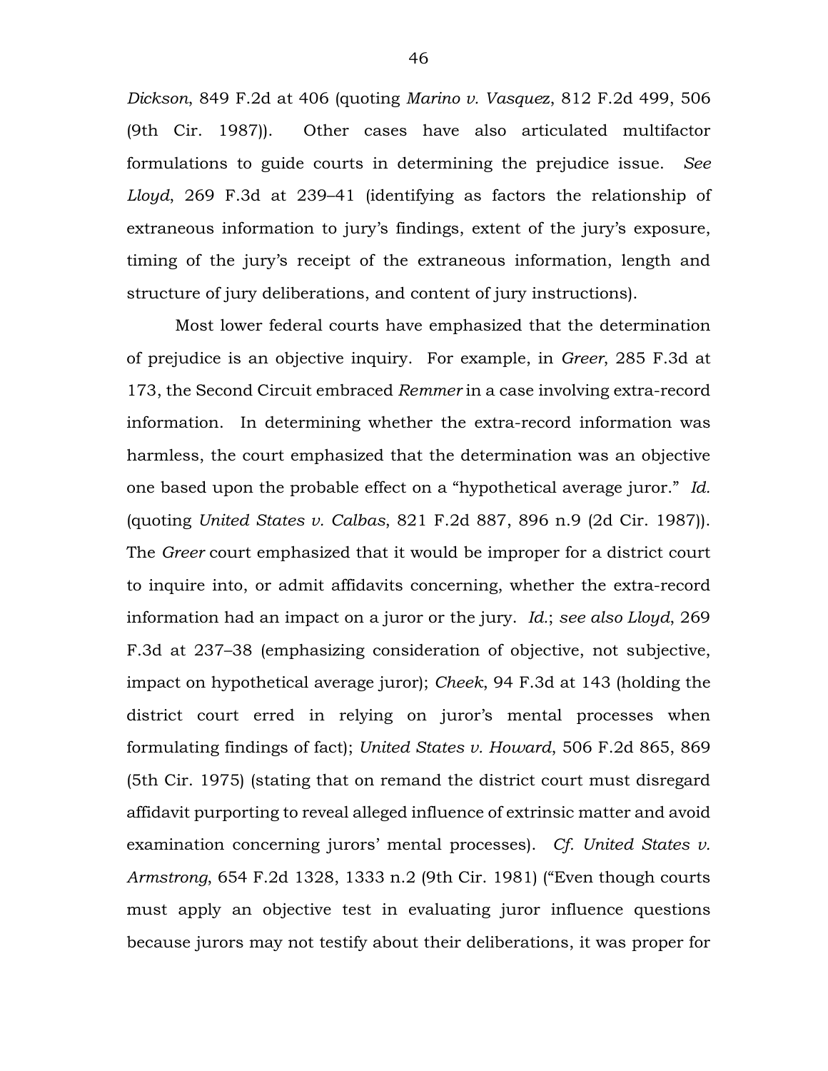*Dickson*, 849 F.2d at 406 (quoting *Marino v. Vasquez*, 812 F.2d 499, 506 (9th Cir. 1987)). Other cases have also articulated multifactor formulations to guide courts in determining the prejudice issue. *See Lloyd*, 269 F.3d at 239–41 (identifying as factors the relationship of extraneous information to jury's findings, extent of the jury's exposure, timing of the jury's receipt of the extraneous information, length and structure of jury deliberations, and content of jury instructions).

Most lower federal courts have emphasized that the determination of prejudice is an objective inquiry. For example, in *Greer*, 285 F.3d at 173, the Second Circuit embraced *Remmer* in a case involving extra-record information. In determining whether the extra-record information was harmless, the court emphasized that the determination was an objective one based upon the probable effect on a "hypothetical average juror." *Id.* (quoting *United States v. Calbas*, 821 F.2d 887, 896 n.9 (2d Cir. 1987)). The *Greer* court emphasized that it would be improper for a district court to inquire into, or admit affidavits concerning, whether the extra-record information had an impact on a juror or the jury. *Id.*; *see also Lloyd*, 269 F.3d at 237–38 (emphasizing consideration of objective, not subjective, impact on hypothetical average juror); *Cheek*, 94 F.3d at 143 (holding the district court erred in relying on juror's mental processes when formulating findings of fact); *United States v. Howard*, 506 F.2d 865, 869 (5th Cir. 1975) (stating that on remand the district court must disregard affidavit purporting to reveal alleged influence of extrinsic matter and avoid examination concerning jurors' mental processes). *Cf. United States v. Armstrong*, 654 F.2d 1328, 1333 n.2 (9th Cir. 1981) ("Even though courts must apply an objective test in evaluating juror influence questions because jurors may not testify about their deliberations, it was proper for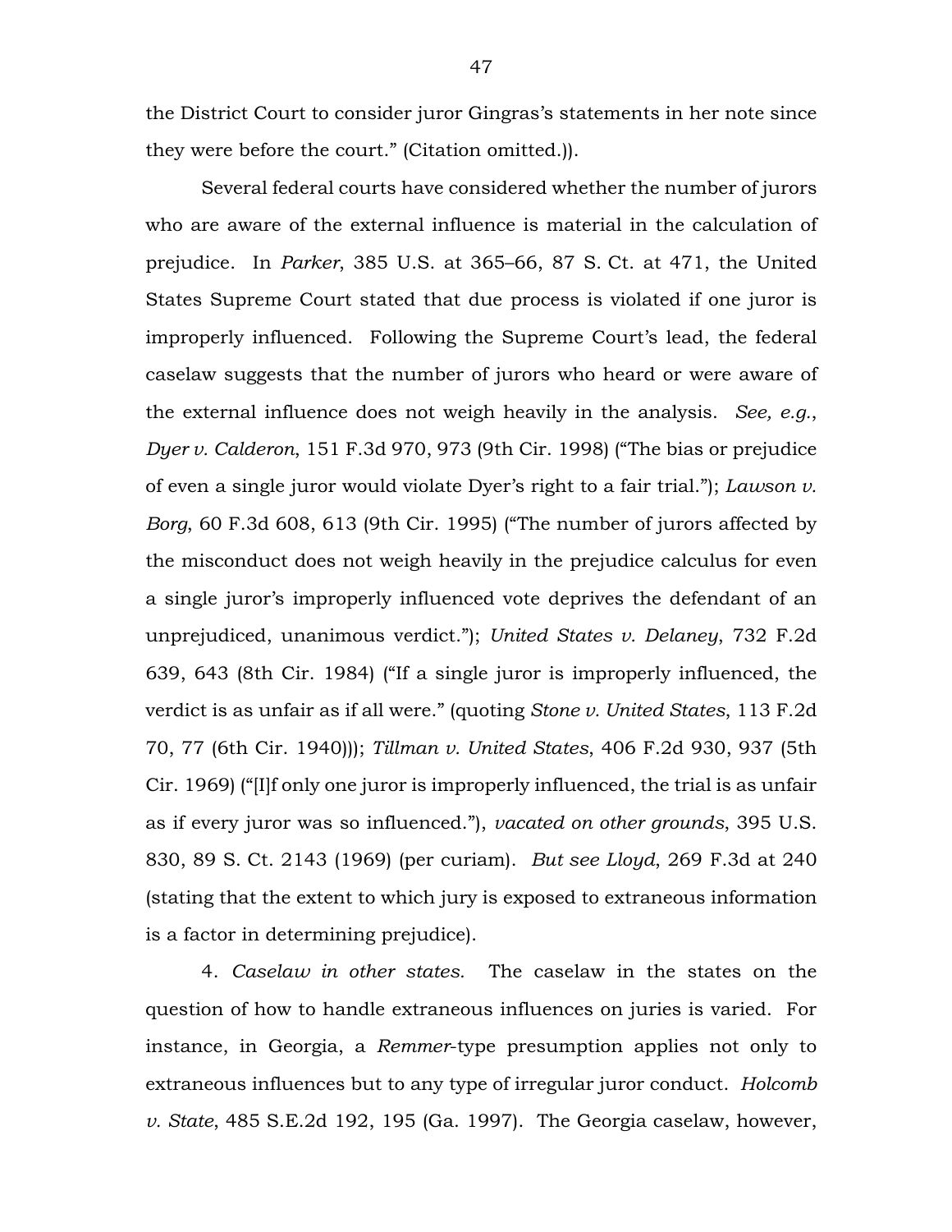the District Court to consider juror Gingras's statements in her note since they were before the court." (Citation omitted.)).

Several federal courts have considered whether the number of jurors who are aware of the external influence is material in the calculation of prejudice. In *Parker*, 385 U.S. at 365–66, 87 S. Ct. at 471, the United States Supreme Court stated that due process is violated if one juror is improperly influenced. Following the Supreme Court's lead, the federal caselaw suggests that the number of jurors who heard or were aware of the external influence does not weigh heavily in the analysis. *See, e.g.*, *Dyer v. Calderon*, 151 F.3d 970, 973 (9th Cir. 1998) ("The bias or prejudice of even a single juror would violate Dyer's right to a fair trial."); *Lawson v. Borg*, 60 F.3d 608, 613 (9th Cir. 1995) ("The number of jurors affected by the misconduct does not weigh heavily in the prejudice calculus for even a single juror's improperly influenced vote deprives the defendant of an unprejudiced, unanimous verdict."); *United States v. Delaney*, 732 F.2d 639, 643 (8th Cir. 1984) ("If a single juror is improperly influenced, the verdict is as unfair as if all were." (quoting *Stone v. United States*, 113 F.2d 70, 77 (6th Cir. 1940))); *Tillman v. United States*, 406 F.2d 930, 937 (5th Cir. 1969) ("[I]f only one juror is improperly influenced, the trial is as unfair as if every juror was so influenced."), *vacated on other grounds*, 395 U.S. 830, 89 S. Ct. 2143 (1969) (per curiam). *But see Lloyd*, 269 F.3d at 240 (stating that the extent to which jury is exposed to extraneous information is a factor in determining prejudice).

4. *Caselaw in other states.* The caselaw in the states on the question of how to handle extraneous influences on juries is varied. For instance, in Georgia, a *Remmer*-type presumption applies not only to extraneous influences but to any type of irregular juror conduct. *Holcomb v. State*, 485 S.E.2d 192, 195 (Ga. 1997). The Georgia caselaw, however,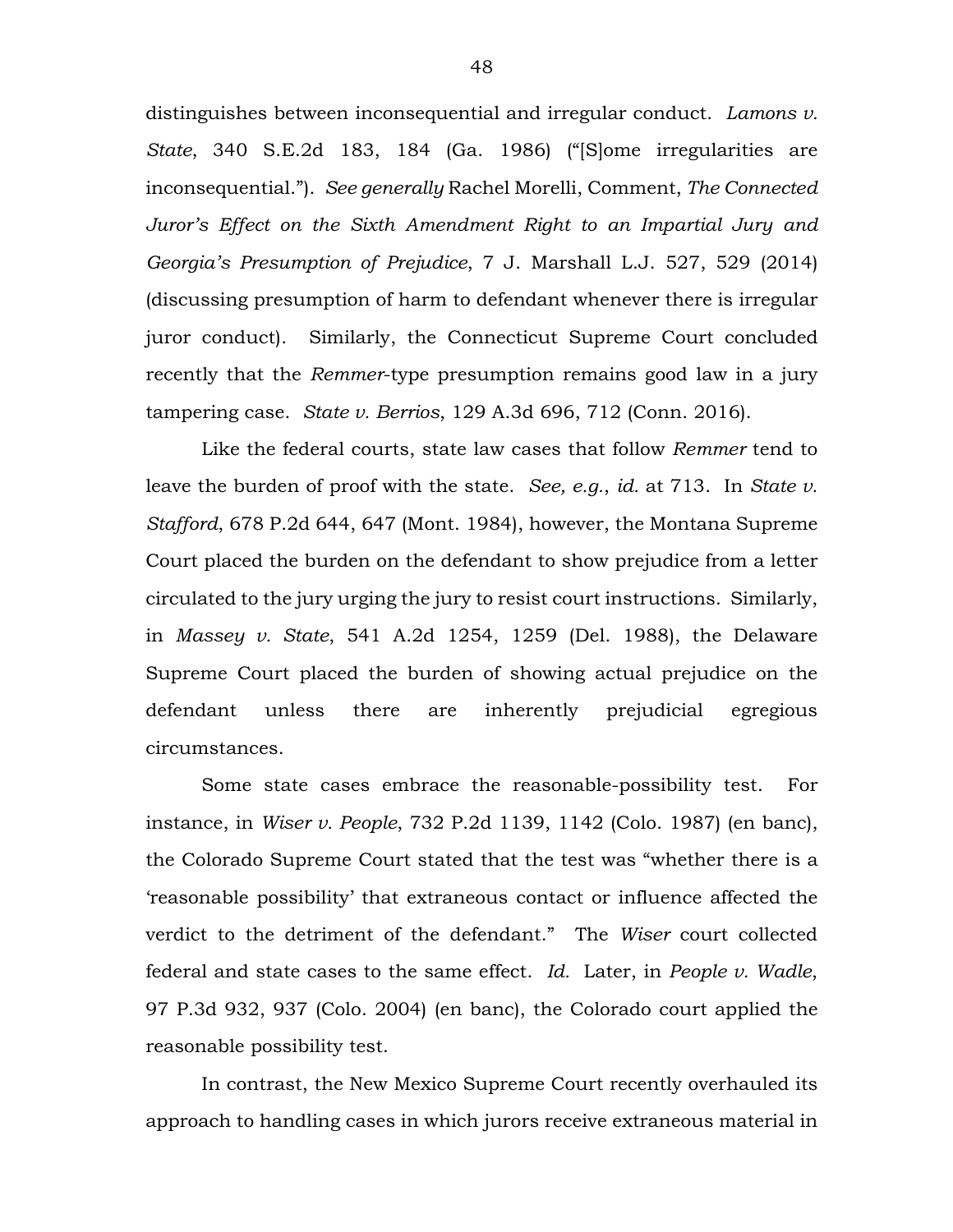distinguishes between inconsequential and irregular conduct. *Lamons v. State*, 340 S.E.2d 183, 184 (Ga. 1986) ("[S]ome irregularities are inconsequential."). *See generally* Rachel Morelli, Comment, *The Connected Juror's Effect on the Sixth Amendment Right to an Impartial Jury and Georgia's Presumption of Prejudice*, 7 J. Marshall L.J. 527, 529 (2014) (discussing presumption of harm to defendant whenever there is irregular juror conduct). Similarly, the Connecticut Supreme Court concluded recently that the *Remmer*-type presumption remains good law in a jury tampering case. *State v. Berrios*, 129 A.3d 696, 712 (Conn. 2016).

Like the federal courts, state law cases that follow *Remmer* tend to leave the burden of proof with the state. *See, e.g.*, *id.* at 713. In *State v. Stafford*, 678 P.2d 644, 647 (Mont. 1984), however, the Montana Supreme Court placed the burden on the defendant to show prejudice from a letter circulated to the jury urging the jury to resist court instructions. Similarly, in *Massey v. State*, 541 A.2d 1254, 1259 (Del. 1988), the Delaware Supreme Court placed the burden of showing actual prejudice on the defendant unless there are inherently prejudicial egregious circumstances.

Some state cases embrace the reasonable-possibility test. For instance, in *Wiser v. People*, 732 P.2d 1139, 1142 (Colo. 1987) (en banc), the Colorado Supreme Court stated that the test was "whether there is a 'reasonable possibility' that extraneous contact or influence affected the verdict to the detriment of the defendant." The *Wiser* court collected federal and state cases to the same effect. *Id.* Later, in *People v. Wadle*, 97 P.3d 932, 937 (Colo. 2004) (en banc), the Colorado court applied the reasonable possibility test.

In contrast, the New Mexico Supreme Court recently overhauled its approach to handling cases in which jurors receive extraneous material in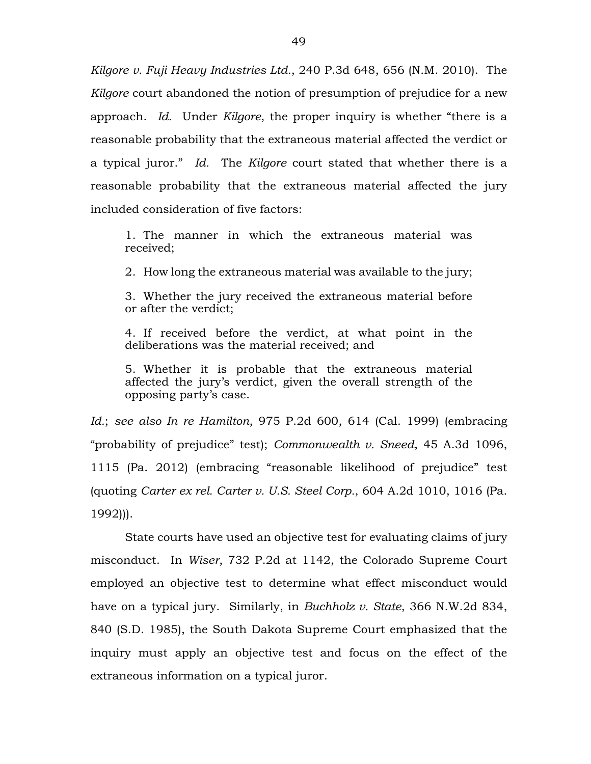*Kilgore v. Fuji Heavy Industries Ltd.*, 240 P.3d 648, 656 (N.M. 2010). The *Kilgore* court abandoned the notion of presumption of prejudice for a new approach. *Id.* Under *Kilgore*, the proper inquiry is whether "there is a reasonable probability that the extraneous material affected the verdict or a typical juror." *Id.* The *Kilgore* court stated that whether there is a reasonable probability that the extraneous material affected the jury included consideration of five factors:

> 1. The manner in which the extraneous material was received;
>
> 2. How long the extraneous material was available to the jury;
>
> 3. Whether the jury received the extraneous material before or after the verdict;
>
> 4. If received before the verdict, at what point in the deliberations was the material received; and
>
> 5. Whether it is probable that the extraneous material affected the jury's verdict, given the overall strength of the opposing party's case.

*Id.*; *see also In re Hamilton*, 975 P.2d 600, 614 (Cal. 1999) (embracing "probability of prejudice" test); *Commonwealth v. Sneed*, 45 A.3d 1096, 1115 (Pa. 2012) (embracing "reasonable likelihood of prejudice" test (quoting *Carter ex rel. Carter v. U.S. Steel Corp.*, 604 A.2d 1010, 1016 (Pa. 1992))).

State courts have used an objective test for evaluating claims of jury misconduct. In *Wiser*, 732 P.2d at 1142, the Colorado Supreme Court employed an objective test to determine what effect misconduct would have on a typical jury. Similarly, in *Buchholz v. State*, 366 N.W.2d 834, 840 (S.D. 1985), the South Dakota Supreme Court emphasized that the inquiry must apply an objective test and focus on the effect of the extraneous information on a typical juror.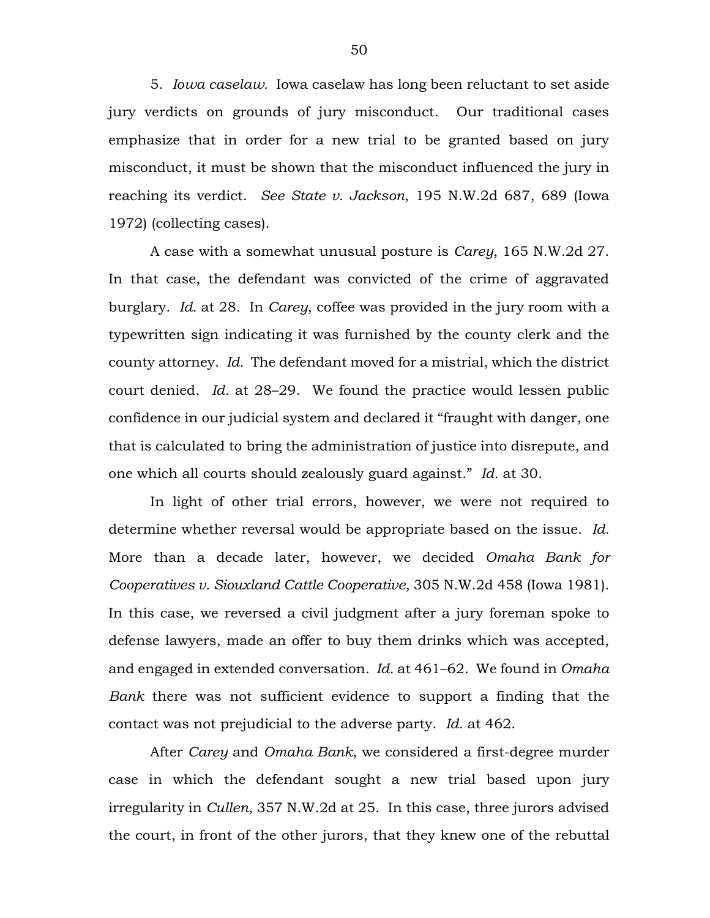5. *Iowa caselaw.* Iowa caselaw has long been reluctant to set aside jury verdicts on grounds of jury misconduct. Our traditional cases emphasize that in order for a new trial to be granted based on jury misconduct, it must be shown that the misconduct influenced the jury in reaching its verdict. *See State v. Jackson*, 195 N.W.2d 687, 689 (Iowa 1972) (collecting cases).

A case with a somewhat unusual posture is *Carey*, 165 N.W.2d 27. In that case, the defendant was convicted of the crime of aggravated burglary. *Id.* at 28. In *Carey*, coffee was provided in the jury room with a typewritten sign indicating it was furnished by the county clerk and the county attorney. *Id.* The defendant moved for a mistrial, which the district court denied. *Id.* at 28–29. We found the practice would lessen public confidence in our judicial system and declared it "fraught with danger, one that is calculated to bring the administration of justice into disrepute, and one which all courts should zealously guard against." *Id.* at 30.

In light of other trial errors, however, we were not required to determine whether reversal would be appropriate based on the issue. *Id.* More than a decade later, however, we decided *Omaha Bank for Cooperatives v. Siouxland Cattle Cooperative*, 305 N.W.2d 458 (Iowa 1981). In this case, we reversed a civil judgment after a jury foreman spoke to defense lawyers, made an offer to buy them drinks which was accepted, and engaged in extended conversation. *Id.* at 461–62. We found in *Omaha Bank* there was not sufficient evidence to support a finding that the contact was not prejudicial to the adverse party. *Id.* at 462.

After *Carey* and *Omaha Bank*, we considered a first-degree murder case in which the defendant sought a new trial based upon jury irregularity in *Cullen*, 357 N.W.2d at 25. In this case, three jurors advised the court, in front of the other jurors, that they knew one of the rebuttal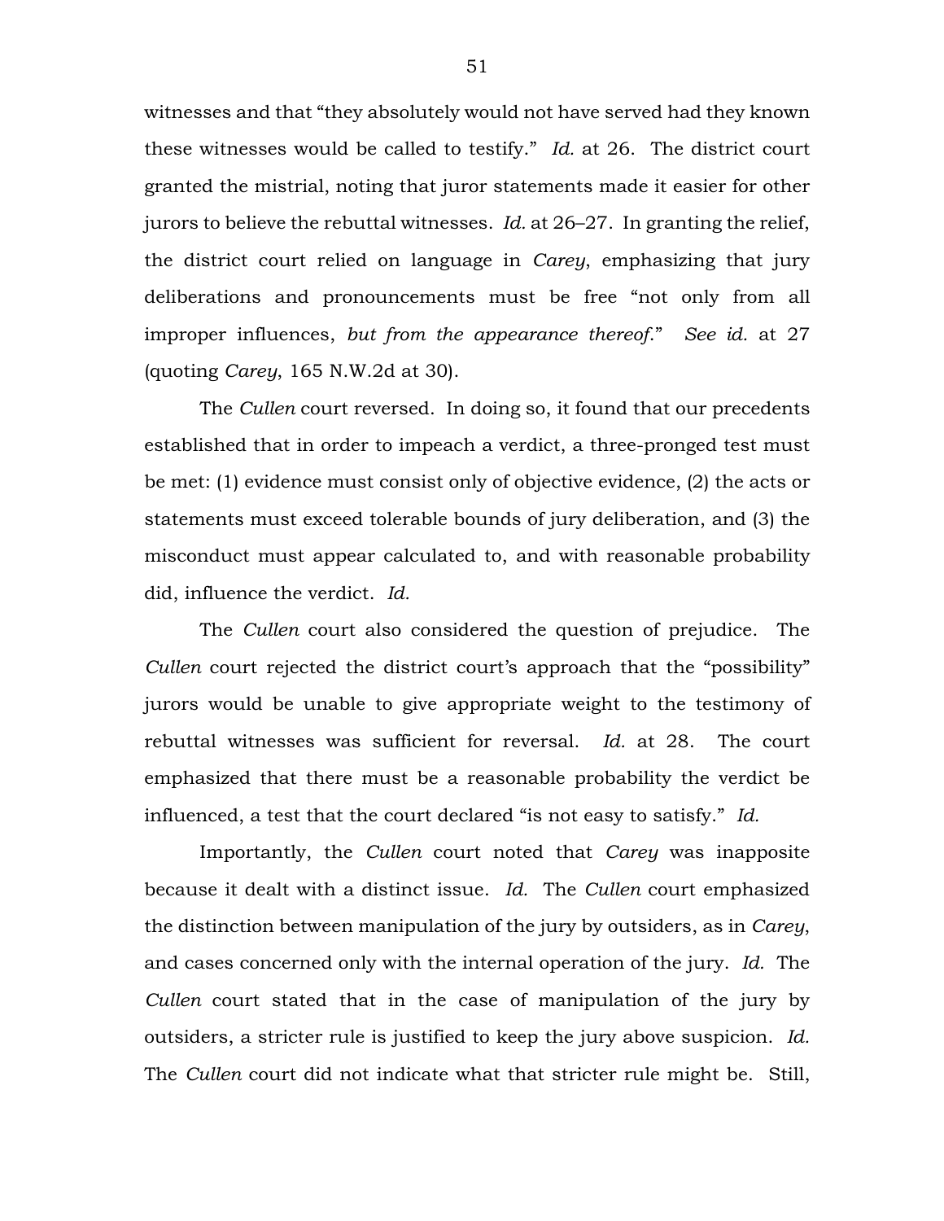witnesses and that "they absolutely would not have served had they known these witnesses would be called to testify." *Id.* at 26. The district court granted the mistrial, noting that juror statements made it easier for other jurors to believe the rebuttal witnesses. *Id.* at 26–27. In granting the relief, the district court relied on language in *Carey*, emphasizing that jury deliberations and pronouncements must be free "not only from all improper influences, *but from the appearance thereof*." *See id.* at 27 (quoting *Carey*, 165 N.W.2d at 30).

The *Cullen* court reversed. In doing so, it found that our precedents established that in order to impeach a verdict, a three-pronged test must be met: (1) evidence must consist only of objective evidence, (2) the acts or statements must exceed tolerable bounds of jury deliberation, and (3) the misconduct must appear calculated to, and with reasonable probability did, influence the verdict. *Id.*

The *Cullen* court also considered the question of prejudice. The *Cullen* court rejected the district court's approach that the "possibility" jurors would be unable to give appropriate weight to the testimony of rebuttal witnesses was sufficient for reversal. *Id.* at 28. The court emphasized that there must be a reasonable probability the verdict be influenced, a test that the court declared "is not easy to satisfy." *Id.*

Importantly, the *Cullen* court noted that *Carey* was inapposite because it dealt with a distinct issue. *Id.* The *Cullen* court emphasized the distinction between manipulation of the jury by outsiders, as in *Carey*, and cases concerned only with the internal operation of the jury. *Id.* The *Cullen* court stated that in the case of manipulation of the jury by outsiders, a stricter rule is justified to keep the jury above suspicion. *Id.* The *Cullen* court did not indicate what that stricter rule might be. Still,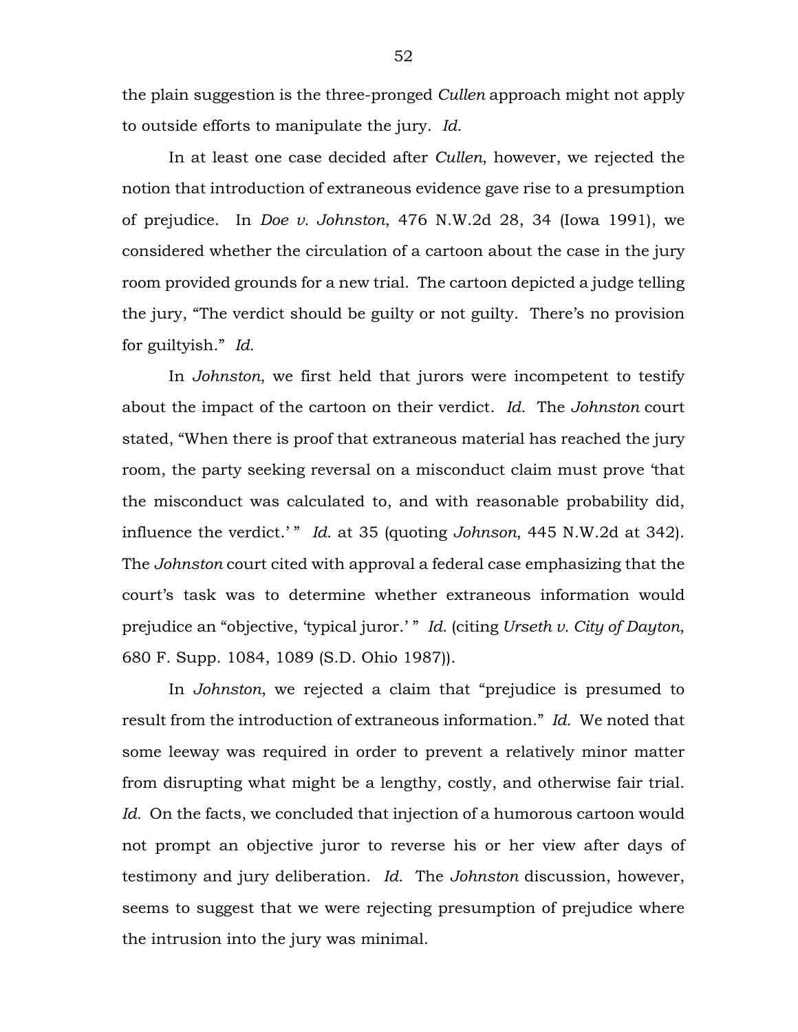the plain suggestion is the three-pronged *Cullen* approach might not apply to outside efforts to manipulate the jury. *Id.*

In at least one case decided after *Cullen*, however, we rejected the notion that introduction of extraneous evidence gave rise to a presumption of prejudice. In *Doe v. Johnston*, 476 N.W.2d 28, 34 (Iowa 1991), we considered whether the circulation of a cartoon about the case in the jury room provided grounds for a new trial. The cartoon depicted a judge telling the jury, "The verdict should be guilty or not guilty. There's no provision for guiltyish." *Id.*

In *Johnston*, we first held that jurors were incompetent to testify about the impact of the cartoon on their verdict. *Id.* The *Johnston* court stated, "When there is proof that extraneous material has reached the jury room, the party seeking reversal on a misconduct claim must prove 'that the misconduct was calculated to, and with reasonable probability did, influence the verdict.' " *Id.* at 35 (quoting *Johnson*, 445 N.W.2d at 342). The *Johnston* court cited with approval a federal case emphasizing that the court's task was to determine whether extraneous information would prejudice an "objective, 'typical juror.' " *Id.* (citing *Urseth v. City of Dayton*, 680 F. Supp. 1084, 1089 (S.D. Ohio 1987)).

In *Johnston*, we rejected a claim that "prejudice is presumed to result from the introduction of extraneous information." *Id.* We noted that some leeway was required in order to prevent a relatively minor matter from disrupting what might be a lengthy, costly, and otherwise fair trial. *Id.* On the facts, we concluded that injection of a humorous cartoon would not prompt an objective juror to reverse his or her view after days of testimony and jury deliberation. *Id.* The *Johnston* discussion, however, seems to suggest that we were rejecting presumption of prejudice where the intrusion into the jury was minimal.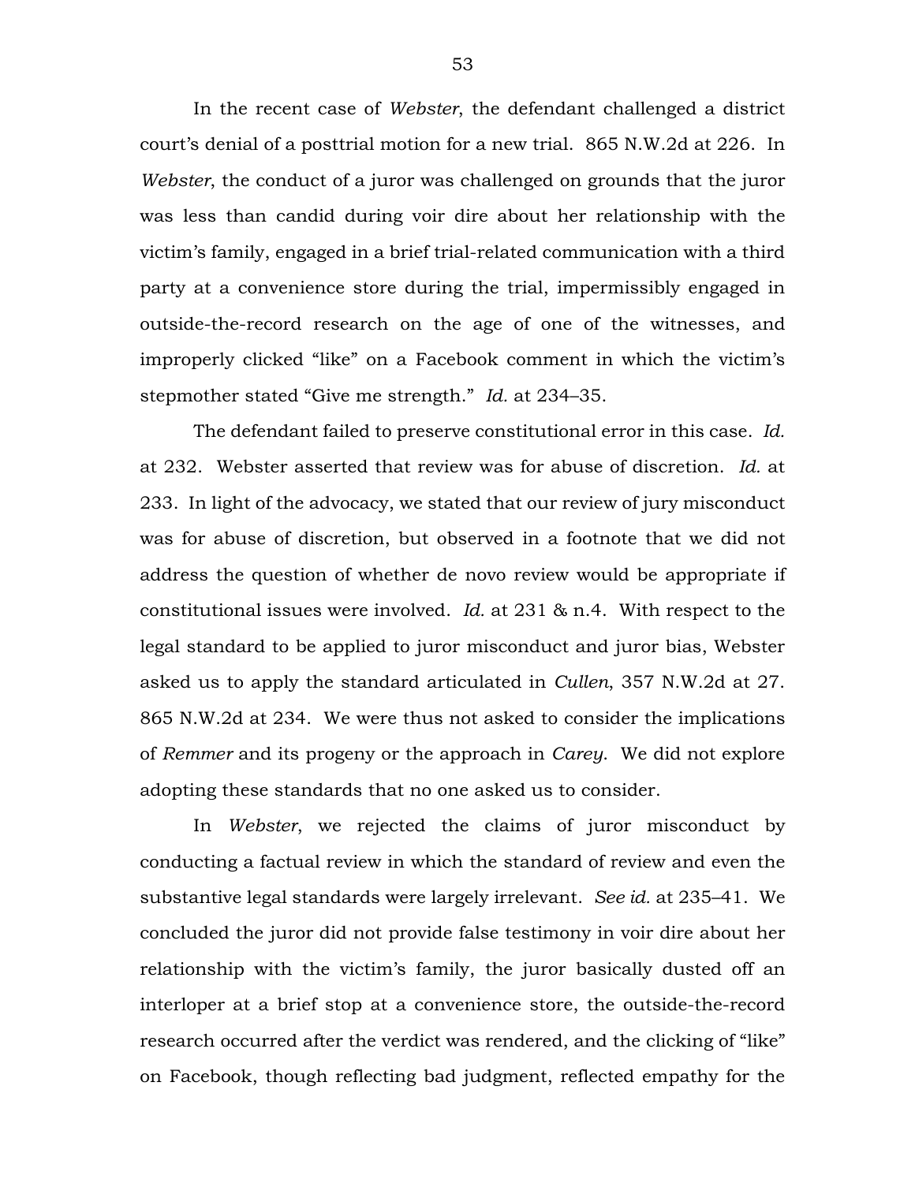In the recent case of *Webster*, the defendant challenged a district court's denial of a posttrial motion for a new trial. 865 N.W.2d at 226. In *Webster*, the conduct of a juror was challenged on grounds that the juror was less than candid during voir dire about her relationship with the victim's family, engaged in a brief trial-related communication with a third party at a convenience store during the trial, impermissibly engaged in outside-the-record research on the age of one of the witnesses, and improperly clicked "like" on a Facebook comment in which the victim's stepmother stated "Give me strength." *Id.* at 234–35.

The defendant failed to preserve constitutional error in this case. *Id.* at 232. Webster asserted that review was for abuse of discretion. *Id.* at 233. In light of the advocacy, we stated that our review of jury misconduct was for abuse of discretion, but observed in a footnote that we did not address the question of whether de novo review would be appropriate if constitutional issues were involved. *Id.* at 231 & n.4. With respect to the legal standard to be applied to juror misconduct and juror bias, Webster asked us to apply the standard articulated in *Cullen*, 357 N.W.2d at 27. 865 N.W.2d at 234. We were thus not asked to consider the implications of *Remmer* and its progeny or the approach in *Carey*. We did not explore adopting these standards that no one asked us to consider.

In *Webster*, we rejected the claims of juror misconduct by conducting a factual review in which the standard of review and even the substantive legal standards were largely irrelevant. *See id.* at 235–41. We concluded the juror did not provide false testimony in voir dire about her relationship with the victim's family, the juror basically dusted off an interloper at a brief stop at a convenience store, the outside-the-record research occurred after the verdict was rendered, and the clicking of "like" on Facebook, though reflecting bad judgment, reflected empathy for the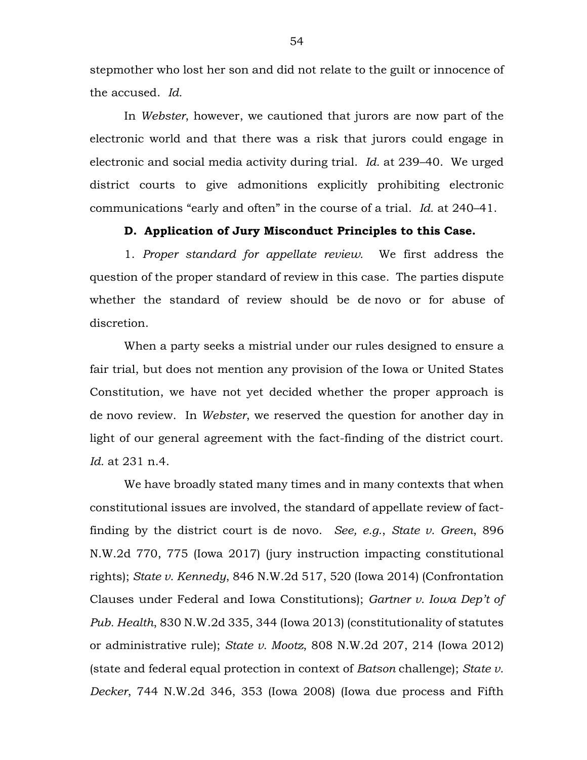stepmother who lost her son and did not relate to the guilt or innocence of the accused. *Id.*

In *Webster*, however, we cautioned that jurors are now part of the electronic world and that there was a risk that jurors could engage in electronic and social media activity during trial. *Id.* at 239–40. We urged district courts to give admonitions explicitly prohibiting electronic communications "early and often" in the course of a trial. *Id.* at 240–41.

**D. Application of Jury Misconduct Principles to this Case.**

1. *Proper standard for appellate review.* We first address the question of the proper standard of review in this case. The parties dispute whether the standard of review should be de novo or for abuse of discretion.

When a party seeks a mistrial under our rules designed to ensure a fair trial, but does not mention any provision of the Iowa or United States Constitution, we have not yet decided whether the proper approach is de novo review. In *Webster*, we reserved the question for another day in light of our general agreement with the fact-finding of the district court. *Id.* at 231 n.4.

We have broadly stated many times and in many contexts that when constitutional issues are involved, the standard of appellate review of fact-finding by the district court is de novo. *See, e.g.*, *State v. Green*, 896 N.W.2d 770, 775 (Iowa 2017) (jury instruction impacting constitutional rights); *State v. Kennedy*, 846 N.W.2d 517, 520 (Iowa 2014) (Confrontation Clauses under Federal and Iowa Constitutions); *Gartner v. Iowa Dep't of Pub. Health*, 830 N.W.2d 335, 344 (Iowa 2013) (constitutionality of statutes or administrative rule); *State v. Mootz*, 808 N.W.2d 207, 214 (Iowa 2012) (state and federal equal protection in context of *Batson* challenge); *State v. Decker*, 744 N.W.2d 346, 353 (Iowa 2008) (Iowa due process and Fifth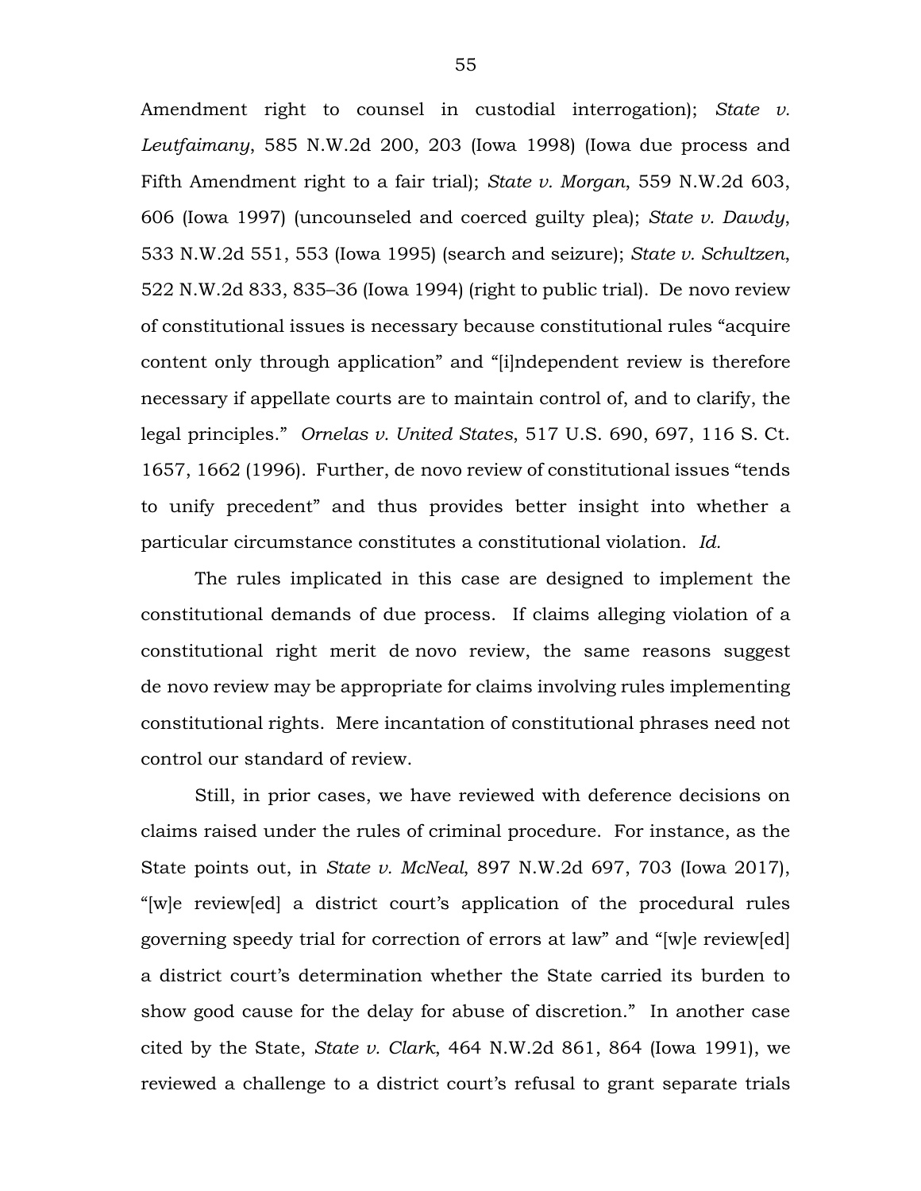Amendment right to counsel in custodial interrogation); *State v. Leutfaimany*, 585 N.W.2d 200, 203 (Iowa 1998) (Iowa due process and Fifth Amendment right to a fair trial); *State v. Morgan*, 559 N.W.2d 603, 606 (Iowa 1997) (uncounseled and coerced guilty plea); *State v. Dawdy*, 533 N.W.2d 551, 553 (Iowa 1995) (search and seizure); *State v. Schultzen*, 522 N.W.2d 833, 835–36 (Iowa 1994) (right to public trial). De novo review of constitutional issues is necessary because constitutional rules "acquire content only through application" and "[i]ndependent review is therefore necessary if appellate courts are to maintain control of, and to clarify, the legal principles." *Ornelas v. United States*, 517 U.S. 690, 697, 116 S. Ct. 1657, 1662 (1996). Further, de novo review of constitutional issues "tends to unify precedent" and thus provides better insight into whether a particular circumstance constitutes a constitutional violation. *Id.*

The rules implicated in this case are designed to implement the constitutional demands of due process. If claims alleging violation of a constitutional right merit de novo review, the same reasons suggest de novo review may be appropriate for claims involving rules implementing constitutional rights. Mere incantation of constitutional phrases need not control our standard of review.

Still, in prior cases, we have reviewed with deference decisions on claims raised under the rules of criminal procedure. For instance, as the State points out, in *State v. McNeal*, 897 N.W.2d 697, 703 (Iowa 2017), "[w]e review[ed] a district court's application of the procedural rules governing speedy trial for correction of errors at law" and "[w]e review[ed] a district court's determination whether the State carried its burden to show good cause for the delay for abuse of discretion." In another case cited by the State, *State v. Clark*, 464 N.W.2d 861, 864 (Iowa 1991), we reviewed a challenge to a district court's refusal to grant separate trials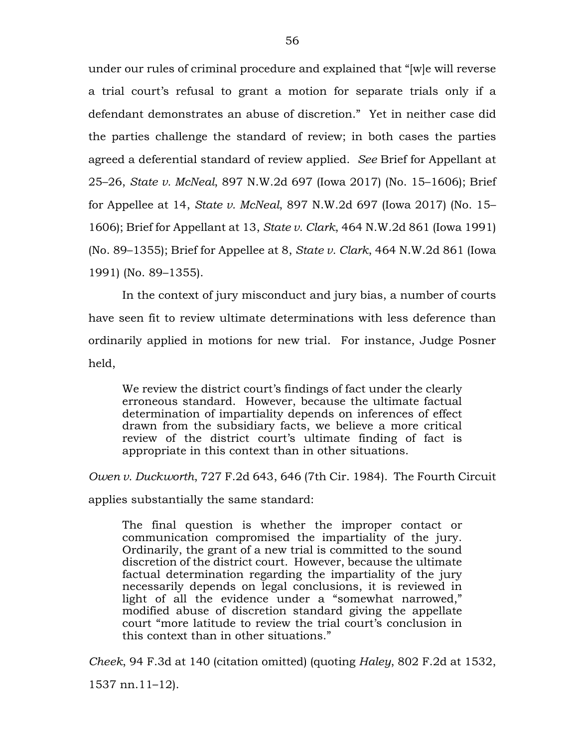under our rules of criminal procedure and explained that "[w]e will reverse a trial court's refusal to grant a motion for separate trials only if a defendant demonstrates an abuse of discretion." Yet in neither case did the parties challenge the standard of review; in both cases the parties agreed a deferential standard of review applied. *See* Brief for Appellant at 25–26, *State v. McNeal*, 897 N.W.2d 697 (Iowa 2017) (No. 15–1606); Brief for Appellee at 14, *State v. McNeal*, 897 N.W.2d 697 (Iowa 2017) (No. 15–1606); Brief for Appellant at 13, *State v. Clark*, 464 N.W.2d 861 (Iowa 1991) (No. 89–1355); Brief for Appellee at 8, *State v. Clark*, 464 N.W.2d 861 (Iowa 1991) (No. 89–1355).

In the context of jury misconduct and jury bias, a number of courts have seen fit to review ultimate determinations with less deference than ordinarily applied in motions for new trial. For instance, Judge Posner held,

> We review the district court's findings of fact under the clearly erroneous standard. However, because the ultimate factual determination of impartiality depends on inferences of effect drawn from the subsidiary facts, we believe a more critical review of the district court's ultimate finding of fact is appropriate in this context than in other situations.

*Owen v. Duckworth*, 727 F.2d 643, 646 (7th Cir. 1984). The Fourth Circuit applies substantially the same standard:

> The final question is whether the improper contact or communication compromised the impartiality of the jury. Ordinarily, the grant of a new trial is committed to the sound discretion of the district court. However, because the ultimate factual determination regarding the impartiality of the jury necessarily depends on legal conclusions, it is reviewed in light of all the evidence under a "somewhat narrowed," modified abuse of discretion standard giving the appellate court "more latitude to review the trial court's conclusion in this context than in other situations."

*Cheek*, 94 F.3d at 140 (citation omitted) (quoting *Haley*, 802 F.2d at 1532, 1537 nn.11–12).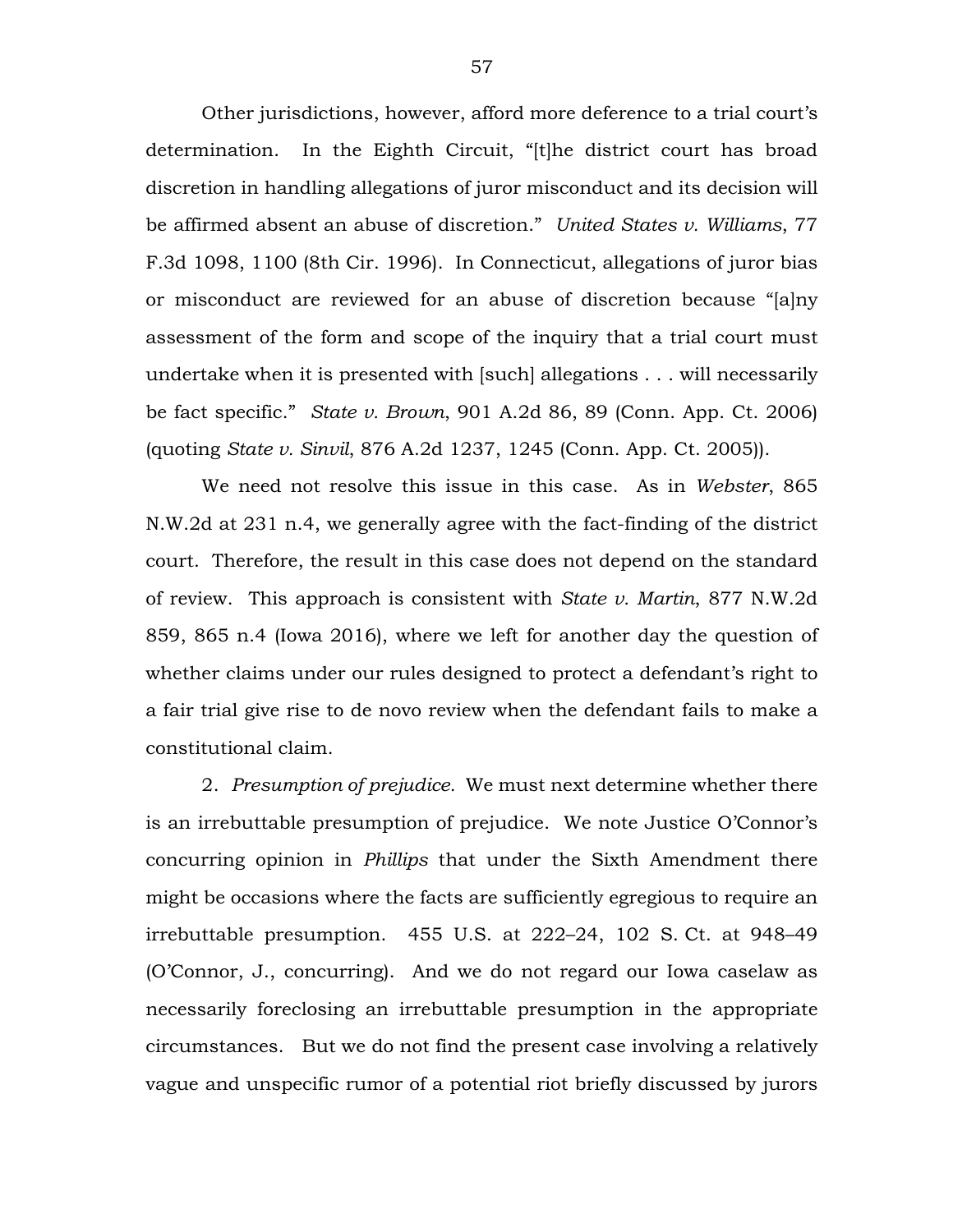Other jurisdictions, however, afford more deference to a trial court's determination. In the Eighth Circuit, "[t]he district court has broad discretion in handling allegations of juror misconduct and its decision will be affirmed absent an abuse of discretion." *United States v. Williams*, 77 F.3d 1098, 1100 (8th Cir. 1996). In Connecticut, allegations of juror bias or misconduct are reviewed for an abuse of discretion because "[a]ny assessment of the form and scope of the inquiry that a trial court must undertake when it is presented with [such] allegations . . . will necessarily be fact specific." *State v. Brown*, 901 A.2d 86, 89 (Conn. App. Ct. 2006) (quoting *State v. Sinvil*, 876 A.2d 1237, 1245 (Conn. App. Ct. 2005)).

We need not resolve this issue in this case. As in *Webster*, 865 N.W.2d at 231 n.4, we generally agree with the fact-finding of the district court. Therefore, the result in this case does not depend on the standard of review. This approach is consistent with *State v. Martin*, 877 N.W.2d 859, 865 n.4 (Iowa 2016), where we left for another day the question of whether claims under our rules designed to protect a defendant's right to a fair trial give rise to de novo review when the defendant fails to make a constitutional claim.

2. *Presumption of prejudice.* We must next determine whether there is an irrebuttable presumption of prejudice. We note Justice O'Connor's concurring opinion in *Phillips* that under the Sixth Amendment there might be occasions where the facts are sufficiently egregious to require an irrebuttable presumption. 455 U.S. at 222–24, 102 S. Ct. at 948–49 (O'Connor, J., concurring). And we do not regard our Iowa caselaw as necessarily foreclosing an irrebuttable presumption in the appropriate circumstances. But we do not find the present case involving a relatively vague and unspecific rumor of a potential riot briefly discussed by jurors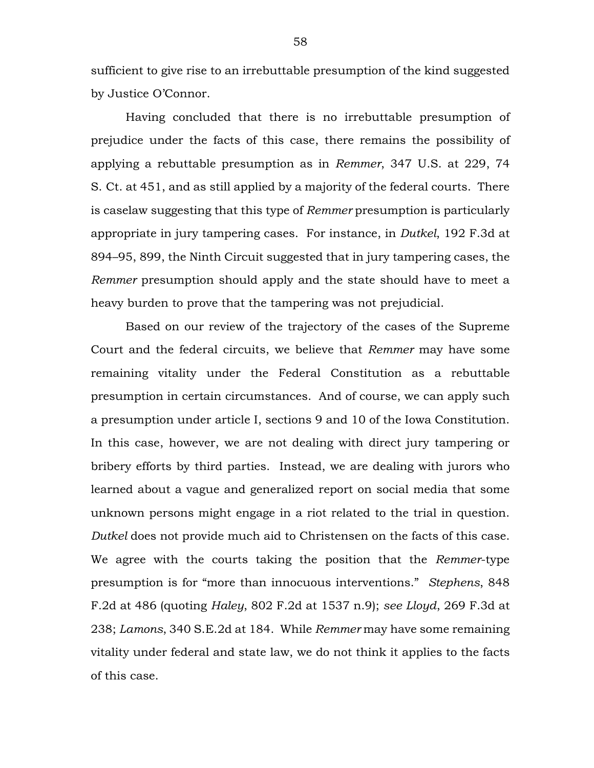sufficient to give rise to an irrebuttable presumption of the kind suggested by Justice O'Connor.

Having concluded that there is no irrebuttable presumption of prejudice under the facts of this case, there remains the possibility of applying a rebuttable presumption as in *Remmer*, 347 U.S. at 229, 74 S. Ct. at 451, and as still applied by a majority of the federal courts. There is caselaw suggesting that this type of *Remmer* presumption is particularly appropriate in jury tampering cases. For instance, in *Dutkel*, 192 F.3d at 894–95, 899, the Ninth Circuit suggested that in jury tampering cases, the *Remmer* presumption should apply and the state should have to meet a heavy burden to prove that the tampering was not prejudicial.

Based on our review of the trajectory of the cases of the Supreme Court and the federal circuits, we believe that *Remmer* may have some remaining vitality under the Federal Constitution as a rebuttable presumption in certain circumstances. And of course, we can apply such a presumption under article I, sections 9 and 10 of the Iowa Constitution. In this case, however, we are not dealing with direct jury tampering or bribery efforts by third parties. Instead, we are dealing with jurors who learned about a vague and generalized report on social media that some unknown persons might engage in a riot related to the trial in question. *Dutkel* does not provide much aid to Christensen on the facts of this case. We agree with the courts taking the position that the *Remmer*-type presumption is for "more than innocuous interventions." *Stephens*, 848 F.2d at 486 (quoting *Haley*, 802 F.2d at 1537 n.9); *see Lloyd*, 269 F.3d at 238; *Lamons*, 340 S.E.2d at 184. While *Remmer* may have some remaining vitality under federal and state law, we do not think it applies to the facts of this case.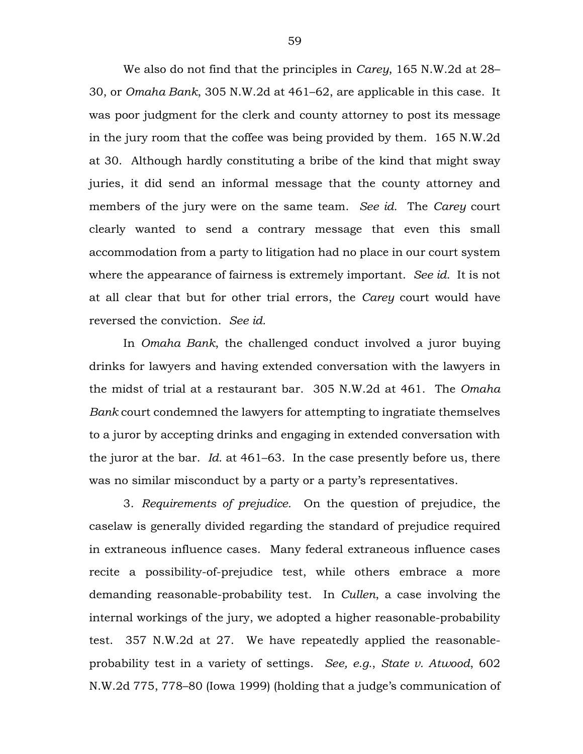We also do not find that the principles in *Carey*, 165 N.W.2d at 28–30, or *Omaha Bank*, 305 N.W.2d at 461–62, are applicable in this case. It was poor judgment for the clerk and county attorney to post its message in the jury room that the coffee was being provided by them. 165 N.W.2d at 30. Although hardly constituting a bribe of the kind that might sway juries, it did send an informal message that the county attorney and members of the jury were on the same team. *See id.* The *Carey* court clearly wanted to send a contrary message that even this small accommodation from a party to litigation had no place in our court system where the appearance of fairness is extremely important. *See id.* It is not at all clear that but for other trial errors, the *Carey* court would have reversed the conviction. *See id.*

In *Omaha Bank*, the challenged conduct involved a juror buying drinks for lawyers and having extended conversation with the lawyers in the midst of trial at a restaurant bar. 305 N.W.2d at 461. The *Omaha Bank* court condemned the lawyers for attempting to ingratiate themselves to a juror by accepting drinks and engaging in extended conversation with the juror at the bar. *Id.* at 461–63. In the case presently before us, there was no similar misconduct by a party or a party's representatives.

3. *Requirements of prejudice.* On the question of prejudice, the caselaw is generally divided regarding the standard of prejudice required in extraneous influence cases. Many federal extraneous influence cases recite a possibility-of-prejudice test, while others embrace a more demanding reasonable-probability test. In *Cullen*, a case involving the internal workings of the jury, we adopted a higher reasonable-probability test. 357 N.W.2d at 27. We have repeatedly applied the reasonable-probability test in a variety of settings. *See, e.g.*, *State v. Atwood*, 602 N.W.2d 775, 778–80 (Iowa 1999) (holding that a judge's communication of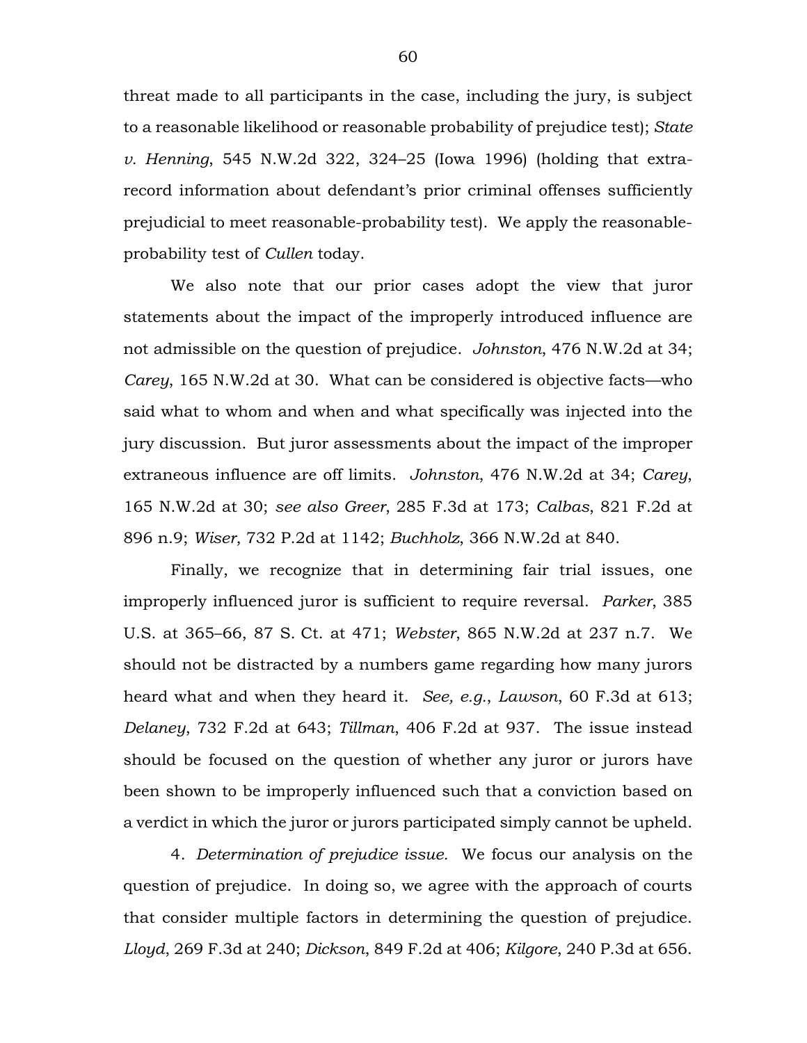threat made to all participants in the case, including the jury, is subject to a reasonable likelihood or reasonable probability of prejudice test); *State v. Henning*, 545 N.W.2d 322, 324–25 (Iowa 1996) (holding that extra-record information about defendant's prior criminal offenses sufficiently prejudicial to meet reasonable-probability test). We apply the reasonable-probability test of *Cullen* today.

We also note that our prior cases adopt the view that juror statements about the impact of the improperly introduced influence are not admissible on the question of prejudice. *Johnston*, 476 N.W.2d at 34; *Carey*, 165 N.W.2d at 30. What can be considered is objective facts—who said what to whom and when and what specifically was injected into the jury discussion. But juror assessments about the impact of the improper extraneous influence are off limits. *Johnston*, 476 N.W.2d at 34; *Carey*, 165 N.W.2d at 30; *see also Greer*, 285 F.3d at 173; *Calbas*, 821 F.2d at 896 n.9; *Wiser*, 732 P.2d at 1142; *Buchholz*, 366 N.W.2d at 840.

Finally, we recognize that in determining fair trial issues, one improperly influenced juror is sufficient to require reversal. *Parker*, 385 U.S. at 365–66, 87 S. Ct. at 471; *Webster*, 865 N.W.2d at 237 n.7. We should not be distracted by a numbers game regarding how many jurors heard what and when they heard it. *See, e.g.*, *Lawson*, 60 F.3d at 613; *Delaney*, 732 F.2d at 643; *Tillman*, 406 F.2d at 937. The issue instead should be focused on the question of whether any juror or jurors have been shown to be improperly influenced such that a conviction based on a verdict in which the juror or jurors participated simply cannot be upheld.

4. *Determination of prejudice issue.* We focus our analysis on the question of prejudice. In doing so, we agree with the approach of courts that consider multiple factors in determining the question of prejudice. *Lloyd*, 269 F.3d at 240; *Dickson*, 849 F.2d at 406; *Kilgore*, 240 P.3d at 656.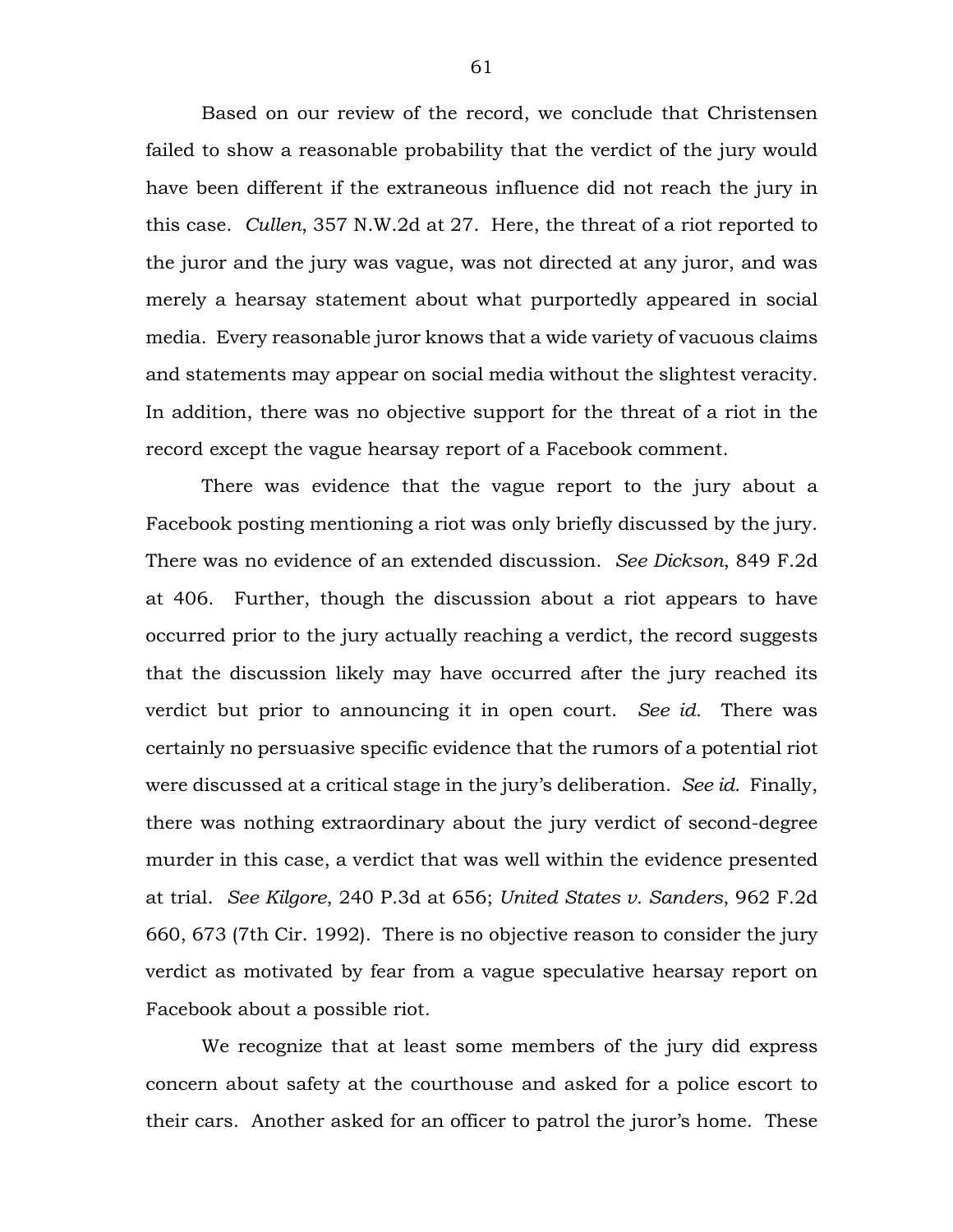Based on our review of the record, we conclude that Christensen failed to show a reasonable probability that the verdict of the jury would have been different if the extraneous influence did not reach the jury in this case. *Cullen*, 357 N.W.2d at 27. Here, the threat of a riot reported to the juror and the jury was vague, was not directed at any juror, and was merely a hearsay statement about what purportedly appeared in social media. Every reasonable juror knows that a wide variety of vacuous claims and statements may appear on social media without the slightest veracity. In addition, there was no objective support for the threat of a riot in the record except the vague hearsay report of a Facebook comment.

There was evidence that the vague report to the jury about a Facebook posting mentioning a riot was only briefly discussed by the jury. There was no evidence of an extended discussion. *See Dickson*, 849 F.2d at 406. Further, though the discussion about a riot appears to have occurred prior to the jury actually reaching a verdict, the record suggests that the discussion likely may have occurred after the jury reached its verdict but prior to announcing it in open court. *See id.* There was certainly no persuasive specific evidence that the rumors of a potential riot were discussed at a critical stage in the jury's deliberation. *See id.* Finally, there was nothing extraordinary about the jury verdict of second-degree murder in this case, a verdict that was well within the evidence presented at trial. *See Kilgore*, 240 P.3d at 656; *United States v. Sanders*, 962 F.2d 660, 673 (7th Cir. 1992). There is no objective reason to consider the jury verdict as motivated by fear from a vague speculative hearsay report on Facebook about a possible riot.

We recognize that at least some members of the jury did express concern about safety at the courthouse and asked for a police escort to their cars. Another asked for an officer to patrol the juror's home. These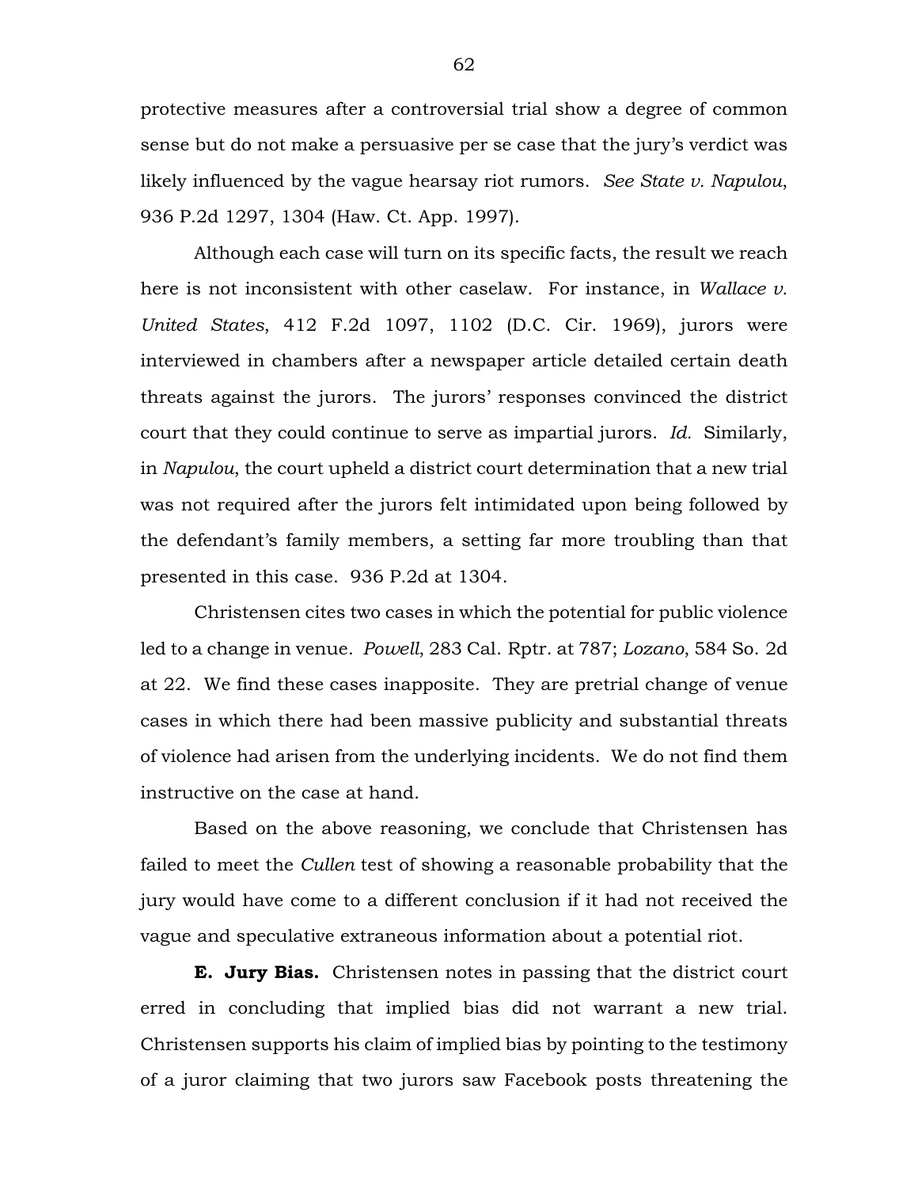protective measures after a controversial trial show a degree of common sense but do not make a persuasive per se case that the jury's verdict was likely influenced by the vague hearsay riot rumors. *See State v. Napulou*, 936 P.2d 1297, 1304 (Haw. Ct. App. 1997).

Although each case will turn on its specific facts, the result we reach here is not inconsistent with other caselaw. For instance, in *Wallace v. United States*, 412 F.2d 1097, 1102 (D.C. Cir. 1969), jurors were interviewed in chambers after a newspaper article detailed certain death threats against the jurors. The jurors' responses convinced the district court that they could continue to serve as impartial jurors. *Id.* Similarly, in *Napulou*, the court upheld a district court determination that a new trial was not required after the jurors felt intimidated upon being followed by the defendant's family members, a setting far more troubling than that presented in this case. 936 P.2d at 1304.

Christensen cites two cases in which the potential for public violence led to a change in venue. *Powell*, 283 Cal. Rptr. at 787; *Lozano*, 584 So. 2d at 22. We find these cases inapposite. They are pretrial change of venue cases in which there had been massive publicity and substantial threats of violence had arisen from the underlying incidents. We do not find them instructive on the case at hand.

Based on the above reasoning, we conclude that Christensen has failed to meet the *Cullen* test of showing a reasonable probability that the jury would have come to a different conclusion if it had not received the vague and speculative extraneous information about a potential riot.

**E. Jury Bias.** Christensen notes in passing that the district court erred in concluding that implied bias did not warrant a new trial. Christensen supports his claim of implied bias by pointing to the testimony of a juror claiming that two jurors saw Facebook posts threatening the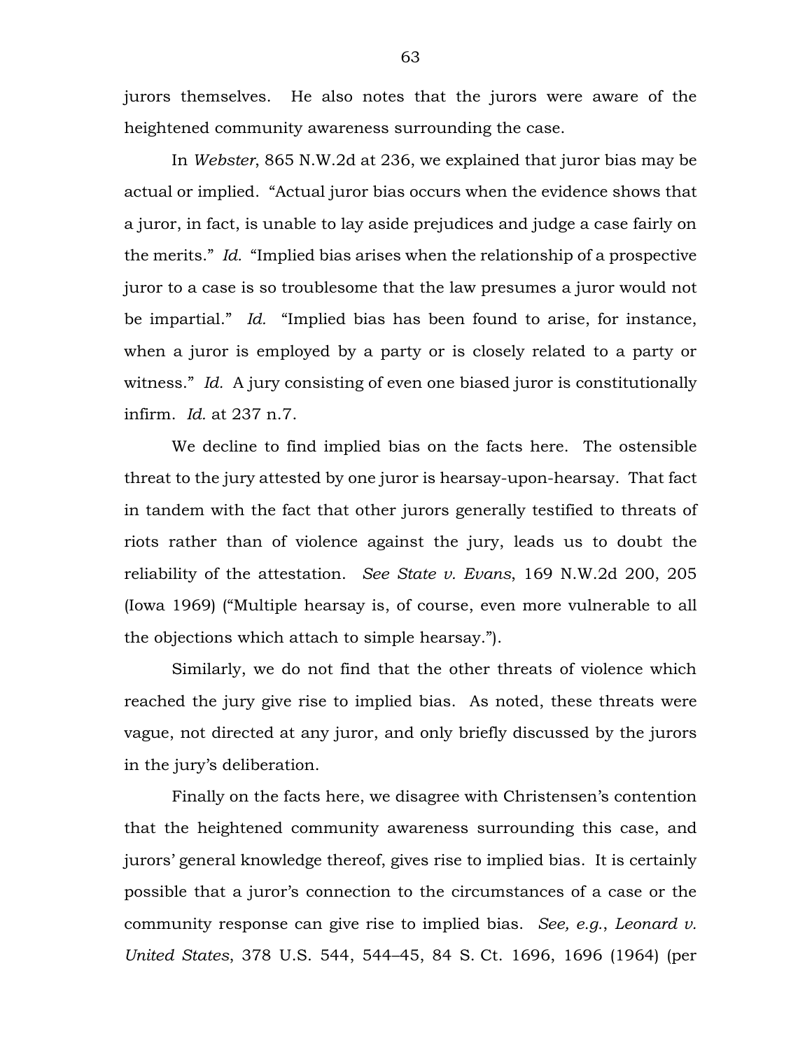jurors themselves. He also notes that the jurors were aware of the heightened community awareness surrounding the case.

In *Webster*, 865 N.W.2d at 236, we explained that juror bias may be actual or implied. "Actual juror bias occurs when the evidence shows that a juror, in fact, is unable to lay aside prejudices and judge a case fairly on the merits." *Id.* "Implied bias arises when the relationship of a prospective juror to a case is so troublesome that the law presumes a juror would not be impartial." *Id.* "Implied bias has been found to arise, for instance, when a juror is employed by a party or is closely related to a party or witness." *Id.* A jury consisting of even one biased juror is constitutionally infirm. *Id.* at 237 n.7.

We decline to find implied bias on the facts here. The ostensible threat to the jury attested by one juror is hearsay-upon-hearsay. That fact in tandem with the fact that other jurors generally testified to threats of riots rather than of violence against the jury, leads us to doubt the reliability of the attestation. *See State v. Evans*, 169 N.W.2d 200, 205 (Iowa 1969) ("Multiple hearsay is, of course, even more vulnerable to all the objections which attach to simple hearsay.").

Similarly, we do not find that the other threats of violence which reached the jury give rise to implied bias. As noted, these threats were vague, not directed at any juror, and only briefly discussed by the jurors in the jury's deliberation.

Finally on the facts here, we disagree with Christensen's contention that the heightened community awareness surrounding this case, and jurors' general knowledge thereof, gives rise to implied bias. It is certainly possible that a juror's connection to the circumstances of a case or the community response can give rise to implied bias. *See, e.g.*, *Leonard v. United States*, 378 U.S. 544, 544–45, 84 S. Ct. 1696, 1696 (1964) (per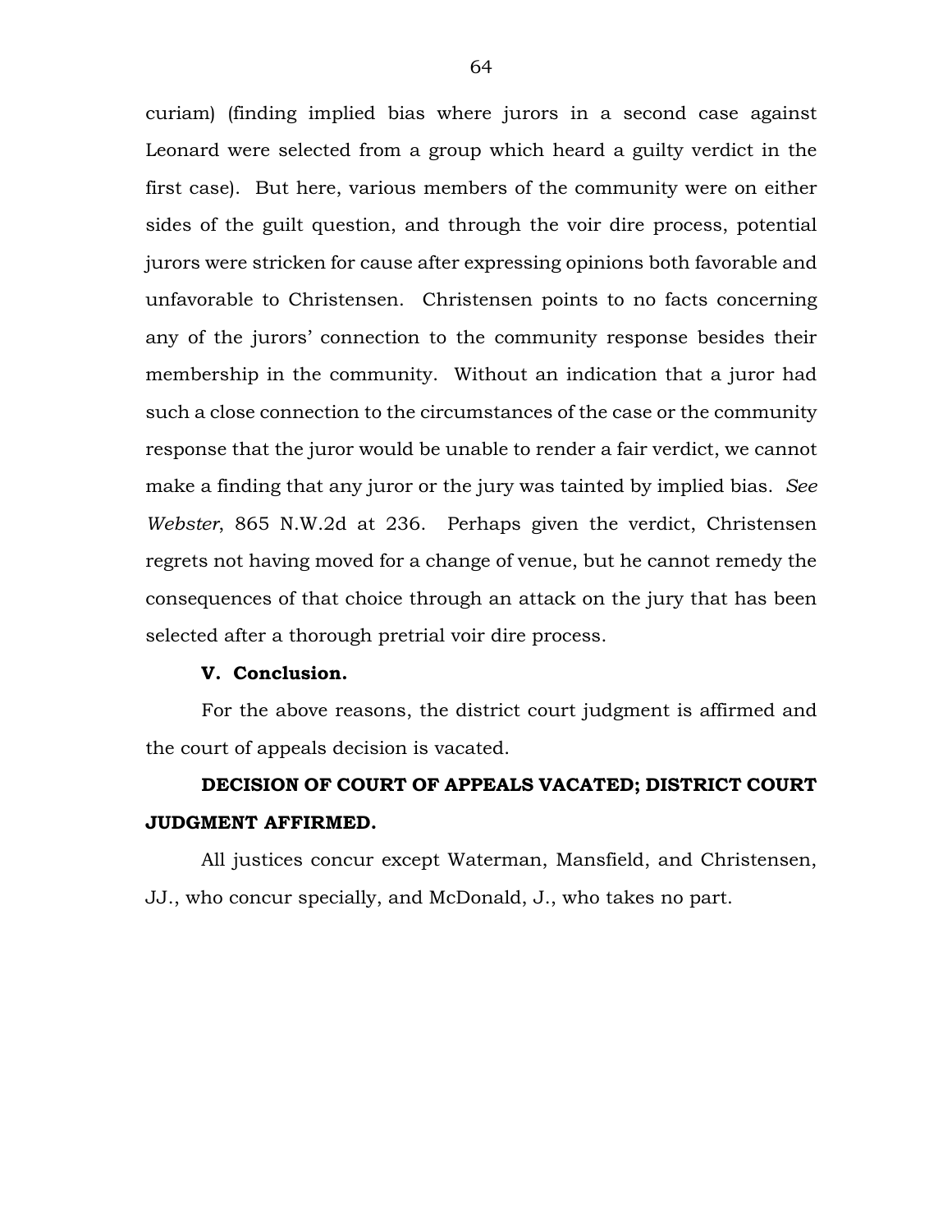curiam) (finding implied bias where jurors in a second case against Leonard were selected from a group which heard a guilty verdict in the first case). But here, various members of the community were on either sides of the guilt question, and through the voir dire process, potential jurors were stricken for cause after expressing opinions both favorable and unfavorable to Christensen. Christensen points to no facts concerning any of the jurors' connection to the community response besides their membership in the community. Without an indication that a juror had such a close connection to the circumstances of the case or the community response that the juror would be unable to render a fair verdict, we cannot make a finding that any juror or the jury was tainted by implied bias. *See Webster*, 865 N.W.2d at 236. Perhaps given the verdict, Christensen regrets not having moved for a change of venue, but he cannot remedy the consequences of that choice through an attack on the jury that has been selected after a thorough pretrial voir dire process.

## V. Conclusion.

For the above reasons, the district court judgment is affirmed and the court of appeals decision is vacated.

**DECISION OF COURT OF APPEALS VACATED; DISTRICT COURT JUDGMENT AFFIRMED.**

All justices concur except Waterman, Mansfield, and Christensen, JJ., who concur specially, and McDonald, J., who takes no part.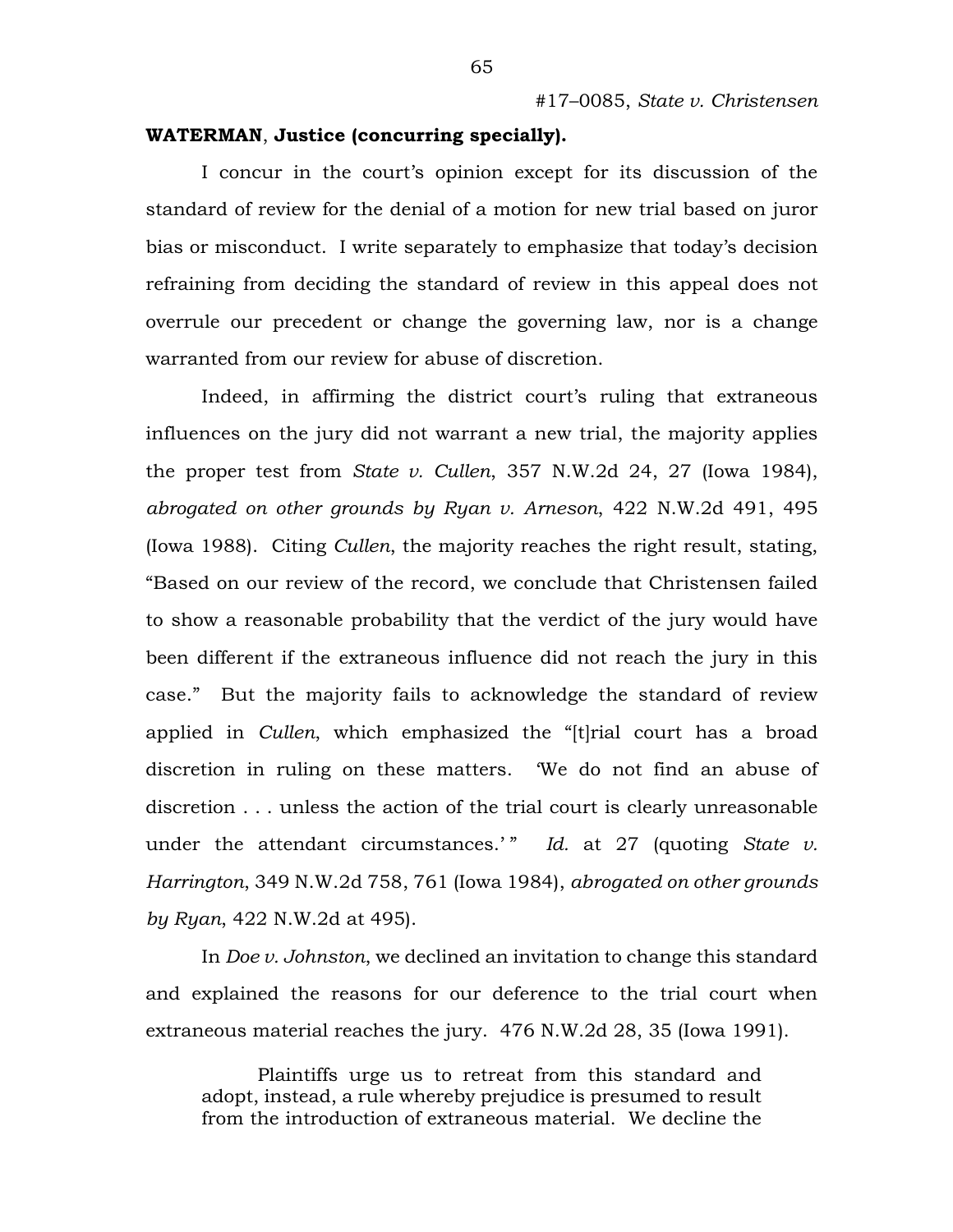**WATERMAN**, **Justice (concurring specially).**

I concur in the court's opinion except for its discussion of the standard of review for the denial of a motion for new trial based on juror bias or misconduct. I write separately to emphasize that today's decision refraining from deciding the standard of review in this appeal does not overrule our precedent or change the governing law, nor is a change warranted from our review for abuse of discretion.

Indeed, in affirming the district court's ruling that extraneous influences on the jury did not warrant a new trial, the majority applies the proper test from *State v. Cullen*, 357 N.W.2d 24, 27 (Iowa 1984), *abrogated on other grounds by Ryan v. Arneson*, 422 N.W.2d 491, 495 (Iowa 1988). Citing *Cullen*, the majority reaches the right result, stating, "Based on our review of the record, we conclude that Christensen failed to show a reasonable probability that the verdict of the jury would have been different if the extraneous influence did not reach the jury in this case." But the majority fails to acknowledge the standard of review applied in *Cullen*, which emphasized the "[t]rial court has a broad discretion in ruling on these matters. 'We do not find an abuse of discretion . . . unless the action of the trial court is clearly unreasonable under the attendant circumstances.' " *Id.* at 27 (quoting *State v. Harrington*, 349 N.W.2d 758, 761 (Iowa 1984), *abrogated on other grounds by Ryan*, 422 N.W.2d at 495).

In *Doe v. Johnston*, we declined an invitation to change this standard and explained the reasons for our deference to the trial court when extraneous material reaches the jury. 476 N.W.2d 28, 35 (Iowa 1991).

> Plaintiffs urge us to retreat from this standard and adopt, instead, a rule whereby prejudice is presumed to result from the introduction of extraneous material. We decline the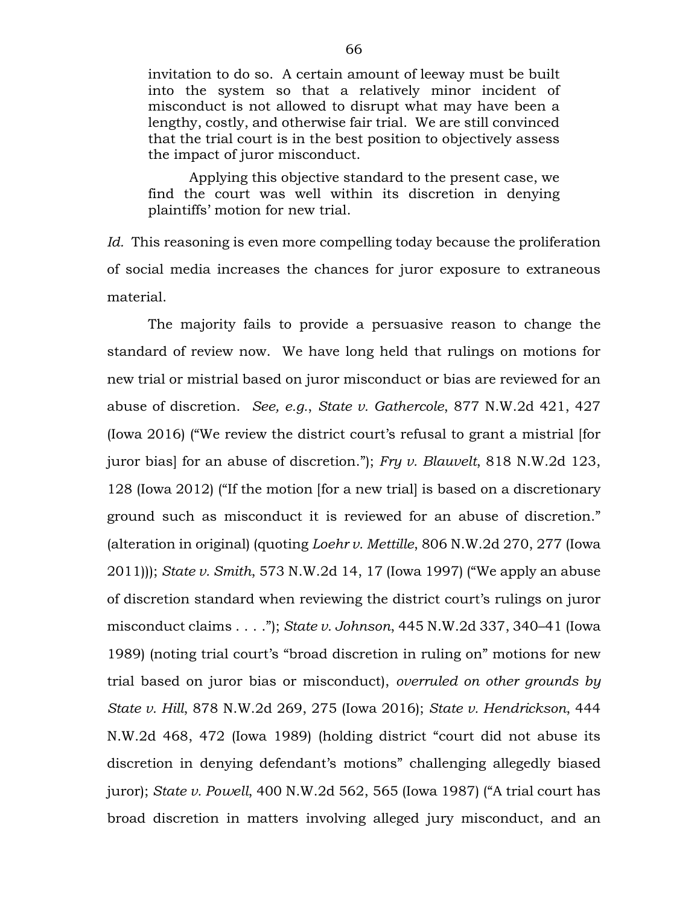> invitation to do so. A certain amount of leeway must be built into the system so that a relatively minor incident of misconduct is not allowed to disrupt what may have been a lengthy, costly, and otherwise fair trial. We are still convinced that the trial court is in the best position to objectively assess the impact of juror misconduct.
>
> Applying this objective standard to the present case, we find the court was well within its discretion in denying plaintiffs' motion for new trial.

*Id.* This reasoning is even more compelling today because the proliferation of social media increases the chances for juror exposure to extraneous material.

The majority fails to provide a persuasive reason to change the standard of review now. We have long held that rulings on motions for new trial or mistrial based on juror misconduct or bias are reviewed for an abuse of discretion. *See, e.g.*, *State v. Gathercole*, 877 N.W.2d 421, 427 (Iowa 2016) ("We review the district court's refusal to grant a mistrial [for juror bias] for an abuse of discretion."); *Fry v. Blauvelt*, 818 N.W.2d 123, 128 (Iowa 2012) ("If the motion [for a new trial] is based on a discretionary ground such as misconduct it is reviewed for an abuse of discretion." (alteration in original) (quoting *Loehr v. Mettille*, 806 N.W.2d 270, 277 (Iowa 2011))); *State v. Smith*, 573 N.W.2d 14, 17 (Iowa 1997) ("We apply an abuse of discretion standard when reviewing the district court's rulings on juror misconduct claims . . . ."); *State v. Johnson*, 445 N.W.2d 337, 340–41 (Iowa 1989) (noting trial court's "broad discretion in ruling on" motions for new trial based on juror bias or misconduct), *overruled on other grounds by State v. Hill*, 878 N.W.2d 269, 275 (Iowa 2016); *State v. Hendrickson*, 444 N.W.2d 468, 472 (Iowa 1989) (holding district "court did not abuse its discretion in denying defendant's motions" challenging allegedly biased juror); *State v. Powell*, 400 N.W.2d 562, 565 (Iowa 1987) ("A trial court has broad discretion in matters involving alleged jury misconduct, and an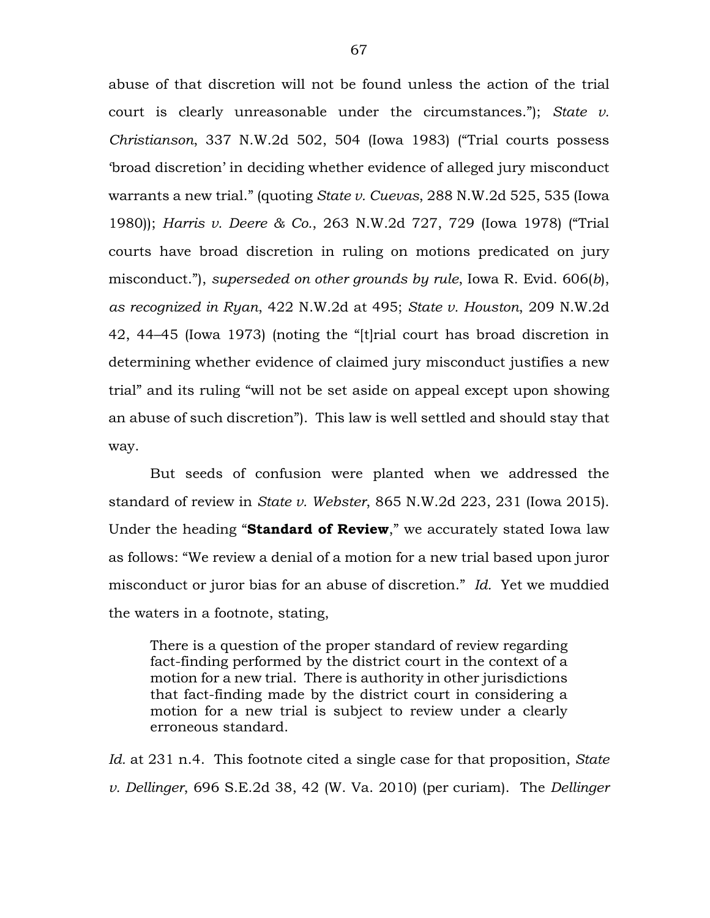abuse of that discretion will not be found unless the action of the trial court is clearly unreasonable under the circumstances."); *State v. Christianson*, 337 N.W.2d 502, 504 (Iowa 1983) ("Trial courts possess 'broad discretion' in deciding whether evidence of alleged jury misconduct warrants a new trial." (quoting *State v. Cuevas*, 288 N.W.2d 525, 535 (Iowa 1980)); *Harris v. Deere & Co.*, 263 N.W.2d 727, 729 (Iowa 1978) ("Trial courts have broad discretion in ruling on motions predicated on jury misconduct."), *superseded on other grounds by rule*, Iowa R. Evid. 606(*b*), *as recognized in Ryan*, 422 N.W.2d at 495; *State v. Houston*, 209 N.W.2d 42, 44–45 (Iowa 1973) (noting the "[t]rial court has broad discretion in determining whether evidence of claimed jury misconduct justifies a new trial" and its ruling "will not be set aside on appeal except upon showing an abuse of such discretion"). This law is well settled and should stay that way.

But seeds of confusion were planted when we addressed the standard of review in *State v. Webster*, 865 N.W.2d 223, 231 (Iowa 2015). Under the heading "**Standard of Review**," we accurately stated Iowa law as follows: "We review a denial of a motion for a new trial based upon juror misconduct or juror bias for an abuse of discretion." *Id.* Yet we muddied the waters in a footnote, stating,

> There is a question of the proper standard of review regarding fact-finding performed by the district court in the context of a motion for a new trial. There is authority in other jurisdictions that fact-finding made by the district court in considering a motion for a new trial is subject to review under a clearly erroneous standard.

*Id.* at 231 n.4. This footnote cited a single case for that proposition, *State v. Dellinger*, 696 S.E.2d 38, 42 (W. Va. 2010) (per curiam). The *Dellinger*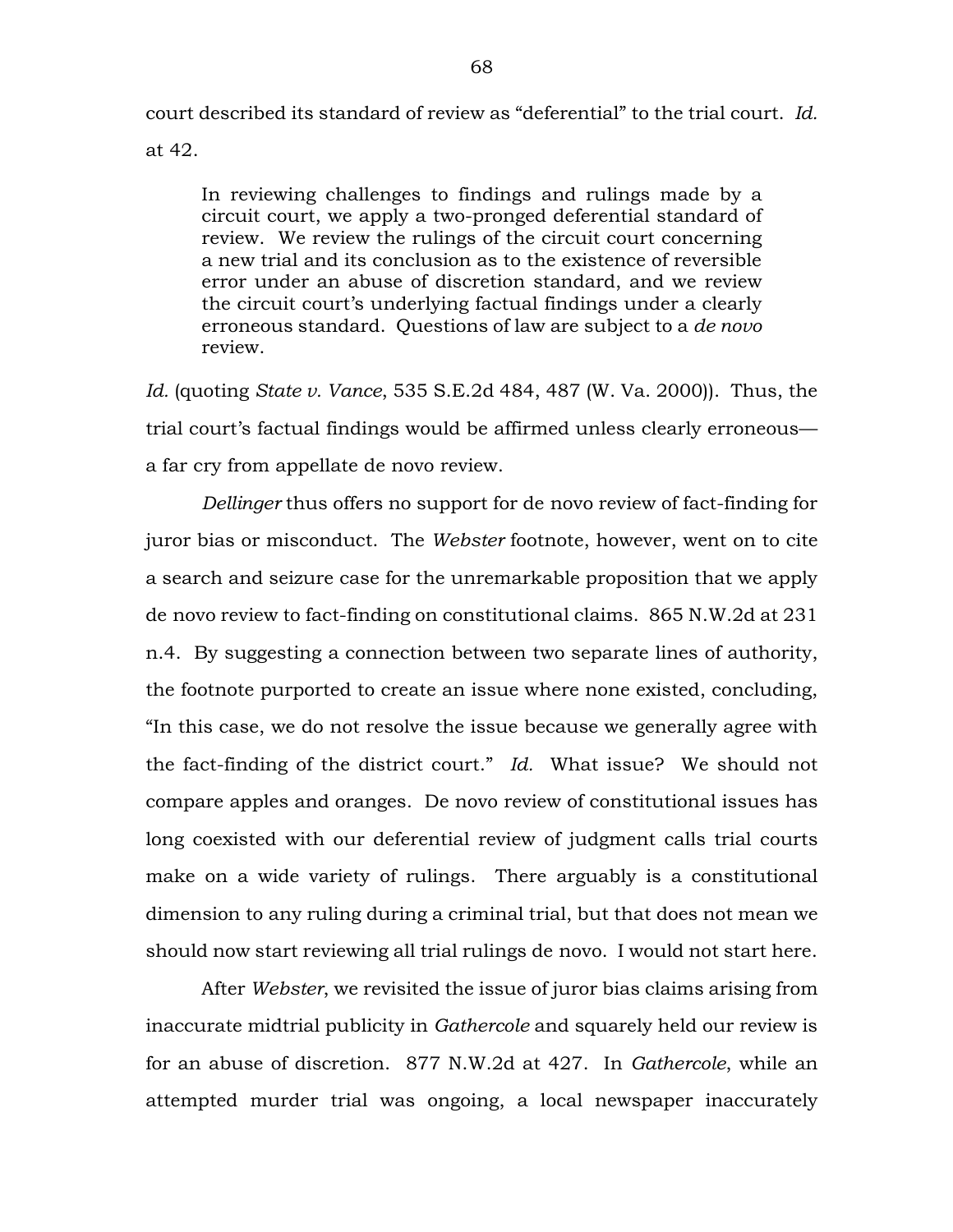court described its standard of review as "deferential" to the trial court. *Id.* at 42.

> In reviewing challenges to findings and rulings made by a circuit court, we apply a two-pronged deferential standard of review. We review the rulings of the circuit court concerning a new trial and its conclusion as to the existence of reversible error under an abuse of discretion standard, and we review the circuit court's underlying factual findings under a clearly erroneous standard. Questions of law are subject to a *de novo* review.

*Id.* (quoting *State v. Vance*, 535 S.E.2d 484, 487 (W. Va. 2000)). Thus, the trial court's factual findings would be affirmed unless clearly erroneous—a far cry from appellate de novo review.

*Dellinger* thus offers no support for de novo review of fact-finding for juror bias or misconduct. The *Webster* footnote, however, went on to cite a search and seizure case for the unremarkable proposition that we apply de novo review to fact-finding on constitutional claims. 865 N.W.2d at 231 n.4. By suggesting a connection between two separate lines of authority, the footnote purported to create an issue where none existed, concluding, "In this case, we do not resolve the issue because we generally agree with the fact-finding of the district court." *Id.* What issue? We should not compare apples and oranges. De novo review of constitutional issues has long coexisted with our deferential review of judgment calls trial courts make on a wide variety of rulings. There arguably is a constitutional dimension to any ruling during a criminal trial, but that does not mean we should now start reviewing all trial rulings de novo. I would not start here.

After *Webster*, we revisited the issue of juror bias claims arising from inaccurate midtrial publicity in *Gathercole* and squarely held our review is for an abuse of discretion. 877 N.W.2d at 427. In *Gathercole*, while an attempted murder trial was ongoing, a local newspaper inaccurately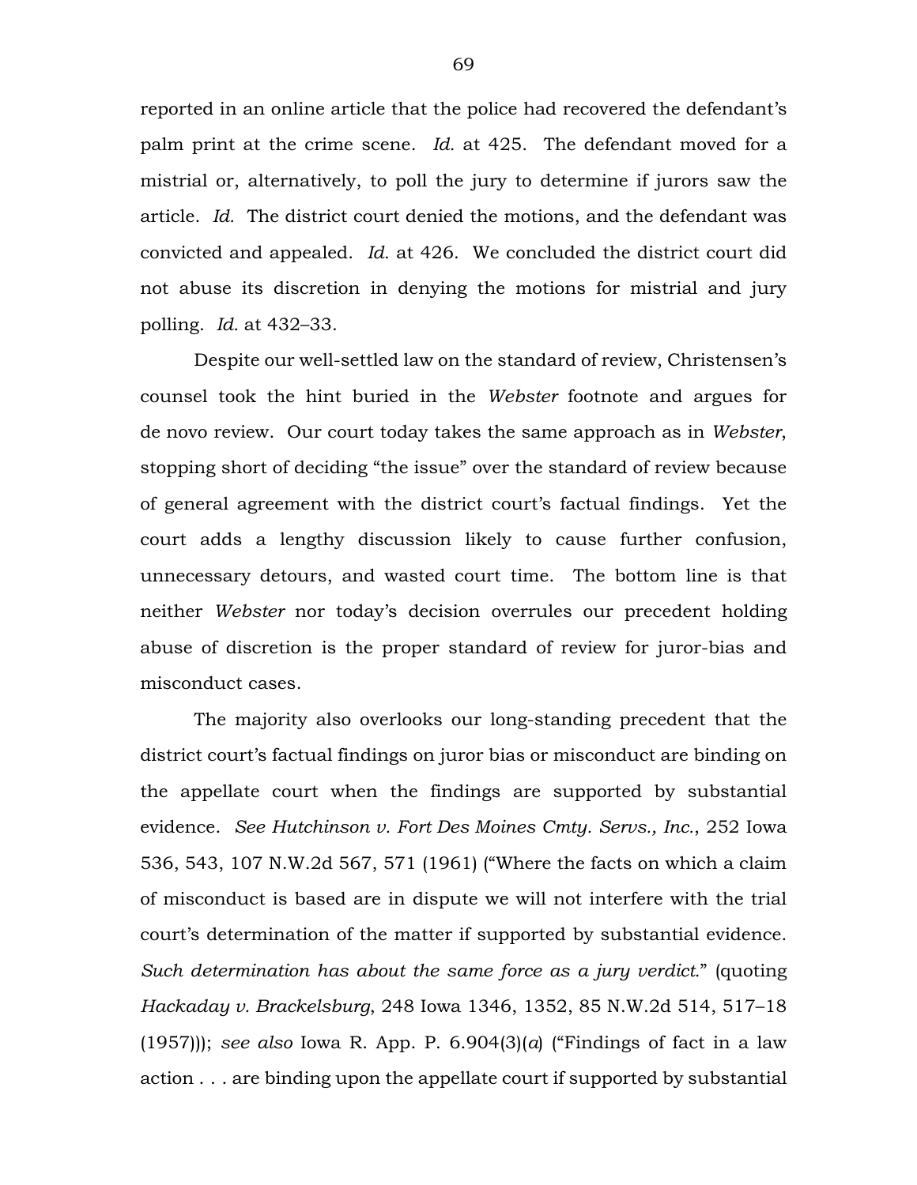reported in an online article that the police had recovered the defendant's palm print at the crime scene. *Id.* at 425. The defendant moved for a mistrial or, alternatively, to poll the jury to determine if jurors saw the article. *Id.* The district court denied the motions, and the defendant was convicted and appealed. *Id.* at 426. We concluded the district court did not abuse its discretion in denying the motions for mistrial and jury polling. *Id.* at 432–33.

Despite our well-settled law on the standard of review, Christensen's counsel took the hint buried in the *Webster* footnote and argues for de novo review. Our court today takes the same approach as in *Webster*, stopping short of deciding "the issue" over the standard of review because of general agreement with the district court's factual findings. Yet the court adds a lengthy discussion likely to cause further confusion, unnecessary detours, and wasted court time. The bottom line is that neither *Webster* nor today's decision overrules our precedent holding abuse of discretion is the proper standard of review for juror-bias and misconduct cases.

The majority also overlooks our long-standing precedent that the district court's factual findings on juror bias or misconduct are binding on the appellate court when the findings are supported by substantial evidence. *See Hutchinson v. Fort Des Moines Cmty. Servs., Inc.*, 252 Iowa 536, 543, 107 N.W.2d 567, 571 (1961) ("Where the facts on which a claim of misconduct is based are in dispute we will not interfere with the trial court's determination of the matter if supported by substantial evidence. *Such determination has about the same force as a jury verdict.*" (quoting *Hackaday v. Brackelsburg*, 248 Iowa 1346, 1352, 85 N.W.2d 514, 517–18 (1957))); *see also* Iowa R. App. P. 6.904(3)(*a*) ("Findings of fact in a law action . . . are binding upon the appellate court if supported by substantial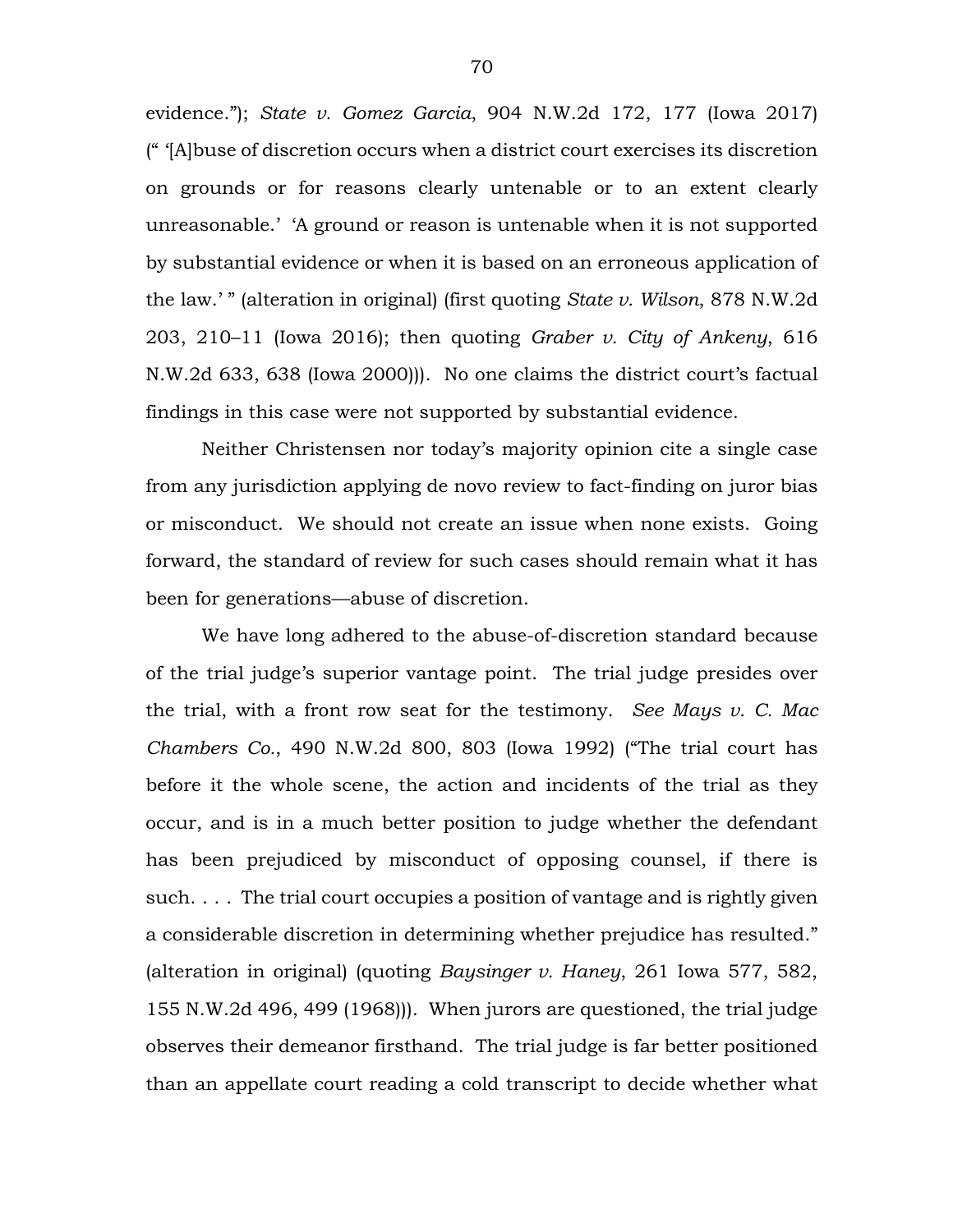evidence."); *State v. Gomez Garcia*, 904 N.W.2d 172, 177 (Iowa 2017) (" '[A]buse of discretion occurs when a district court exercises its discretion on grounds or for reasons clearly untenable or to an extent clearly unreasonable.' 'A ground or reason is untenable when it is not supported by substantial evidence or when it is based on an erroneous application of the law.' " (alteration in original) (first quoting *State v. Wilson*, 878 N.W.2d 203, 210–11 (Iowa 2016); then quoting *Graber v. City of Ankeny*, 616 N.W.2d 633, 638 (Iowa 2000))). No one claims the district court's factual findings in this case were not supported by substantial evidence.

Neither Christensen nor today's majority opinion cite a single case from any jurisdiction applying de novo review to fact-finding on juror bias or misconduct. We should not create an issue when none exists. Going forward, the standard of review for such cases should remain what it has been for generations—abuse of discretion.

We have long adhered to the abuse-of-discretion standard because of the trial judge's superior vantage point. The trial judge presides over the trial, with a front row seat for the testimony. *See Mays v. C. Mac Chambers Co.*, 490 N.W.2d 800, 803 (Iowa 1992) ("The trial court has before it the whole scene, the action and incidents of the trial as they occur, and is in a much better position to judge whether the defendant has been prejudiced by misconduct of opposing counsel, if there is such. . . . The trial court occupies a position of vantage and is rightly given a considerable discretion in determining whether prejudice has resulted." (alteration in original) (quoting *Baysinger v. Haney*, 261 Iowa 577, 582, 155 N.W.2d 496, 499 (1968))). When jurors are questioned, the trial judge observes their demeanor firsthand. The trial judge is far better positioned than an appellate court reading a cold transcript to decide whether what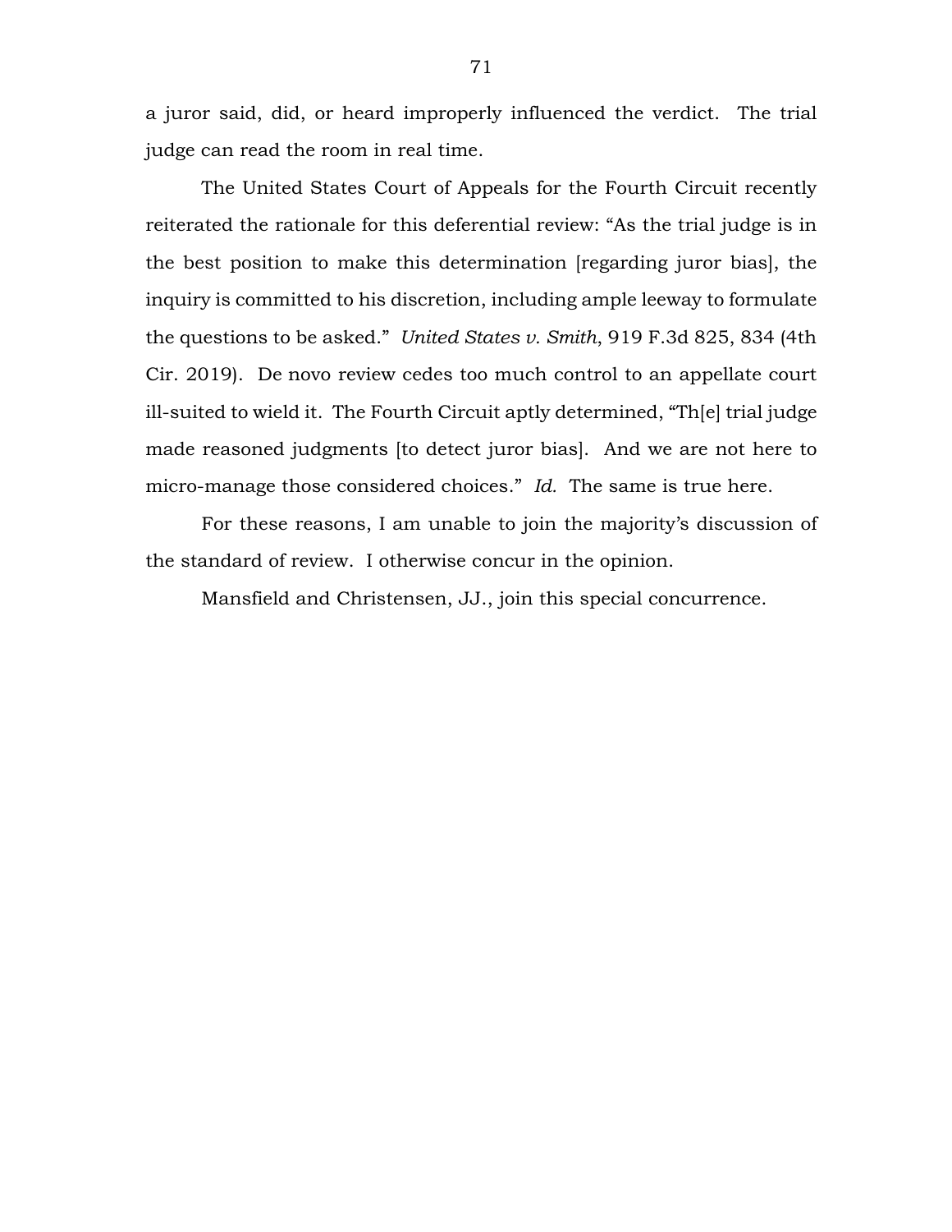a juror said, did, or heard improperly influenced the verdict. The trial judge can read the room in real time.

The United States Court of Appeals for the Fourth Circuit recently reiterated the rationale for this deferential review: "As the trial judge is in the best position to make this determination [regarding juror bias], the inquiry is committed to his discretion, including ample leeway to formulate the questions to be asked." *United States v. Smith*, 919 F.3d 825, 834 (4th Cir. 2019). De novo review cedes too much control to an appellate court ill-suited to wield it. The Fourth Circuit aptly determined, "Th[e] trial judge made reasoned judgments [to detect juror bias]. And we are not here to micro-manage those considered choices." *Id.* The same is true here.

For these reasons, I am unable to join the majority's discussion of the standard of review. I otherwise concur in the opinion.

Mansfield and Christensen, JJ., join this special concurrence.